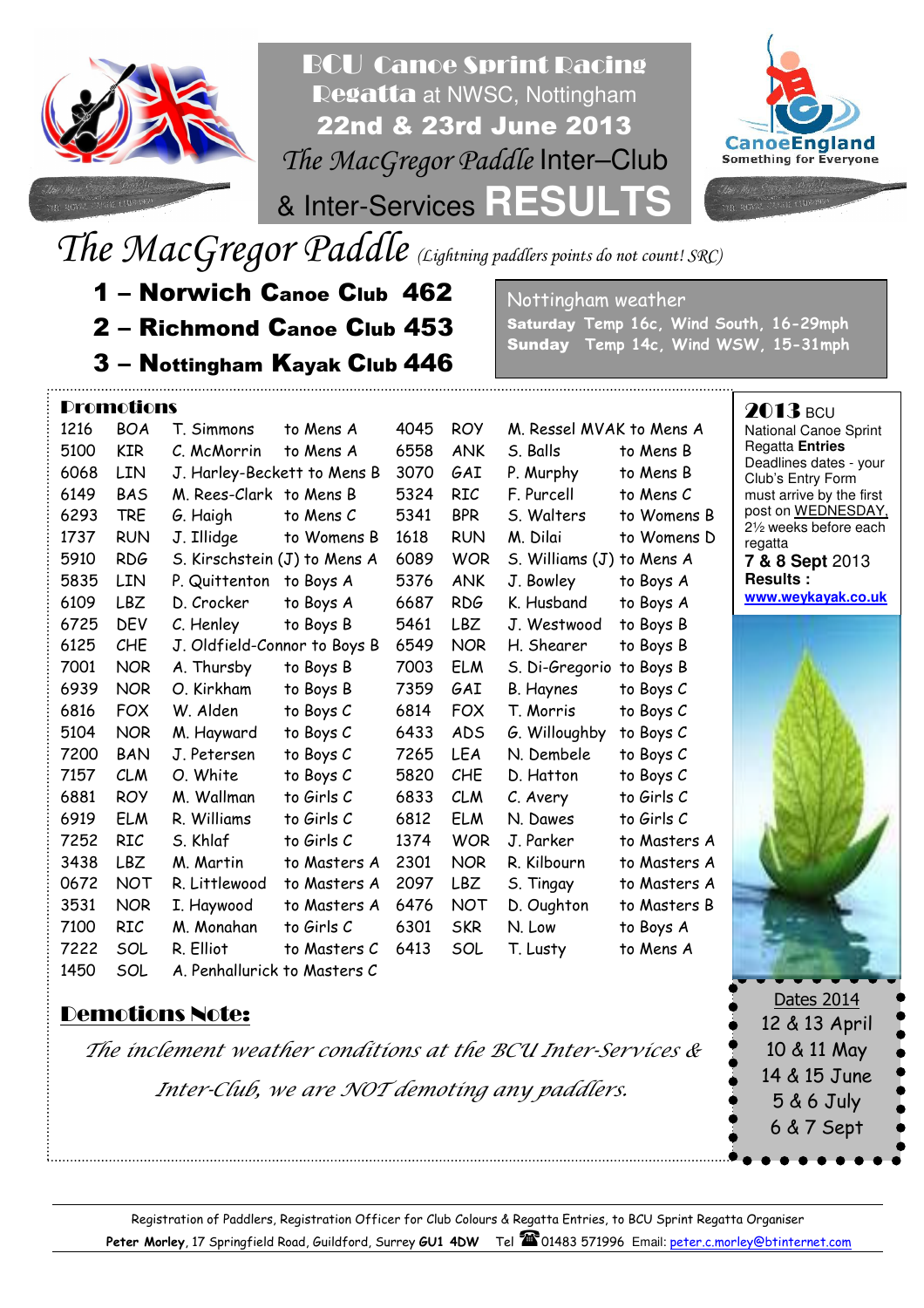# BCU Canoe Sprint Racing Regatta at NWSC, Nottingham

## 22nd & 23rd June 2013

## *The MacGregor Paddle* Inter–Club & Inter-Services RESULTS

CanoeEngland
Something for Everyone

# *The MacGregor Paddle* *(Lightning paddlers points do not count! SRC)*

1. **– Norwich Canoe Club 462**
2. **– Richmond Canoe Club 453**
3. **– Nottingham Kayak Club 446**

**Nottingham weather**

**Saturday** Temp 16c, Wind South, 16-29mph

**Sunday** Temp 14c, Wind WSW, 15-31mph

## Promotions

| | | | | | | | |
|---|---|---|---|---|---|---|---|
| 1216 | BOA | T. Simmons | to Mens A | 4045 | ROY | M. Ressel MVAK | to Mens A |
| 5100 | KIR | C. McMorrin | to Mens A | 6558 | ANK | S. Balls | to Mens B |
| 6068 | LIN | J. Harley-Beckett | to Mens B | 3070 | GAI | P. Murphy | to Mens B |
| 6149 | BAS | M. Rees-Clark | to Mens B | 5324 | RIC | F. Purcell | to Mens C |
| 6293 | TRE | G. Haigh | to Mens C | 5341 | BPR | S. Walters | to Womens B |
| 1737 | RUN | J. Illidge | to Womens B | 1618 | RUN | M. Dilai | to Womens D |
| 5910 | RDG | S. Kirschstein (J) | to Mens A | 6089 | WOR | S. Williams (J) | to Mens A |
| 5835 | LIN | P. Quittenton | to Boys A | 5376 | ANK | J. Bowley | to Boys A |
| 6109 | LBZ | D. Crocker | to Boys A | 6687 | RDG | K. Husband | to Boys A |
| 6725 | DEV | C. Henley | to Boys B | 5461 | LBZ | J. Westwood | to Boys B |
| 6125 | CHE | J. Oldfield-Connor | to Boys B | 6549 | NOR | H. Shearer | to Boys B |
| 7001 | NOR | A. Thursby | to Boys B | 7003 | ELM | S. Di-Gregorio | to Boys B |
| 6939 | NOR | O. Kirkham | to Boys B | 7359 | GAI | B. Haynes | to Boys C |
| 6816 | FOX | W. Alden | to Boys C | 6814 | FOX | T. Morris | to Boys C |
| 5104 | NOR | M. Hayward | to Boys C | 6433 | ADS | G. Willoughby | to Boys C |
| 7200 | BAN | J. Petersen | to Boys C | 7265 | LEA | N. Dembele | to Boys C |
| 7157 | CLM | O. White | to Boys C | 5820 | CHE | D. Hatton | to Boys C |
| 6881 | ROY | M. Wallman | to Girls C | 6833 | CLM | C. Avery | to Girls C |
| 6919 | ELM | R. Williams | to Girls C | 6812 | ELM | N. Dawes | to Girls C |
| 7252 | RIC | S. Khlaf | to Girls C | 1374 | WOR | J. Parker | to Masters A |
| 3438 | LBZ | M. Martin | to Masters A | 2301 | NOR | R. Kilbourn | to Masters A |
| 0672 | NOT | R. Littlewood | to Masters A | 2097 | LBZ | S. Tingay | to Masters A |
| 3531 | NOR | I. Haywood | to Masters A | 6476 | NOT | D. Oughton | to Masters B |
| 7100 | RIC | M. Monahan | to Girls C | 6301 | SKR | N. Low | to Boys A |
| 7222 | SOL | R. Elliot | to Masters C | 6413 | SOL | T. Lusty | to Mens A |
| 1450 | SOL | A. Penhallurick | to Masters C | | | | |

## Demotions Note:

*The inclement weather conditions at the BCU Inter-Services & Inter-Club, we are NOT demoting any paddlers.*

**2013** BCU National Canoe Sprint Regatta **Entries**

Deadlines dates - your Club's Entry Form must arrive by the first post on WEDNESDAY, 2½ weeks before each regatta

**7 & 8 Sept** 2013

**Results :**

**www.weykayak.co.uk**

Dates 2014

- 12 & 13 April
- 10 & 11 May
- 14 & 15 June
- 5 & 6 July
- 6 & 7 Sept

Registration of Paddlers, Registration Officer for Club Colours & Regatta Entries, to BCU Sprint Regatta Organiser

**Peter Morley**, 17 Springfield Road, Guildford, Surrey **GU1 4DW** Tel 01483 571996 Email: peter.c.morley@btinternet.com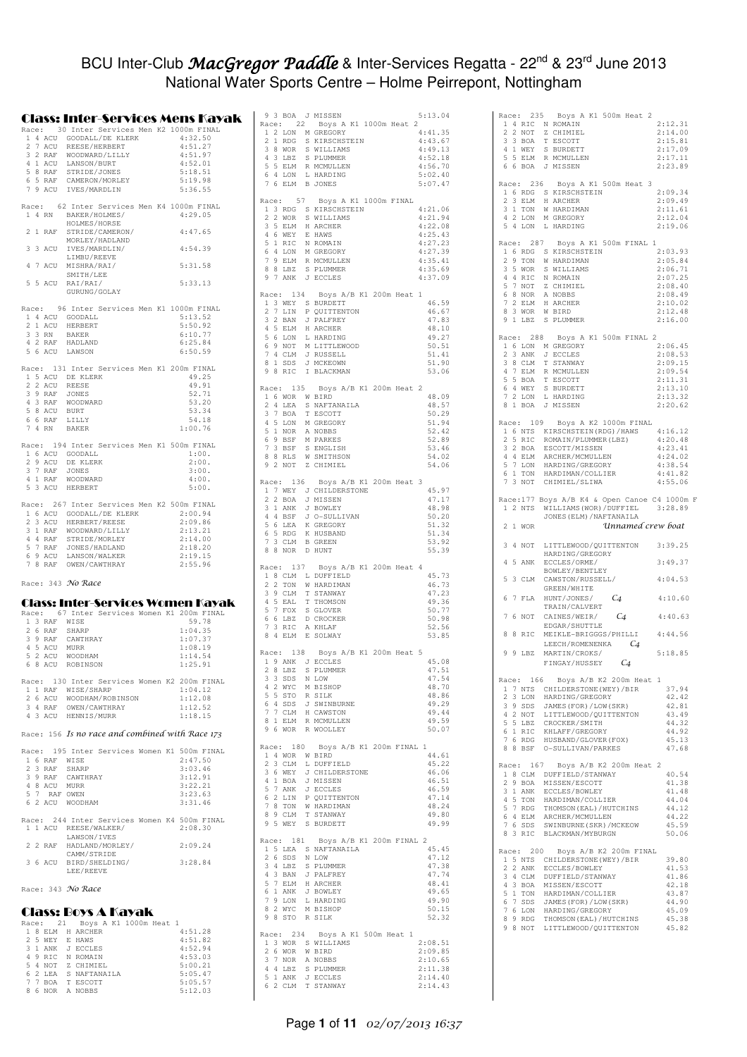# BCU Inter-Club *MacGregor Paddle* & Inter-Services Regatta - 22nd & 23rd June 2013
## National Water Sports Centre – Holme Peirrepont, Nottingham

## Class: Inter-Services Mens Kayak

Race: 30 Inter Services Men K2 1000m FINAL

| | | | | |
|---|---|---|---|---|
| 1 | 4 | ACU | GOODALL/DE KLERK | 4:32.50 |
| 2 | 7 | ACU | REESE/HERBERT | 4:51.27 |
| 3 | 2 | RAF | WOODWARD/LILLY | 4:51.97 |
| 4 | 1 | ACU | LANSON/BURT | 4:52.01 |
| 5 | 8 | RAF | STRIDE/JONES | 5:18.51 |
| 6 | 5 | RAF | CAMERON/MORLEY | 5:19.98 |
| 7 | 9 | ACU | IVES/MARDLIN | 5:36.55 |

Race: 62 Inter Services Men K4 1000m FINAL

| | | | | |
|---|---|---|---|---|
| 1 | 4 | RN | BAKER/HOLMES/ HOLMES/HORSE | 4:29.05 |
| 2 | 1 | RAF | STRIDE/CAMERON/ MORLEY/HADLAND | 4:47.65 |
| 3 | 3 | ACU | IVES/MARDLIN/ LIMBU/REEVE | 4:54.39 |
| 4 | 7 | ACU | MISHRA/RAI/ SMITH/LEE | 5:31.58 |
| 5 | 5 | ACU | RAI/RAI/ GURUNG/GOLAY | 5:33.13 |

Race: 96 Inter Services Men K1 1000m FINAL

| | | | | |
|---|---|---|---|---|
| 1 | 4 | ACU | GOODALL | 5:13.52 |
| 2 | 1 | ACU | HERBERT | 5:50.92 |
| 3 | 3 | RN | BAKER | 6:10.77 |
| 4 | 2 | RAF | HADLAND | 6:25.84 |
| 5 | 6 | ACU | LAWSON | 6:50.59 |

Race: 131 Inter Services Men K1 200m FINAL

| | | | | |
|---|---|---|---|---|
| 1 | 5 | ACU | DE KLERK | 49.25 |
| 2 | 2 | ACU | REESE | 49.91 |
| 3 | 9 | RAF | JONES | 52.71 |
| 4 | 3 | RAF | WOODWARD | 53.20 |
| 5 | 8 | ACU | BURT | 53.34 |
| 6 | 6 | RAF | LILLY | 54.18 |
| 7 | 4 | RN | BAKER | 1:00.76 |

Race: 194 Inter Services Men K1 500m FINAL

| | | | | |
|---|---|---|---|---|
| 1 | 6 | ACU | GOODALL | 1:00. |
| 2 | 9 | ACU | DE KLERK | 2:00. |
| 3 | 7 | RAF | JONES | 3:00. |
| 4 | 1 | RAF | WOODWARD | 4:00. |
| 5 | 3 | ACU | HERBERT | 5:00. |

Race: 267 Inter Services Men K2 500m FINAL

| | | | | |
|---|---|---|---|---|
| 1 | 6 | ACU | GOODALL/DE KLERK | 2:00.94 |
| 2 | 3 | ACU | HERBERT/REESE | 2:09.86 |
| 3 | 1 | RAF | WOODWARD/LILLY | 2:13.21 |
| 4 | 4 | RAF | STRIDE/MORLEY | 2:14.00 |
| 5 | 7 | RAF | JONES/HADLAND | 2:18.20 |
| 6 | 9 | ACU | LANSON/WALKER | 2:19.15 |
| 7 | 8 | RAF | OWEN/CAWTHRAY | 2:55.96 |

Race: 343 *No Race*

## Class: Inter-Services Women Kayak

Race: 67 Inter Services Women K1 200m FINAL

| | | | | |
|---|---|---|---|---|
| 1 | 3 | RAF | WISE | 59.78 |
| 2 | 6 | RAF | SHARP | 1:04.35 |
| 3 | 9 | RAF | CAWTHRAY | 1:07.37 |
| 4 | 5 | ACU | MURR | 1:08.19 |
| 5 | 2 | ACU | WOODHAM | 1:14.54 |
| 6 | 8 | ACU | ROBINSON | 1:25.91 |

Race: 130 Inter Services Women K2 200m FINAL

| | | | | |
|---|---|---|---|---|
| 1 | 1 | RAF | WISE/SHARP | 1:04.12 |
| 2 | 6 | ACU | WOODHAM/ROBINSON | 1:12.08 |
| 3 | 4 | RAF | OWEN/CAWTHRAY | 1:12.52 |
| 4 | 3 | ACU | HENNIS/MURR | 1:18.15 |

Race: 156 *Is no race and combined with Race 173*

Race: 195 Inter Services Women K1 500m FINAL

| | | | | |
|---|---|---|---|---|
| 1 | 6 | RAF | WISE | 2:47.50 |
| 2 | 3 | RAF | SHARP | 3:03.46 |
| 3 | 9 | RAF | CAWTHRAY | 3:12.91 |
| 4 | 8 | ACU | MURR | 3:22.21 |
| 5 | 7 | RAF | OWEN | 3:23.63 |
| 6 | 2 | ACU | WOODHAM | 3:31.46 |

Race: 244 Inter Services Women K4 500m FINAL

| | | | | |
|---|---|---|---|---|
| 1 | 1 | ACU | REESE/WALKER/ LAWSON/IVES | 2:08.30 |
| 2 | 2 | RAF | HADLAND/MORLEY/ CAMM/STRIDE | 2:09.24 |
| 3 | 6 | ACU | BIRD/SHELDING/ LEE/REEVE | 3:28.84 |

Race: 343 *No Race*

## Class: Boys A Kayak

Race: 21 Boys A K1 1000m Heat 1

| | | | | |
|---|---|---|---|---|
| 1 | 8 | ELM | H ARCHER | 4:51.28 |
| 2 | 5 | WEY | E HAWS | 4:51.82 |
| 3 | 1 | ANK | J ECCLES | 4:52.94 |
| 4 | 9 | RIC | N ROMAIN | 4:53.03 |
| 5 | 4 | NOT | Z CHIMIEL | 5:00.21 |
| 6 | 2 | LEA | S NAFTANAILA | 5:05.47 |
| 7 | 7 | BOA | T ESCOTT | 5:05.57 |
| 8 | 6 | NOR | A NOBBS | 5:12.03 |
| 9 | 3 | BOA | J MISSEN | 5:13.04 |

Race: 22 Boys A K1 1000m Heat 2

| | | | | |
|---|---|---|---|---|
| 1 | 2 | LON | M GREGORY | 4:41.35 |
| 2 | 1 | RDG | S KIRSCHSTEIN | 4:43.67 |
| 3 | 8 | WOR | S WILLIAMS | 4:49.13 |
| 4 | 3 | LBZ | S PLUMMER | 4:52.18 |
| 5 | 5 | ELM | R MCMULLEN | 4:56.70 |
| 6 | 4 | LON | L HARDING | 5:02.40 |
| 7 | 6 | ELM | B JONES | 5:07.47 |

Race: 57 Boys A K1 1000m FINAL

| | | | | |
|---|---|---|---|---|
| 1 | 3 | RDG | S KIRSCHSTEIN | 4:21.06 |
| 2 | 2 | WOR | S WILLIAMS | 4:21.94 |
| 3 | 5 | ELM | H ARCHER | 4:22.08 |
| 4 | 6 | WEY | E HAWS | 4:25.43 |
| 5 | 1 | RIC | N ROMAIN | 4:27.23 |
| 6 | 4 | LON | M GREGORY | 4:27.39 |
| 7 | 9 | ELM | R MCMULLEN | 4:35.41 |
| 8 | 8 | LBZ | S PLUMMER | 4:35.69 |
| 9 | 7 | ANK | J ECCLES | 4:37.09 |

Race: 134 Boys A/B K1 200m Heat 1

| | | | | |
|---|---|---|---|---|
| 1 | 3 | WEY | S BURDETT | 46.59 |
| 2 | 7 | LIN | P QUITTENTON | 46.67 |
| 3 | 2 | BAN | J PALFREY | 47.83 |
| 4 | 5 | ELM | H ARCHER | 48.10 |
| 5 | 6 | LON | L HARDING | 49.27 |
| 6 | 9 | NOT | M LITTLEWOOD | 50.51 |
| 7 | 4 | CLM | J RUSSELL | 51.41 |
| 8 | 1 | SDS | J MCKEOWN | 51.90 |
| 9 | 8 | RIC | I BLACKMAN | 53.06 |

Race: 135 Boys A/B K1 200m Heat 2

| | | | | |
|---|---|---|---|---|
| 1 | 6 | WOR | W BIRD | 48.09 |
| 2 | 4 | LEA | S NAFTANAILA | 48.57 |
| 3 | 7 | BOA | T ESCOTT | 50.29 |
| 4 | 5 | LON | M GREGORY | 51.94 |
| 5 | 1 | NOR | A NOBBS | 52.42 |
| 6 | 9 | BSF | M PARKES | 52.89 |
| 7 | 3 | BSF | S ENGLISH | 53.46 |
| 8 | 8 | RLS | W SMITHSON | 54.02 |
| 9 | 2 | NOT | Z CHIMIEL | 54.06 |

Race: 136 Boys A/B K1 200m Heat 3

| | | | | |
|---|---|---|---|---|
| 1 | 7 | WEY | J CHILDERSTONE | 45.97 |
| 2 | 2 | BOA | J MISSEN | 47.17 |
| 3 | 1 | ANK | J BOWLEY | 48.98 |
| 4 | 4 | BSF | J O-SULLIVAN | 50.20 |
| 5 | 6 | LEA | K GREGORY | 51.32 |
| 6 | 5 | RDG | K HUSBAND | 51.34 |
| 7 | 3 | CLM | B GREEN | 53.92 |
| 8 | 8 | NOR | D HUNT | 55.39 |

Race: 137 Boys A/B K1 200m Heat 4

| | | | | |
|---|---|---|---|---|
| 1 | 8 | CLM | L DUFFIELD | 45.73 |
| 2 | 2 | TON | W HARDIMAN | 46.73 |
| 3 | 9 | CLM | T STANWAY | 47.23 |
| 4 | 5 | EAL | T THOMSON | 49.36 |
| 5 | 7 | FOX | S GLOVER | 50.77 |
| 6 | 6 | LBZ | D CROCKER | 50.98 |
| 7 | 3 | RIC | A KHLAF | 52.56 |
| 8 | 4 | ELM | E SOLWAY | 53.85 |

Race: 138 Boys A/B K1 200m Heat 5

| | | | | |
|---|---|---|---|---|
| 1 | 9 | ANK | J ECCLES | 45.08 |
| 2 | 8 | LBZ | S PLUMMER | 47.51 |
| 3 | 3 | SDS | N LOW | 47.54 |
| 4 | 2 | WYC | M BISHOP | 48.70 |
| 5 | 5 | STO | R SILK | 48.86 |
| 6 | 4 | SDS | J SWINBURNE | 49.29 |
| 7 | 7 | CLM | H CAWSTON | 49.44 |
| 8 | 1 | ELM | R MCMULLEN | 49.59 |
| 9 | 6 | WOR | R WOOLLEY | 50.07 |

Race: 180 Boys A/B K1 200m FINAL 1

| | | | | |
|---|---|---|---|---|
| 1 | 4 | WOR | W BIRD | 44.61 |
| 2 | 3 | CLM | L DUFFIELD | 45.22 |
| 3 | 6 | WEY | J CHILDERSTONE | 46.06 |
| 4 | 1 | BOA | J MISSEN | 46.51 |
| 5 | 7 | ANK | J ECCLES | 46.59 |
| 6 | 2 | LIN | P QUITTENTON | 47.14 |
| 7 | 8 | TON | W HARDIMAN | 48.24 |
| 8 | 9 | CLM | T STANWAY | 49.80 |
| 9 | 5 | WEY | S BURDETT | 49.99 |

Race: 181 Boys A/B K1 200m FINAL 2

| | | | | |
|---|---|---|---|---|
| 1 | 5 | LEA | S NAFTANAILA | 45.45 |
| 2 | 6 | SDS | N LOW | 47.12 |
| 3 | 4 | LBZ | S PLUMMER | 47.38 |
| 4 | 3 | BAN | J PALFREY | 47.74 |
| 5 | 7 | ELM | H ARCHER | 48.41 |
| 6 | 1 | ANK | J BOWLEY | 49.65 |
| 7 | 9 | LON | L HARDING | 49.90 |
| 8 | 2 | WYC | M BISHOP | 50.15 |
| 9 | 8 | STO | R SILK | 52.32 |

Race: 234 Boys A K1 500m Heat 1

| | | | | |
|---|---|---|---|---|
| 1 | 3 | WOR | S WILLIAMS | 2:08.51 |
| 2 | 6 | WOR | W BIRD | 2:09.85 |
| 3 | 7 | NOR | A NOBBS | 2:10.65 |
| 4 | 4 | LBZ | S PLUMMER | 2:11.38 |
| 5 | 1 | ANK | J ECCLES | 2:14.40 |
| 6 | 2 | CLM | T STANWAY | 2:14.43 |

Race: 235 Boys A K1 500m Heat 2

| | | | | |
|---|---|---|---|---|
| 1 | 4 | RIC | N ROMAIN | 2:12.31 |
| 2 | 2 | NOT | Z CHIMIEL | 2:14.00 |
| 3 | 3 | BOA | T ESCOTT | 2:15.81 |
| 4 | 1 | WEY | S BURDETT | 2:17.09 |
| 5 | 5 | ELM | R MCMULLEN | 2:17.11 |
| 6 | 6 | BOA | J MISSEN | 2:23.89 |

Race: 236 Boys A K1 500m Heat 3

| | | | | |
|---|---|---|---|---|
| 1 | 6 | RDG | S KIRSCHSTEIN | 2:09.34 |
| 2 | 3 | ELM | H ARCHER | 2:09.49 |
| 3 | 1 | TON | W HARDIMAN | 2:11.61 |
| 4 | 2 | LON | M GREGORY | 2:12.04 |
| 5 | 4 | LON | L HARDING | 2:19.06 |

Race: 287 Boys A K1 500m FINAL 1

| | | | | |
|---|---|---|---|---|
| 1 | 6 | RDG | S KIRSCHSTEIN | 2:03.93 |
| 2 | 9 | TON | W HARDIMAN | 2:05.84 |
| 3 | 5 | WOR | S WILLIAMS | 2:06.71 |
| 4 | 4 | RIC | N ROMAIN | 2:07.25 |
| 5 | 7 | NOT | Z CHIMIEL | 2:08.40 |
| 6 | 8 | NOR | A NOBBS | 2:08.49 |
| 7 | 2 | ELM | H ARCHER | 2:10.02 |
| 8 | 3 | WOR | W BIRD | 2:12.48 |
| 9 | 1 | LBZ | S PLUMMER | 2:16.00 |

Race: 288 Boys A K1 500m FINAL 2

| | | | | |
|---|---|---|---|---|
| 1 | 6 | LON | M GREGORY | 2:06.45 |
| 2 | 3 | ANK | J ECCLES | 2:08.53 |
| 3 | 8 | CLM | T STANWAY | 2:09.15 |
| 4 | 7 | ELM | R MCMULLEN | 2:09.54 |
| 5 | 5 | BOA | T ESCOTT | 2:11.31 |
| 6 | 4 | WEY | S BURDETT | 2:13.10 |
| 7 | 2 | LON | L HARDING | 2:13.32 |
| 8 | 1 | BOA | J MISSEN | 2:20.62 |

Race: 109 Boys A K2 1000m FINAL

| | | | | |
|---|---|---|---|---|
| 1 | 6 | NTS | KIRSCHSTEIN(RDG)/HAWS | 4:16.12 |
| 2 | 5 | RIC | ROMAIN(RIC)/PLUMMER(LBZ) | 4:20.48 |
| 3 | 2 | BOA | ESCOTT/MISSEN | 4:23.41 |
| 4 | 4 | ELM | ARCHER/MCMULLEN | 4:24.02 |
| 5 | 7 | LON | HARDING/GREGORY | 4:38.54 |
| 6 | 1 | TON | HARDIMAN/COLLIER | 4:41.82 |
| 7 | 3 | NOT | CHIMIEL/SLIWA | 4:55.06 |

Race:177 Boys A/B K4 & Open Canoe C4 1000m F

| | | | | |
|---|---|---|---|---|
| 1 | 2 | NTS | WILLIAMS(WOR)/DUFFIEL JONES(ELM)/NAFTANAILA | 3:28.89 |
| 2 | 1 | WOR | *Unnamed crew boat* | |
| 3 | 4 | NOT | LITTLEWOOD/QUITTENTON HARDING/GREGORY | 3:39.25 |
| 4 | 5 | ANK | ECCLES/ORME/ BOWLEY/BENTLEY | 3:49.37 |
| 5 | 3 | CLM | CAWSTON/RUSSELL/ GREEN/WHITE | 4:04.53 |
| 6 | 7 | FLA | HUNT/JONES/ *C4* TRAIN/CALVERT | 4:10.60 |
| 7 | 6 | NOT | CAINES/WEIR/ *C4* EDGAR/SHUTTLE | 4:40.63 |
| 8 | 8 | RIC | MEIKLE-BRIGGGS/PHILLI LEECH/ROMENENKA *C4* | 4:44.56 |
| 9 | 9 | LBZ | MARTIN/CROKS/ FINGAY/HUSSEY *C4* | 5:18.85 |

Race: 166 Boys A/B K2 200m Heat 1

| | | | | |
|---|---|---|---|---|
| 1 | 7 | NTS | CHILDERSTONE(WEY)/BIR | 37.94 |
| 2 | 3 | LON | HARDING/GREGORY | 42.42 |
| 3 | 9 | SDS | JAMES(FOR)/LOW(SKR) | 42.81 |
| 4 | 2 | NOT | LITTLEWOOD/QUITTENTON | 43.49 |
| 5 | 5 | LBZ | CROCKER/SMITH | 44.32 |
| 6 | 1 | RIC | KHLAFF/GREGORY | 44.92 |
| 7 | 6 | RDG | HUSBAND/GLOVER(FOX) | 45.13 |
| 8 | 8 | BSF | O-SULLIVAN/PARKES | 47.68 |

Race: 167 Boys A/B K2 200m Heat 2

| | | | | |
|---|---|---|---|---|
| 1 | 8 | CLM | DUFFIELD/STANWAY | 40.54 |
| 2 | 9 | BOA | MISSEN/ESCOTT | 41.38 |
| 3 | 1 | ANK | ECCLES/BOWLEY | 41.48 |
| 4 | 5 | TON | HARDIMAN/COLLIER | 44.04 |
| 5 | 7 | RDG | THOMSON(EAL)/HUTCHINS | 44.12 |
| 6 | 4 | ELM | ARCHER/MCMULLEN | 44.22 |
| 7 | 6 | SDS | SWINBURNE(SKR)/MCKEOW | 45.59 |
| 8 | 3 | RIC | BLACKMAN/MYBURGN | 50.06 |

Race: 200 Boys A/B K2 200m FINAL

| | | | | |
|---|---|---|---|---|
| 1 | 5 | NTS | CHILDERSTONE(WEY)/BIR | 39.80 |
| 2 | 2 | ANK | ECCLES/BOWLEY | 41.53 |
| 3 | 4 | CLM | DUFFIELD/STANWAY | 41.86 |
| 4 | 3 | BOA | MISSEN/ESCOTT | 42.18 |
| 5 | 1 | TON | HARDIMAN/COLLIER | 43.87 |
| 6 | 7 | SDS | JAMES(FOR)/LOW(SKR) | 44.90 |
| 7 | 6 | LON | HARDING/GREGORY | 45.09 |
| 8 | 9 | RDG | THOMSON(EAL)/HUTCHINS | 45.38 |
| 9 | 8 | NOT | LITTLEWOOD/QUITTENTON | 45.82 |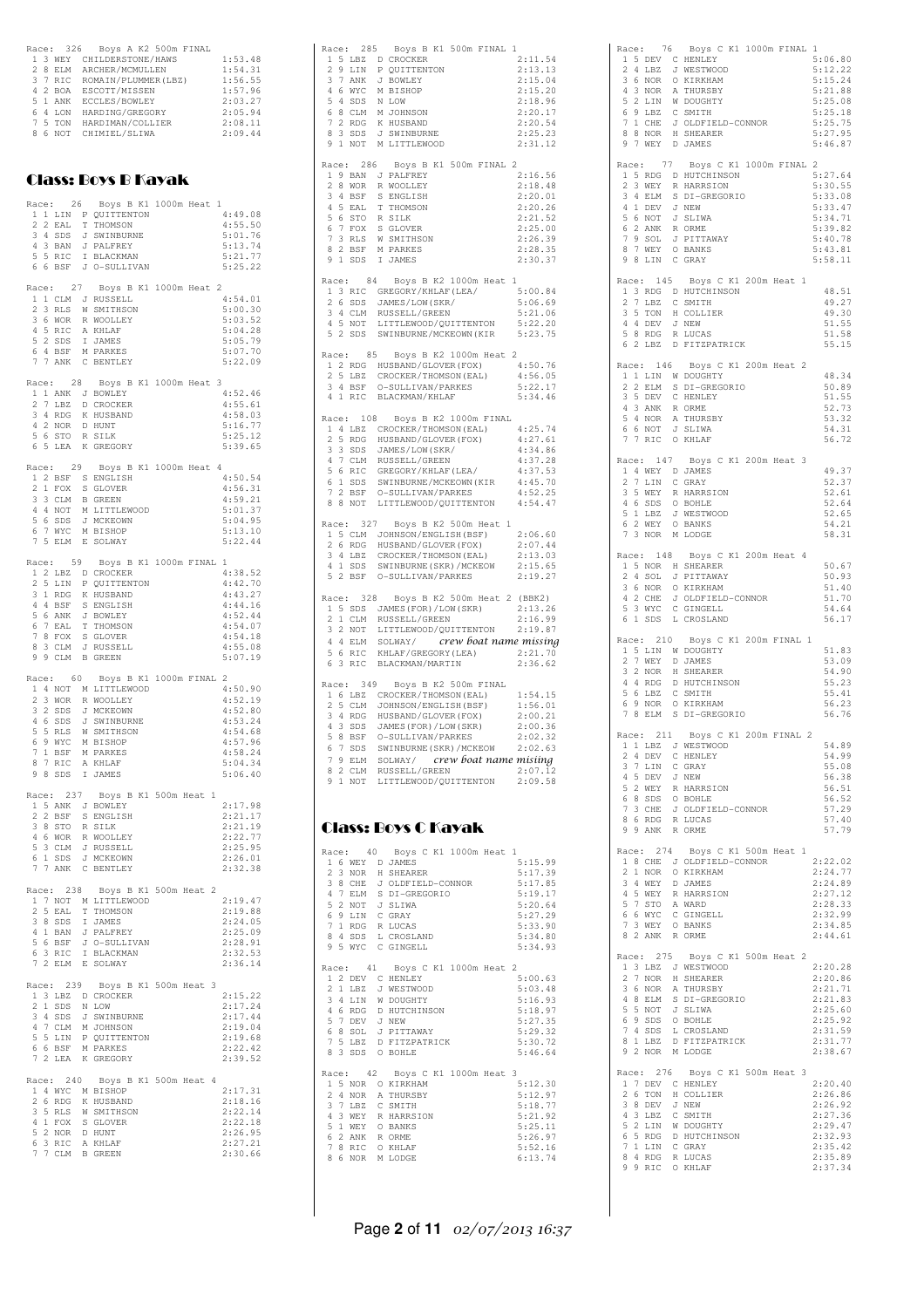Race: 326 Boys A K2 500m FINAL

```
 1 3 WEY  CHILDERSTONE/HAWS          1:53.48
 2 8 ELM  ARCHER/MCMULLEN            1:54.31
 3 7 RIC  ROMAIN/PLUMMER(LBZ)        1:56.55
 4 2 BOA  ESCOTT/MISSEN              1:57.96
 5 1 ANK  ECCLES/BOWLEY              2:03.27
 6 4 LON  HARDING/GREGORY            2:05.94
 7 5 TON  HARDIMAN/COLLIER           2:08.11
 8 6 NOT  CHIMIEL/SLIWA              2:09.44
```

## Class: Boys B Kayak

Race: 26 Boys B K1 1000m Heat 1

```
 1 1 LIN  P QUITTENTON               4:49.08
 2 2 EAL  T THOMSON                  4:55.50
 3 4 SDS  J SWINBURNE                5:01.76
 4 3 BAN  J PALFREY                  5:13.74
 5 5 RIC  I BLACKMAN                 5:21.77
 6 6 BSF  J O-SULLIVAN               5:25.22
```

Race: 27 Boys B K1 1000m Heat 2

```
 1 1 CLM  J RUSSELL                  4:54.01
 2 3 RLS  W SMITHSON                 5:00.30
 3 6 WOR  R WOOLLEY                  5:03.52
 4 5 RIC  A KHLAF                    5:04.28
 5 2 SDS  I JAMES                    5:05.79
 6 4 BSF  M PARKES                   5:07.70
 7 7 ANK  C BENTLEY                  5:22.09
```

Race: 28 Boys B K1 1000m Heat 3

```
 1 1 ANK  J BOWLEY                   4:52.46
 2 7 LBZ  D CROCKER                  4:55.61
 3 4 RDG  K HUSBAND                  4:58.03
 4 2 NOR  D HUNT                     5:16.77
 5 6 STO  R SILK                     5:25.12
 6 5 LEA  K GREGORY                  5:39.65
```

Race: 29 Boys B K1 1000m Heat 4

```
 1 2 BSF  S ENGLISH                  4:50.54
 2 1 FOX  S GLOVER                   4:56.31
 3 3 CLM  B GREEN                    4:59.21
 4 4 NOT  M LITTLEWOOD               5:01.37
 5 6 SDS  J MCKEOWN                  5:04.95
 6 7 WYC  M BISHOP                   5:13.10
 7 5 ELM  E SOLWAY                   5:22.44
```

Race: 59 Boys B K1 1000m FINAL 1

```
 1 2 LBZ  D CROCKER                  4:38.52
 2 5 LIN  P QUITTENTON               4:42.70
 3 1 RDG  K HUSBAND                  4:43.27
 4 4 BSF  S ENGLISH                  4:44.16
 5 6 ANK  J BOWLEY                   4:52.44
 6 7 EAL  T THOMSON                  4:54.07
 7 8 FOX  S GLOVER                   4:54.18
 8 3 CLM  J RUSSELL                  4:55.08
 9 9 CLM  B GREEN                    5:07.19
```

Race: 60 Boys B K1 1000m FINAL 2

```
 1 4 NOT  M LITTLEWOOD               4:50.90
 2 3 WOR  R WOOLLEY                  4:52.19
 3 2 SDS  J MCKEOWN                  4:52.80
 4 6 SDS  J SWINBURNE                4:53.24
 5 5 RLS  W SMITHSON                 4:54.68
 6 9 WYC  M BISHOP                   4:57.96
 7 1 BSF  M PARKES                   4:58.24
 8 7 RIC  A KHLAF                    5:04.34
 9 8 SDS  I JAMES                    5:06.40
```

Race: 237 Boys B K1 500m Heat 1

```
 1 5 ANK  J BOWLEY                   2:17.98
 2 2 BSF  S ENGLISH                  2:21.17
 3 8 STO  R SILK                     2:21.19
 4 6 WOR  R WOOLLEY                  2:22.77
 5 3 CLM  J RUSSELL                  2:25.95
 6 1 SDS  J MCKEOWN                  2:26.01
 7 7 ANK  C BENTLEY                  2:32.38
```

Race: 238 Boys B K1 500m Heat 2

```
 1 7 NOT  M LITTLEWOOD               2:19.47
 2 5 EAL  T THOMSON                  2:19.88
 3 8 SDS  I JAMES                    2:24.05
 4 1 BAN  J PALFREY                  2:25.09
 5 6 BSF  J O-SULLIVAN               2:28.91
 6 3 RIC  I BLACKMAN                 2:32.53
 7 2 ELM  E SOLWAY                   2:36.14
```

Race: 239 Boys B K1 500m Heat 3

```
 1 3 LBZ  D CROCKER                  2:15.22
 2 1 SDS  N LOW                      2:17.24
 3 4 SDS  J SWINBURNE                2:17.44
 4 7 CLM  M JOHNSON                  2:19.04
 5 5 LIN  P QUITTENTON               2:19.68
 6 6 BSF  M PARKES                   2:22.42
 7 2 LEA  K GREGORY                  2:39.52
```

Race: 240 Boys B K1 500m Heat 4

```
 1 4 WYC  M BISHOP                   2:17.31
 2 6 RDG  K HUSBAND                  2:18.16
 3 5 RLS  W SMITHSON                 2:22.14
 4 1 FOX  S GLOVER                   2:22.18
 5 2 NOR  D HUNT                     2:26.95
 6 3 RIC  A KHLAF                    2:27.21
 7 7 CLM  B GREEN                    2:30.66
```

Race: 285 Boys B K1 500m FINAL 1

```
 1 5 LBZ  D CROCKER                  2:11.54
 2 9 LIN  P QUITTENTON               2:13.13
 3 7 ANK  J BOWLEY                   2:15.04
 4 6 WYC  M BISHOP                   2:15.20
 5 4 SDS  N LOW                      2:18.96
 6 8 CLM  M JOHNSON                  2:20.17
 7 2 RDG  K HUSBAND                  2:20.54
 8 3 SDS  J SWINBURNE                2:25.23
 9 1 NOT  M LITTLEWOOD               2:31.12
```

Race: 286 Boys B K1 500m FINAL 2

```
 1 9 BAN  J PALFREY                  2:16.56
 2 8 WOR  R WOOLLEY                  2:18.48
 3 4 BSF  S ENGLISH                  2:20.01
 4 5 EAL  T THOMSON                  2:20.26
 5 6 STO  R SILK                     2:21.52
 6 7 FOX  S GLOVER                   2:25.00
 7 3 RLS  W SMITHSON                 2:26.39
 8 2 BSF  M PARKES                   2:28.35
 9 1 SDS  I JAMES                    2:30.37
```

Race: 84 Boys B K2 1000m Heat 1

```
 1 3 RIC  GREGORY/KHLAF(LEA/         5:00.84
 2 6 SDS  JAMES/LOW(SKR/             5:06.69
 3 4 CLM  RUSSELL/GREEN              5:21.06
 4 5 NOT  LITTLEWOOD/QUITTENTON      5:22.20
 5 2 SDS  SWINBURNE/MCKEOWN(KIR      5:23.75
```

Race: 85 Boys B K2 1000m Heat 2

```
 1 2 RDG  HUSBAND/GLOVER(FOX)        4:50.76
 2 5 LBZ  CROCKER/THOMSON(EAL)       4:56.05
 3 4 BSF  O-SULLIVAN/PARKES          5:22.17
 4 1 RIC  BLACKMAN/KHLAF             5:34.46
```

Race: 108 Boys B K2 1000m FINAL

```
 1 4 LBZ  CROCKER/THOMSON(EAL)       4:25.74
 2 5 RDG  HUSBAND/GLOVER(FOX)        4:27.61
 3 3 SDS  JAMES/LOW(SKR/             4:34.86
 4 7 CLM  RUSSELL/GREEN              4:37.28
 5 6 RIC  GREGORY/KHLAF(LEA/         4:37.53
 6 1 SDS  SWINBURNE/MCKEOWN(KIR      4:45.70
 7 2 BSF  O-SULLIVAN/PARKES          4:52.25
 8 8 NOT  LITTLEWOOD/QUITTENTON      4:54.47
```

Race: 327 Boys B K2 500m Heat 1

```
 1 5 CLM  JOHNSON/ENGLISH(BSF)       2:06.60
 2 6 RDG  HUSBAND/GLOVER(FOX)        2:07.44
 3 4 LBZ  CROCKER/THOMSON(EAL)       2:13.03
 4 1 SDS  SWINBURNE(SKR)/MCKEOW      2:15.65
 5 2 BSF  O-SULLIVAN/PARKES          2:19.27
```

Race: 328 Boys B K2 500m Heat 2 (BBK2)

```
 1 5 SDS  JAMES(FOR)/LOW(SKR)        2:13.26
 2 1 CLM  RUSSELL/GREEN              2:16.99
 3 2 NOT  LITTLEWOOD/QUITTENTON      2:19.87
 4 4 ELM  SOLWAY/   crew boat name missing
 5 6 RIC  KHLAF/GREGORY(LEA)         2:21.70
 6 3 RIC  BLACKMAN/MARTIN            2:36.62
```

Race: 349 Boys B K2 500m FINAL

```
 1 6 LBZ  CROCKER/THOMSON(EAL)       1:54.15
 2 5 CLM  JOHNSON/ENGLISH(BSF)       1:56.01
 3 4 RDG  HUSBAND/GLOVER(FOX)        2:00.21
 4 3 SDS  JAMES(FOR)/LOW(SKR)        2:00.36
 5 8 BSF  O-SULLIVAN/PARKES          2:02.32
 6 7 SDS  SWINBURNE(SKR)/MCKEOW      2:02.63
 7 9 ELM  SOLWAY/   crew boat name misiing
 8 2 CLM  RUSSELL/GREEN              2:07.12
 9 1 NOT  LITTLEWOOD/QUITTENTON      2:09.58
```

## Class: Boys C Kayak

Race: 40 Boys C K1 1000m Heat 1

```
 1 6 WEY  D JAMES                    5:15.99
 2 3 NOR  H SHEARER                  5:17.39
 3 8 CHE  J OLDFIELD-CONNOR          5:17.85
 4 7 ELM  S DI-GREGORIO              5:19.17
 5 2 NOT  J SLIWA                    5:20.64
 6 9 LIN  C GRAY                     5:27.29
 7 1 RDG  R LUCAS                    5:33.90
 8 4 SDS  L CROSLAND                 5:34.80
 9 5 WYC  C GINGELL                  5:34.93
```

Race: 41 Boys C K1 1000m Heat 2

```
 1 2 DEV  C HENLEY                   5:00.63
 2 1 LBZ  J WESTWOOD                 5:03.48
 3 4 LIN  W DOUGHTY                  5:16.93
 4 6 RDG  D HUTCHINSON               5:18.97
 5 7 DEV  J NEW                      5:27.35
 6 8 SOL  J PITTAWAY                 5:29.32
 7 5 LBZ  D FITZPATRICK              5:30.72
 8 3 SDS  O BOHLE                    5:46.64
```

Race: 42 Boys C K1 1000m Heat 3

```
 1 5 NOR  O KIRKHAM                  5:12.30
 2 4 NOR  A THURSBY                  5:12.97
 3 7 LBZ  C SMITH                    5:18.77
 4 3 WEY  R HARRISON                 5:21.92
 5 1 WEY  O BANKS                    5:25.11
 6 2 ANK  R ORME                     5:26.97
 7 8 RIC  O KHLAF                    5:52.16
 8 6 NOR  M LODGE                    6:13.74
```

Race: 76 Boys C K1 1000m FINAL 1

```
 1 5 DEV  C HENLEY                   5:06.80
 2 4 LBZ  J WESTWOOD                 5:12.22
 3 6 NOR  O KIRKHAM                  5:15.24
 4 3 NOR  A THURSBY                  5:21.88
 5 2 LIN  W DOUGHTY                  5:25.08
 6 9 LBZ  C SMITH                    5:25.18
 7 1 CHE  J OLDFIELD-CONNOR          5:25.75
 8 8 NOR  H SHEARER                  5:27.95
 9 7 WEY  D JAMES                    5:46.87
```

Race: 77 Boys C K1 1000m FINAL 2

```
 1 5 RDG  D HUTCHINSON               5:27.64
 2 3 WEY  R HARRISON                 5:30.55
 3 4 ELM  S DI-GREGORIO              5:33.08
 4 1 DEV  J NEW                      5:33.47
 5 6 NOT  J SLIWA                    5:34.71
 6 2 ANK  R ORME                     5:39.82
 7 9 SOL  J PITTAWAY                 5:40.78
 8 7 WEY  O BANKS                    5:43.81
 9 8 LIN  C GRAY                     5:58.11
```

Race: 145 Boys C K1 200m Heat 1

```
 1 3 RDG  D HUTCHINSON               48.51
 2 7 LBZ  C SMITH                    49.27
 3 5 TON  H COLLIER                  49.30
 4 4 DEV  J NEW                      51.55
 5 8 RDG  R LUCAS                    51.58
 6 2 LBZ  D FITZPATRICK              55.15
```

Race: 146 Boys C K1 200m Heat 2

```
 1 1 LIN  W DOUGHTY                  48.34
 2 2 ELM  S DI-GREGORIO              50.89
 3 5 DEV  C HENLEY                   51.55
 4 3 ANK  R ORME                     52.73
 5 4 NOR  A THURSBY                  53.32
 6 6 NOT  J SLIWA                    54.31
 7 7 RIC  O KHLAF                    56.72
```

Race: 147 Boys C K1 200m Heat 3

```
 1 4 WEY  D JAMES                    49.37
 2 7 LIN  C GRAY                     52.37
 3 5 WEY  R HARRISON                 52.61
 4 6 SDS  O BOHLE                    52.64
 5 1 LBZ  J WESTWOOD                 52.65
 6 2 WEY  O BANKS                    54.21
 7 3 NOR  M LODGE                    58.31
```

Race: 148 Boys C K1 200m Heat 4

```
 1 5 NOR  H SHEARER                  50.67
 2 4 SOL  J PITTAWAY                 50.93
 3 6 NOR  O KIRKHAM                  51.40
 4 2 CHE  J OLDFIELD-CONNOR          51.70
 5 3 WYC  C GINGELL                  54.64
 6 1 SDS  L CROSLAND                 56.17
```

Race: 210 Boys C K1 200m FINAL 1

```
 1 5 LIN  W DOUGHTY                  51.83
 2 7 WEY  D JAMES                    53.09
 3 2 NOR  H SHEARER                  54.90
 4 4 RDG  D HUTCHINSON               55.23
 5 6 LBZ  C SMITH                    55.41
 6 9 NOR  O KIRKHAM                  56.23
 7 8 ELM  S DI-GREGORIO              56.76
```

Race: 211 Boys C K1 200m FINAL 2

```
 1 1 LBZ  J WESTWOOD                 54.89
 2 4 DEV  C HENLEY                   54.99
 3 7 LIN  C GRAY                     55.08
 4 5 DEV  J NEW                      56.38
 5 2 WEY  R HARRISON                 56.51
 6 8 SDS  O BOHLE                    56.52
 7 3 CHE  J OLDFIELD-CONNOR          57.29
 8 6 RDG  R LUCAS                    57.40
 9 9 ANK  R ORME                     57.79
```

Race: 274 Boys C K1 500m Heat 1

```
 1 8 CHE  J OLDFIELD-CONNOR          2:22.02
 2 1 NOR  O KIRKHAM                  2:24.77
 3 4 WEY  D JAMES                    2:24.89
 4 5 WEY  R HARRISON                 2:27.12
 5 7 STO  A WARD                     2:28.33
 6 6 WYC  C GINGELL                  2:32.99
 7 3 WEY  O BANKS                    2:34.85
 8 2 ANK  R ORME                     2:44.61
```

Race: 275 Boys C K1 500m Heat 2

```
 1 3 LBZ  J WESTWOOD                 2:20.28
 2 7 NOR  H SHEARER                  2:20.86
 3 6 NOR  A THURSBY                  2:21.71
 4 8 ELM  S DI-GREGORIO              2:21.83
 5 5 NOT  J SLIWA                    2:25.60
 6 9 SDS  O BOHLE                    2:25.92
 7 4 SDS  L CROSLAND                 2:31.59
 8 1 LBZ  D FITZPATRICK              2:31.77
 9 2 NOR  M LODGE                    2:38.67
```

Race: 276 Boys C K1 500m Heat 3

```
 1 7 DEV  C HENLEY                   2:20.40
 2 6 TON  H COLLIER                  2:26.86
 3 8 DEV  J NEW                      2:26.92
 4 3 LBZ  C SMITH                    2:27.36
 5 2 LIN  W DOUGHTY                  2:29.47
 6 5 RDG  D HUTCHINSON               2:32.93
 7 1 LIN  C GRAY                     2:35.42
 8 4 RDG  R LUCAS                    2:35.89
 9 9 RIC  O KHLAF                    2:37.34
```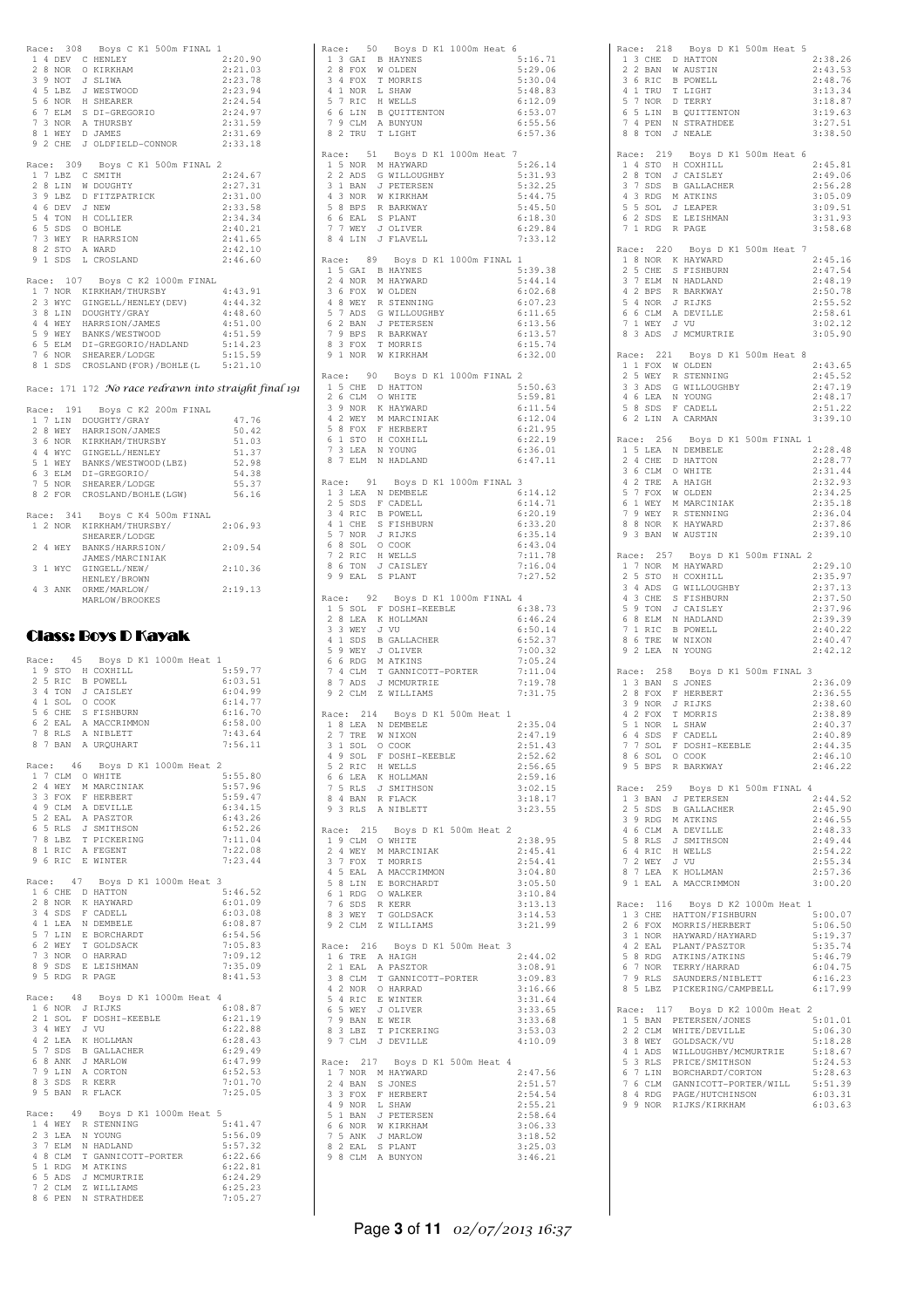Race: 308 Boys C K1 500m FINAL 1

| | | | | |
|---|---|---|---|---|
| 1 | 4 | DEV | C HENLEY | 2:20.90 |
| 2 | 8 | NOR | O KIRKHAM | 2:21.03 |
| 3 | 9 | NOT | J SLIWA | 2:23.78 |
| 4 | 5 | LBZ | J WESTWOOD | 2:23.94 |
| 5 | 6 | NOR | H SHEARER | 2:24.54 |
| 6 | 7 | ELM | S DI-GREGORIO | 2:24.97 |
| 7 | 3 | NOR | A THURSBY | 2:31.59 |
| 8 | 1 | WEY | D JAMES | 2:31.69 |
| 9 | 2 | CHE | J OLDFIELD-CONNOR | 2:33.18 |

Race: 309 Boys C K1 500m FINAL 2

| | | | | |
|---|---|---|---|---|
| 1 | 7 | LBZ | C SMITH | 2:24.67 |
| 2 | 8 | LIN | W DOUGHTY | 2:27.31 |
| 3 | 9 | LBZ | D FITZPATRICK | 2:31.00 |
| 4 | 6 | DEV | J NEW | 2:33.58 |
| 5 | 4 | TON | H COLLIER | 2:34.34 |
| 6 | 5 | SDS | O BOHLE | 2:40.21 |
| 7 | 3 | WEY | R HARRSION | 2:41.65 |
| 8 | 2 | STO | A WARD | 2:42.10 |
| 9 | 1 | SDS | L CROSLAND | 2:46.60 |

Race: 107 Boys C K2 1000m FINAL

| | | | | |
|---|---|---|---|---|
| 1 | 7 | NOR | KIRKHAM/THURSBY | 4:43.91 |
| 2 | 3 | WYC | GINGELL/HENLEY(DEV) | 4:44.32 |
| 3 | 8 | LIN | DOUGHTY/GRAY | 4:48.60 |
| 4 | 4 | WEY | HARRSION/JAMES | 4:51.00 |
| 5 | 9 | WEY | BANKS/WESTWOOD | 4:51.59 |
| 6 | 5 | ELM | DI-GREGORIO/HADLAND | 5:14.23 |
| 7 | 6 | NOR | SHEARER/LODGE | 5:15.59 |
| 8 | 1 | SDS | CROSLAND(FOR)/BOHLE(L | 5:21.10 |

Race: 171 172 *No race redrawn into straight final 191*

Race: 191 Boys C K2 200m FINAL

| | | | | |
|---|---|---|---|---|
| 1 | 7 | LIN | DOUGHTY/GRAY | 47.76 |
| 2 | 8 | WEY | HARRISON/JAMES | 50.42 |
| 3 | 6 | NOR | KIRKHAM/THURSBY | 51.03 |
| 4 | 4 | WYC | GINGELL/HENLEY | 51.37 |
| 5 | 1 | WEY | BANKS/WESTWOOD(LBZ) | 52.98 |
| 6 | 3 | ELM | DI-GREGORIO/ | 54.38 |
| 7 | 5 | NOR | SHEARER/LODGE | 55.37 |
| 8 | 2 | FOR | CROSLAND/BOHLE(LGW) | 56.16 |

Race: 341 Boys C K4 500m FINAL

| | | | | |
|---|---|---|---|---|
| 1 | 2 | NOR | KIRKHAM/THURSBY/ SHEARER/LODGE | 2:06.93 |
| 2 | 4 | WEY | BANKS/HARRSION/ JAMES/MARCINIAK | 2:09.54 |
| 3 | 1 | WYC | GINGELL/NEW/ HENLEY/BROWN | 2:10.36 |
| 4 | 3 | ANK | ORME/MARLOW/ MARLOW/BROOKES | 2:19.13 |

## Class: Boys D Kayak

Race: 45 Boys D K1 1000m Heat 1

| | | | | |
|---|---|---|---|---|
| 1 | 9 | STO | H COXHILL | 5:59.77 |
| 2 | 5 | RIC | B POWELL | 6:03.51 |
| 3 | 4 | TON | J CAISLEY | 6:04.99 |
| 4 | 1 | SOL | O COOK | 6:14.77 |
| 5 | 6 | CHE | S FISHBURN | 6:16.70 |
| 6 | 2 | EAL | A MACCRIMMON | 6:58.00 |
| 7 | 8 | RLS | A NIBLETT | 7:43.64 |
| 8 | 7 | BAN | A URQUHART | 7:56.11 |

Race: 46 Boys D K1 1000m Heat 2

| | | | | |
|---|---|---|---|---|
| 1 | 7 | CLM | O WHITE | 5:55.80 |
| 2 | 4 | WEY | M MARCINIAK | 5:57.96 |
| 3 | 3 | FOX | F HERBERT | 5:59.47 |
| 4 | 9 | CLM | A DEVILLE | 6:34.15 |
| 5 | 2 | EAL | A PASZTOR | 6:43.26 |
| 6 | 5 | RLS | J SMITHSON | 6:52.26 |
| 7 | 8 | LBZ | T PICKERING | 7:11.04 |
| 8 | 1 | RIC | A FEGENT | 7:22.08 |
| 9 | 6 | RIC | E WINTER | 7:23.44 |

Race: 47 Boys D K1 1000m Heat 3

| | | | | |
|---|---|---|---|---|
| 1 | 6 | CHE | D HATTON | 5:46.52 |
| 2 | 8 | NOR | K HAYWARD | 6:01.09 |
| 3 | 4 | SDS | F CADELL | 6:03.08 |
| 4 | 1 | LEA | N DEMBELE | 6:08.87 |
| 5 | 7 | LIN | E BORCHARDT | 6:54.56 |
| 6 | 2 | WEY | T GOLDSACK | 7:05.83 |
| 7 | 3 | NOR | O HARRAD | 7:09.12 |
| 8 | 9 | SDS | E LEISHMAN | 7:35.09 |
| 9 | 5 | RDG | R PAGE | 8:41.53 |

Race: 48 Boys D K1 1000m Heat 4

| | | | | |
|---|---|---|---|---|
| 1 | 6 | NOR | J RIJKS | 6:08.87 |
| 2 | 1 | SOL | F DOSHI-KEEBLE | 6:21.19 |
| 3 | 4 | WEY | J VU | 6:22.88 |
| 4 | 2 | LEA | K HOLLMAN | 6:28.43 |
| 5 | 7 | SDS | B GALLACHER | 6:29.49 |
| 6 | 8 | ANK | J MARLOW | 6:47.99 |
| 7 | 9 | LIN | A CORTON | 6:52.53 |
| 8 | 3 | SDS | R KERR | 7:01.70 |
| 9 | 5 | BAN | R FLACK | 7:25.05 |

Race: 49 Boys D K1 1000m Heat 5

| | | | | |
|---|---|---|---|---|
| 1 | 4 | WEY | R STENNING | 5:41.47 |
| 2 | 3 | LEA | N YOUNG | 5:56.09 |
| 3 | 7 | ELM | N HADLAND | 5:57.32 |
| 4 | 8 | CLM | T GANNICOTT-PORTER | 6:22.66 |
| 5 | 1 | RDG | M ATKINS | 6:22.81 |
| 6 | 5 | ADS | J MCMURTRIE | 6:24.29 |
| 7 | 2 | CLM | Z WILLIAMS | 6:25.23 |
| 8 | 6 | PEN | N STRATHDEE | 7:05.27 |

Race: 50 Boys D K1 1000m Heat 6

| | | | | |
|---|---|---|---|---|
| 1 | 3 | GAI | B HAYNES | 5:16.71 |
| 2 | 8 | FOX | W OLDEN | 5:29.06 |
| 3 | 4 | FOX | T MORRIS | 5:30.04 |
| 4 | 1 | NOR | L SHAW | 5:48.83 |
| 5 | 7 | RIC | H WELLS | 6:12.09 |
| 6 | 6 | LIN | B QUITTENTON | 6:53.07 |
| 7 | 9 | CLM | A BUNYUN | 6:55.56 |
| 8 | 2 | TRU | T LIGHT | 6:57.36 |

Race: 51 Boys D K1 1000m Heat 7

| | | | | |
|---|---|---|---|---|
| 1 | 5 | NOR | M HAYWARD | 5:26.14 |
| 2 | 2 | ADS | G WILLOUGHBY | 5:31.93 |
| 3 | 1 | BAN | J PETERSEN | 5:32.25 |
| 4 | 3 | NOR | W KIRKHAM | 5:44.75 |
| 5 | 8 | BPS | R BARKWAY | 5:45.50 |
| 6 | 6 | EAL | S PLANT | 6:18.30 |
| 7 | 7 | WEY | J OLIVER | 6:29.84 |
| 8 | 4 | LIN | J FLAVELL | 7:33.12 |

Race: 89 Boys D K1 1000m FINAL 1

| | | | | |
|---|---|---|---|---|
| 1 | 5 | GAI | B HAYNES | 5:39.38 |
| 2 | 4 | NOR | M HAYWARD | 5:44.14 |
| 3 | 6 | FOX | W OLDEN | 6:02.68 |
| 4 | 8 | WEY | R STENNING | 6:07.23 |
| 5 | 7 | ADS | G WILLOUGHBY | 6:11.65 |
| 6 | 2 | BAN | J PETERSEN | 6:13.56 |
| 7 | 9 | BPS | R BARKWAY | 6:13.57 |
| 8 | 3 | FOX | T MORRIS | 6:15.74 |
| 9 | 1 | NOR | W KIRKHAM | 6:32.00 |

Race: 90 Boys D K1 1000m FINAL 2

| | | | | |
|---|---|---|---|---|
| 1 | 5 | CHE | D HATTON | 5:50.63 |
| 2 | 6 | CLM | O WHITE | 5:59.81 |
| 3 | 9 | NOR | K HAYWARD | 6:11.54 |
| 4 | 2 | WEY | M MARCINIAK | 6:12.04 |
| 5 | 8 | FOX | F HERBERT | 6:21.95 |
| 6 | 1 | STO | H COXHILL | 6:22.19 |
| 7 | 3 | LEA | N YOUNG | 6:36.01 |
| 8 | 7 | ELM | N HADLAND | 6:47.11 |

Race: 91 Boys D K1 1000m FINAL 3

| | | | | |
|---|---|---|---|---|
| 1 | 3 | LEA | N DEMBELE | 6:14.12 |
| 2 | 5 | SDS | F CADELL | 6:14.71 |
| 3 | 4 | RIC | B POWELL | 6:20.19 |
| 4 | 1 | CHE | S FISHBURN | 6:33.20 |
| 5 | 7 | NOR | J RIJKS | 6:35.14 |
| 6 | 8 | SOL | O COOK | 6:43.04 |
| 7 | 2 | RIC | H WELLS | 7:11.78 |
| 8 | 6 | TON | J CAISLEY | 7:16.04 |
| 9 | 9 | EAL | S PLANT | 7:27.52 |

Race: 92 Boys D K1 1000m FINAL 4

| | | | | |
|---|---|---|---|---|
| 1 | 5 | SOL | F DOSHI-KEEBLE | 6:38.73 |
| 2 | 8 | LEA | K HOLLMAN | 6:46.24 |
| 3 | 3 | WEY | J VU | 6:50.14 |
| 4 | 1 | SDS | B GALLACHER | 6:52.37 |
| 5 | 9 | WEY | J OLIVER | 7:00.32 |
| 6 | 6 | RDG | M ATKINS | 7:05.24 |
| 7 | 4 | CLM | T GANNICOTT-PORTER | 7:11.04 |
| 8 | 7 | ADS | J MCMURTRIE | 7:19.78 |
| 9 | 2 | CLM | Z WILLIAMS | 7:31.75 |

Race: 214 Boys D K1 500m Heat 1

| | | | | |
|---|---|---|---|---|
| 1 | 8 | LEA | N DEMBELE | 2:35.04 |
| 2 | 7 | TRE | W NIXON | 2:47.19 |
| 3 | 1 | SOL | O COOK | 2:51.43 |
| 4 | 9 | SOL | F DOSHI-KEEBLE | 2:52.62 |
| 5 | 2 | RIC | H WELLS | 2:56.65 |
| 6 | 6 | LEA | K HOLLMAN | 2:59.16 |
| 7 | 5 | RLS | J SMITHSON | 3:02.15 |
| 8 | 4 | BAN | R FLACK | 3:18.17 |
| 9 | 3 | RLS | A NIBLETT | 3:23.55 |

Race: 215 Boys D K1 500m Heat 2

| | | | | |
|---|---|---|---|---|
| 1 | 9 | CLM | O WHITE | 2:38.95 |
| 2 | 4 | WEY | M MARCINIAK | 2:45.41 |
| 3 | 7 | FOX | T MORRIS | 2:54.41 |
| 4 | 5 | EAL | A MACCRIMMON | 3:04.80 |
| 5 | 8 | LIN | E BORCHARDT | 3:05.50 |
| 6 | 1 | RDG | O WALKER | 3:10.84 |
| 7 | 6 | SDS | R KERR | 3:13.13 |
| 8 | 3 | WEY | T GOLDSACK | 3:14.53 |
| 9 | 2 | CLM | Z WILLIAMS | 3:21.99 |

Race: 216 Boys D K1 500m Heat 3

| | | | | |
|---|---|---|---|---|
| 1 | 6 | TRE | A HAIGH | 2:44.02 |
| 2 | 1 | EAL | A PASZTOR | 3:08.91 |
| 3 | 8 | CLM | T GANNICOTT-PORTER | 3:09.83 |
| 4 | 2 | NOR | O HARRAD | 3:16.66 |
| 5 | 4 | RIC | E WINTER | 3:31.64 |
| 6 | 5 | WEY | J OLIVER | 3:33.65 |
| 7 | 9 | BAN | E WEIR | 3:33.68 |
| 8 | 3 | LBZ | T PICKERING | 3:53.03 |
| 9 | 7 | CLM | J DEVILLE | 4:10.09 |

Race: 217 Boys D K1 500m Heat 4

| | | | | |
|---|---|---|---|---|
| 1 | 7 | NOR | M HAYWARD | 2:47.56 |
| 2 | 4 | BAN | S JONES | 2:51.57 |
| 3 | 3 | FOX | F HERBERT | 2:54.54 |
| 4 | 9 | NOR | L SHAW | 2:55.21 |
| 5 | 1 | BAN | J PETERSEN | 2:58.64 |
| 6 | 6 | NOR | W KIRKHAM | 3:06.33 |
| 7 | 5 | ANK | J MARLOW | 3:18.52 |
| 8 | 2 | EAL | S PLANT | 3:25.03 |
| 9 | 8 | CLM | A BUNYON | 3:46.21 |

Race: 218 Boys D K1 500m Heat 5

| | | | | |
|---|---|---|---|---|
| 1 | 3 | CHE | D HATTON | 2:38.26 |
| 2 | 2 | BAN | W AUSTIN | 2:43.53 |
| 3 | 6 | RIC | B POWELL | 2:48.76 |
| 4 | 1 | TRU | T LIGHT | 3:13.34 |
| 5 | 7 | NOR | D TERRY | 3:18.87 |
| 6 | 5 | LIN | B QUITTENTON | 3:19.63 |
| 7 | 4 | PEN | N STRATHDEE | 3:27.51 |
| 8 | 8 | TON | J NEALE | 3:38.50 |

Race: 219 Boys D K1 500m Heat 6

| | | | | |
|---|---|---|---|---|
| 1 | 4 | STO | H COXHILL | 2:45.81 |
| 2 | 8 | TON | J CAISLEY | 2:49.06 |
| 3 | 7 | SDS | B GALLACHER | 2:56.28 |
| 4 | 3 | RDG | M ATKINS | 3:05.09 |
| 5 | 5 | SOL | J LEAPER | 3:09.51 |
| 6 | 2 | SDS | E LEISHMAN | 3:31.93 |
| 7 | 1 | RDG | R PAGE | 3:58.68 |

Race: 220 Boys D K1 500m Heat 7

| | | | | |
|---|---|---|---|---|
| 1 | 8 | NOR | K HAYWARD | 2:45.16 |
| 2 | 5 | CHE | S FISHBURN | 2:47.54 |
| 3 | 7 | ELM | N HADLAND | 2:48.19 |
| 4 | 2 | BPS | R BARKWAY | 2:50.78 |
| 5 | 4 | NOR | J RIJKS | 2:55.52 |
| 6 | 6 | CLM | A DEVILLE | 2:58.61 |
| 7 | 1 | WEY | J VU | 3:02.12 |
| 8 | 3 | ADS | J MCMURTRIE | 3:05.90 |

Race: 221 Boys D K1 500m Heat 8

| | | | | |
|---|---|---|---|---|
| 1 | 1 | FOX | W OLDEN | 2:43.65 |
| 2 | 5 | WEY | R STENNING | 2:45.52 |
| 3 | 3 | ADS | G WILLOUGHBY | 2:47.19 |
| 4 | 6 | LEA | N YOUNG | 2:48.17 |
| 5 | 8 | SDS | F CADELL | 2:51.22 |
| 6 | 2 | LIN | A CARMAN | 3:39.10 |

Race: 256 Boys D K1 500m FINAL 1

| | | | | |
|---|---|---|---|---|
| 1 | 5 | LEA | N DEMBELE | 2:28.48 |
| 2 | 4 | CHE | D HATTON | 2:28.77 |
| 3 | 6 | CLM | O WHITE | 2:31.44 |
| 4 | 2 | TRE | A HAIGH | 2:32.93 |
| 5 | 7 | FOX | W OLDEN | 2:34.25 |
| 6 | 1 | WEY | M MARCINIAK | 2:35.18 |
| 7 | 9 | WEY | R STENNING | 2:36.04 |
| 8 | 8 | NOR | K HAYWARD | 2:37.86 |
| 9 | 3 | BAN | W AUSTIN | 2:39.10 |

Race: 257 Boys D K1 500m FINAL 2

| | | | | |
|---|---|---|---|---|
| 1 | 7 | NOR | M HAYWARD | 2:29.10 |
| 2 | 5 | STO | H COXHILL | 2:35.97 |
| 3 | 4 | ADS | G WILLOUGHBY | 2:37.13 |
| 4 | 3 | CHE | S FISHBURN | 2:37.50 |
| 5 | 9 | TON | J CAISLEY | 2:37.96 |
| 6 | 8 | ELM | N HADLAND | 2:39.39 |
| 7 | 1 | RIC | B POWELL | 2:40.22 |
| 8 | 6 | TRE | W NIXON | 2:40.47 |
| 9 | 2 | LEA | N YOUNG | 2:42.12 |

Race: 258 Boys D K1 500m FINAL 3

| | | | | |
|---|---|---|---|---|
| 1 | 3 | BAN | S JONES | 2:36.09 |
| 2 | 8 | FOX | F HERBERT | 2:36.55 |
| 3 | 9 | NOR | J RIJKS | 2:38.60 |
| 4 | 2 | FOX | T MORRIS | 2:38.89 |
| 5 | 1 | NOR | L SHAW | 2:40.37 |
| 6 | 4 | SDS | F CADELL | 2:40.89 |
| 7 | 7 | SOL | F DOSHI-KEEBLE | 2:44.35 |
| 8 | 6 | SOL | O COOK | 2:46.10 |
| 9 | 5 | BPS | R BARKWAY | 2:46.22 |

Race: 259 Boys D K1 500m FINAL 4

| | | | | |
|---|---|---|---|---|
| 1 | 3 | BAN | J PETERSEN | 2:44.52 |
| 2 | 5 | SDS | B GALLACHER | 2:45.90 |
| 3 | 9 | RDG | M ATKINS | 2:46.55 |
| 4 | 6 | CLM | A DEVILLE | 2:48.33 |
| 5 | 8 | RLS | J SMITHSON | 2:49.44 |
| 6 | 4 | RIC | H WELLS | 2:54.22 |
| 7 | 2 | WEY | J VU | 2:55.34 |
| 8 | 7 | LEA | K HOLLMAN | 2:57.36 |
| 9 | 1 | EAL | A MACCRIMMON | 3:00.20 |

Race: 116 Boys D K2 1000m Heat 1

| | | | | |
|---|---|---|---|---|
| 1 | 3 | CHE | HATTON/FISHBURN | 5:00.07 |
| 2 | 6 | FOX | MORRIS/HERBERT | 5:06.50 |
| 3 | 1 | NOR | HAYWARD/HAYWARD | 5:19.37 |
| 4 | 2 | EAL | PLANT/PASZTOR | 5:35.74 |
| 5 | 8 | RDG | ATKINS/ATKINS | 5:46.79 |
| 6 | 7 | NOR | TERRY/HARRAD | 6:04.75 |
| 7 | 9 | RLS | SAUNDERS/NIBLETT | 6:16.23 |
| 8 | 5 | LBZ | PICKERING/CAMPBELL | 6:17.99 |

Race: 117 Boys D K2 1000m Heat 2

| | | | | |
|---|---|---|---|---|
| 1 | 5 | BAN | PETERSEN/JONES | 5:01.01 |
| 2 | 2 | CLM | WHITE/DEVILLE | 5:06.30 |
| 3 | 8 | WEY | GOLDSACK/VU | 5:18.28 |
| 4 | 1 | ADS | WILLOUGHBY/MCMURTRIE | 5:18.67 |
| 5 | 3 | RLS | PRICE/SMITHSON | 5:24.53 |
| 6 | 7 | LIN | BORCHARDT/CORTON | 5:28.63 |
| 7 | 6 | CLM | GANNICOTT-PORTER/WILL | 5:51.39 |
| 8 | 4 | RDG | PAGE/HUTCHINSON | 6:03.31 |
| 9 | 9 | NOR | RIJKS/KIRKHAM | 6:03.63 |

02/07/2013 16:37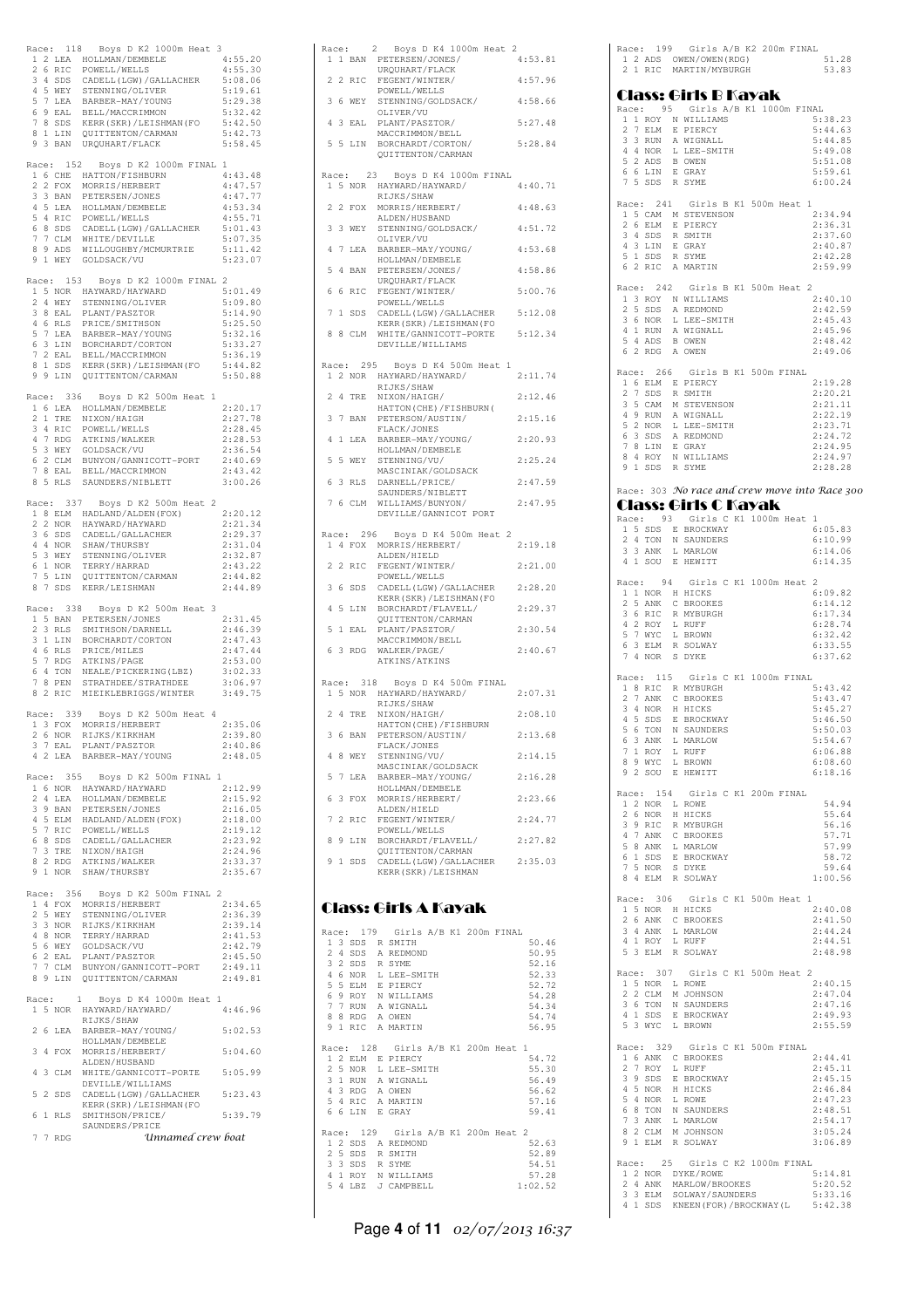Race: 118 Boys D K2 1000m Heat 3

| | | | | |
|---|---|---|---|---|
| 1 | 2 | LEA | HOLLMAN/DEMBELE | 4:55.20 |
| 2 | 6 | RIC | POWELL/WELLS | 4:55.30 |
| 3 | 4 | SDS | CADELL(LGW)/GALLACHER | 5:08.06 |
| 4 | 5 | WEY | STENNING/OLIVER | 5:19.61 |
| 5 | 7 | LEA | BARBER-MAY/YOUNG | 5:29.38 |
| 6 | 9 | EAL | BELL/MACCRIMMON | 5:32.42 |
| 7 | 8 | SDS | KERR(SKR)/LEISHMAN(FO | 5:42.50 |
| 8 | 1 | LIN | QUITTENTON/CARMAN | 5:42.73 |
| 9 | 3 | BAN | URQUHART/FLACK | 5:58.45 |

Race: 152 Boys D K2 1000m FINAL 1

| | | | | |
|---|---|---|---|---|
| 1 | 6 | CHE | HATTON/FISHBURN | 4:43.48 |
| 2 | 2 | FOX | MORRIS/HERBERT | 4:47.57 |
| 3 | 3 | BAN | PETERSEN/JONES | 4:47.77 |
| 4 | 5 | LEA | HOLLMAN/DEMBELE | 4:53.34 |
| 5 | 4 | RIC | POWELL/WELLS | 4:55.71 |
| 6 | 8 | SDS | CADELL(LGW)/GALLACHER | 5:01.43 |
| 7 | 7 | CLM | WHITE/DEVILLE | 5:07.35 |
| 8 | 9 | ADS | WILLOUGHBY/MCMURTRIE | 5:11.42 |
| 9 | 1 | WEY | GOLDSACK/VU | 5:23.07 |

Race: 153 Boys D K2 1000m FINAL 2

| | | | | |
|---|---|---|---|---|
| 1 | 5 | NOR | HAYWARD/HAYWARD | 5:01.49 |
| 2 | 4 | WEY | STENNING/OLIVER | 5:09.80 |
| 3 | 8 | EAL | PLANT/PASZTOR | 5:14.90 |
| 4 | 6 | RLS | PRICE/SMITHSON | 5:25.50 |
| 5 | 7 | LEA | BARBER-MAY/YOUNG | 5:32.16 |
| 6 | 3 | LIN | BORCHARDT/CORTON | 5:33.27 |
| 7 | 2 | EAL | BELL/MACCRIMMON | 5:36.19 |
| 8 | 1 | SDS | KERR(SKR)/LEISHMAN(FO | 5:44.82 |
| 9 | 9 | LIN | QUITTENTON/CARMAN | 5:50.88 |

Race: 336 Boys D K2 500m Heat 1

| | | | | |
|---|---|---|---|---|
| 1 | 6 | LEA | HOLLMAN/DEMBELE | 2:20.17 |
| 2 | 1 | TRE | NIXON/HAIGH | 2:27.78 |
| 3 | 4 | RIC | POWELL/WELLS | 2:28.45 |
| 4 | 7 | RDG | ATKINS/WALKER | 2:28.53 |
| 5 | 3 | WEY | GOLDSACK/VU | 2:36.54 |
| 6 | 2 | CLM | BUNYON/GANNICOTT-PORT | 2:40.69 |
| 7 | 8 | EAL | BELL/MACCRIMMON | 2:43.42 |
| 8 | 5 | RLS | SAUNDERS/NIBLETT | 3:00.26 |

Race: 337 Boys D K2 500m Heat 2

| | | | | |
|---|---|---|---|---|
| 1 | 8 | ELM | HADLAND/ALDEN(FOX) | 2:20.12 |
| 2 | 2 | NOR | HAYWARD/HAYWARD | 2:21.34 |
| 3 | 6 | SDS | CADELL/GALLACHER | 2:29.37 |
| 4 | 4 | NOR | SHAW/THURSBY | 2:31.04 |
| 5 | 3 | WEY | STENNING/OLIVER | 2:32.87 |
| 6 | 1 | NOR | TERRY/HARRAD | 2:43.22 |
| 7 | 5 | LIN | QUITTENTON/CARMAN | 2:44.82 |
| 8 | 7 | SDS | KERR/LEISHMAN | 2:44.89 |

Race: 338 Boys D K2 500m Heat 3

| | | | | |
|---|---|---|---|---|
| 1 | 5 | BAN | PETERSEN/JONES | 2:31.45 |
| 2 | 3 | RLS | SMITHSON/DARNELL | 2:46.39 |
| 3 | 1 | LIN | BORCHARDT/CORTON | 2:47.43 |
| 4 | 6 | RLS | PRICE/MILES | 2:47.44 |
| 5 | 7 | RDG | ATKINS/PAGE | 2:53.00 |
| 6 | 4 | TON | NEALE/PICKERING(LBZ) | 3:02.33 |
| 7 | 8 | PEN | STRATHDEE/STRATHDEE | 3:06.97 |
| 8 | 2 | RIC | MIEIKLEBRIGGS/WINTER | 3:49.75 |

Race: 339 Boys D K2 500m Heat 4

| | | | | |
|---|---|---|---|---|
| 1 | 3 | FOX | MORRIS/HERBERT | 2:35.06 |
| 2 | 6 | NOR | RIJKS/KIRKHAM | 2:39.80 |
| 3 | 7 | EAL | PLANT/PASZTOR | 2:40.86 |
| 4 | 2 | LEA | BARBER-MAY/YOUNG | 2:48.05 |

Race: 355 Boys D K2 500m FINAL 1

| | | | | |
|---|---|---|---|---|
| 1 | 6 | NOR | HAYWARD/HAYWARD | 2:12.99 |
| 2 | 4 | LEA | HOLLMAN/DEMBELE | 2:15.92 |
| 3 | 9 | BAN | PETERSEN/JONES | 2:16.05 |
| 4 | 5 | ELM | HADLAND/ALDEN(FOX) | 2:18.00 |
| 5 | 7 | RIC | POWELL/WELLS | 2:19.12 |
| 6 | 8 | SDS | CADELL/GALLACHER | 2:23.92 |
| 7 | 3 | TRE | NIXON/HAIGH | 2:24.96 |
| 8 | 2 | RDG | ATKINS/WALKER | 2:33.37 |
| 9 | 1 | NOR | SHAW/THURSBY | 2:35.67 |

Race: 356 Boys D K2 500m FINAL 2

| | | | | |
|---|---|---|---|---|
| 1 | 4 | FOX | MORRIS/HERBERT | 2:34.65 |
| 2 | 5 | WEY | STENNING/OLIVER | 2:36.39 |
| 3 | 3 | NOR | RIJKS/KIRKHAM | 2:39.14 |
| 4 | 8 | NOR | TERRY/HARRAD | 2:41.53 |
| 5 | 6 | WEY | GOLDSACK/VU | 2:42.79 |
| 6 | 2 | EAL | PLANT/PASZTOR | 2:45.50 |
| 7 | 7 | CLM | BUNYON/GANNICOTT-PORT | 2:49.11 |
| 8 | 9 | LIN | QUITTENTON/CARMAN | 2:49.81 |

Race: 1 Boys D K4 1000m Heat 1

| | | | | |
|---|---|---|---|---|
| 1 | 5 | NOR | HAYWARD/HAYWARD/ RIJKS/SHAW | 4:46.96 |
| 2 | 6 | LEA | BARBER-MAY/YOUNG/ HOLLMAN/DEMBELE | 5:02.53 |
| 3 | 4 | FOX | MORRIS/HERBERT/ ALDEN/HUSBAND | 5:04.60 |
| 4 | 3 | CLM | WHITE/GANNICOTT-PORTE DEVILLE/WILLIAMS | 5:05.99 |
| 5 | 2 | SDS | CADELL(LGW)/GALLACHER KERR(SKR)/LEISHMAN(FO | 5:23.43 |
| 6 | 1 | RLS | SMITHSON/PRICE/ SAUNDERS/PRICE | 5:39.79 |
| 7 | 7 | RDG | *Unnamed crew boat* | |

Race: 2 Boys D K4 1000m Heat 2

| | | | | |
|---|---|---|---|---|
| 1 | 1 | BAN | PETERSEN/JONES/ URQUHART/FLACK | 4:53.81 |
| 2 | 2 | RIC | FEGENT/WINTER/ POWELL/WELLS | 4:57.96 |
| 3 | 6 | WEY | STENNING/GOLDSACK/ OLIVER/VU | 4:58.66 |
| 4 | 3 | EAL | PLANT/PASZTOR/ MACCRIMMON/BELL | 5:27.48 |
| 5 | 5 | LIN | BORCHARDT/CORTON/ QUITTENTON/CARMAN | 5:28.84 |

Race: 23 Boys D K4 1000m FINAL

| | | | | |
|---|---|---|---|---|
| 1 | 5 | NOR | HAYWARD/HAYWARD/ RIJKS/SHAW | 4:40.71 |
| 2 | 2 | FOX | MORRIS/HERBERT/ ALDEN/HUSBAND | 4:48.63 |
| 3 | 3 | WEY | STENNING/GOLDSACK/ OLIVER/VU | 4:51.72 |
| 4 | 7 | LEA | BARBER-MAY/YOUNG/ HOLLMAN/DEMBELE | 4:53.68 |
| 5 | 4 | BAN | PETERSEN/JONES/ URQUHART/FLACK | 4:58.86 |
| 6 | 6 | RIC | FEGENT/WINTER/ POWELL/WELLS | 5:00.76 |
| 7 | 1 | SDS | CADELL(LGW)/GALLACHER KERR(SKR)/LEISHMAN(FO | 5:12.08 |
| 8 | 8 | CLM | WHITE/GANNICOTT-PORTE DEVILLE/WILLIAMS | 5:12.34 |

Race: 295 Boys D K4 500m Heat 1

| | | | | |
|---|---|---|---|---|
| 1 | 2 | NOR | HAYWARD/HAYWARD/ RIJKS/SHAW | 2:11.74 |
| 2 | 4 | TRE | NIXON/HAIGH/ HATTON(CHE)/FISHBURN( | 2:12.46 |
| 3 | 7 | BAN | PETERSON/AUSTIN/ FLACK/JONES | 2:15.16 |
| 4 | 1 | LEA | BARBER-MAY/YOUNG/ HOLLMAN/DEMBELE | 2:20.93 |
| 5 | 5 | WEY | STENNING/VU/ MASCINIAK/GOLDSACK | 2:25.24 |
| 6 | 3 | RLS | DARNELL/PRICE/ SAUNDERS/NIBLETT | 2:47.59 |
| 7 | 6 | CLM | WILLIAMS/BUNYON/ DEVILLE/GANNICOT PORT | 2:47.95 |

Race: 296 Boys D K4 500m Heat 2

| | | | | |
|---|---|---|---|---|
| 1 | 4 | FOX | MORRIS/HERBERT/ ALDEN/HIELD | 2:19.18 |
| 2 | 2 | RIC | FEGENT/WINTER/ POWELL/WELLS | 2:21.00 |
| 3 | 6 | SDS | CADELL(LGW)/GALLACHER KERR(SKR)/LEISHMAN(FO | 2:28.20 |
| 4 | 5 | LIN | BORCHARDT/FLAVELL/ QUITTENTON/CARMAN | 2:29.37 |
| 5 | 1 | EAL | PLANT/PASZTOR/ MACCRIMMON/BELL | 2:30.54 |
| 6 | 3 | RDG | WALKER/PAGE/ ATKINS/ATKINS | 2:40.67 |

Race: 318 Boys D K4 500m FINAL

| | | | | |
|---|---|---|---|---|
| 1 | 5 | NOR | HAYWARD/HAYWARD/ RIJKS/SHAW | 2:07.31 |
| 2 | 4 | TRE | NIXON/HAIGH/ HATTON(CHE)/FISHBURN | 2:08.10 |
| 3 | 6 | BAN | PETERSON/AUSTIN/ FLACK/JONES | 2:13.68 |
| 4 | 8 | WEY | STENNING/VU/ MASCINIAK/GOLDSACK | 2:14.15 |
| 5 | 7 | LEA | BARBER-MAY/YOUNG/ HOLLMAN/DEMBELE | 2:16.28 |
| 6 | 3 | FOX | MORRIS/HERBERT/ ALDEN/HIELD | 2:23.66 |
| 7 | 2 | RIC | FEGENT/WINTER/ POWELL/WELLS | 2:24.77 |
| 8 | 9 | LIN | BORCHARDT/FLAVELL/ QUITTENTON/CARMAN | 2:27.82 |
| 9 | 1 | SDS | CADELL(LGW)/GALLACHER KERR(SKR)/LEISHMAN | 2:35.03 |

## Class: Girls A Kayak

Race: 179 Girls A/B K1 200m FINAL

| | | | | |
|---|---|---|---|---|
| 1 | 3 | SDS | R SMITH | 50.46 |
| 2 | 4 | SDS | A REDMOND | 50.95 |
| 3 | 2 | SDS | R SYME | 52.16 |
| 4 | 6 | NOR | L LEE-SMITH | 52.33 |
| 5 | 5 | ELM | E PIERCY | 52.72 |
| 6 | 9 | ROY | N WILLIAMS | 54.28 |
| 7 | 7 | RUN | A WIGNALL | 54.34 |
| 8 | 8 | RDG | A OWEN | 54.74 |
| 9 | 1 | RIC | A MARTIN | 56.95 |

Race: 128 Girls A/B K1 200m Heat 1

| | | | | |
|---|---|---|---|---|
| 1 | 2 | ELM | E PIERCY | 54.72 |
| 2 | 5 | NOR | L LEE-SMITH | 55.30 |
| 3 | 1 | RUN | A WIGNALL | 56.49 |
| 4 | 3 | RDG | A OWEN | 56.62 |
| 5 | 4 | RIC | A MARTIN | 57.16 |
| 6 | 6 | LIN | E GRAY | 59.41 |

Race: 129 Girls A/B K1 200m Heat 2

| | | | | |
|---|---|---|---|---|
| 1 | 2 | SDS | A REDMOND | 52.63 |
| 2 | 5 | SDS | R SMITH | 52.89 |
| 3 | 3 | SDS | R SYME | 54.51 |
| 4 | 1 | ROY | N WILLIAMS | 57.28 |
| 5 | 4 | LBZ | J CAMPBELL | 1:02.52 |

Race: 199 Girls A/B K2 200m FINAL

| | | | | |
|---|---|---|---|---|
| 1 | 2 | ADS | OWEN/OWEN(RDG) | 51.28 |
| 2 | 1 | RIC | MARTIN/MYBURGH | 53.83 |

## Class: Girls B Kayak

Race: 95 Girls A/B K1 1000m FINAL

| | | | | |
|---|---|---|---|---|
| 1 | 1 | ROY | N WILLIAMS | 5:38.23 |
| 2 | 7 | ELM | E PIERCY | 5:44.63 |
| 3 | 3 | RUN | A WIGNALL | 5:44.85 |
| 4 | 4 | NOR | L LEE-SMITH | 5:49.08 |
| 5 | 2 | ADS | B OWEN | 5:51.08 |
| 6 | 6 | LIN | E GRAY | 5:59.61 |
| 7 | 5 | SDS | R SYME | 6:00.24 |

Race: 241 Girls B K1 500m Heat 1

| | | | | |
|---|---|---|---|---|
| 1 | 5 | CAM | M STEVENSON | 2:34.94 |
| 2 | 6 | ELM | E PIERCY | 2:36.31 |
| 3 | 4 | SDS | R SMITH | 2:37.60 |
| 4 | 3 | LIN | E GRAY | 2:40.87 |
| 5 | 1 | SDS | R SYME | 2:42.28 |
| 6 | 2 | RIC | A MARTIN | 2:59.99 |

Race: 242 Girls B K1 500m Heat 2

| | | | | |
|---|---|---|---|---|
| 1 | 3 | ROY | N WILLIAMS | 2:40.10 |
| 2 | 5 | SDS | A REDMOND | 2:42.59 |
| 3 | 6 | NOR | L LEE-SMITH | 2:45.43 |
| 4 | 1 | RUN | A WIGNALL | 2:45.96 |
| 5 | 4 | ADS | B OWEN | 2:48.42 |
| 6 | 2 | RDG | A OWEN | 2:49.06 |

Race: 266 Girls B K1 500m FINAL

| | | | | |
|---|---|---|---|---|
| 1 | 6 | ELM | E PIERCY | 2:19.28 |
| 2 | 7 | SDS | R SMITH | 2:20.21 |
| 3 | 5 | CAM | M STEVENSON | 2:21.11 |
| 4 | 9 | RUN | A WIGNALL | 2:22.19 |
| 5 | 2 | NOR | L LEE-SMITH | 2:23.71 |
| 6 | 3 | SDS | A REDMOND | 2:24.72 |
| 7 | 8 | LIN | E GRAY | 2:24.95 |
| 8 | 4 | ROY | N WILLIAMS | 2:24.97 |
| 9 | 1 | SDS | R SYME | 2:28.28 |

Race: 303 *No race and crew move into Race 300*

## Class: Girls C Kayak

Race: 93 Girls C K1 1000m Heat 1

| | | | | |
|---|---|---|---|---|
| 1 | 5 | SDS | E BROCKWAY | 6:05.83 |
| 2 | 4 | TON | N SAUNDERS | 6:10.99 |
| 3 | 3 | ANK | L MARLOW | 6:14.06 |
| 4 | 1 | SOU | E HEWITT | 6:14.35 |

Race: 94 Girls C K1 1000m Heat 2

| | | | | |
|---|---|---|---|---|
| 1 | 1 | NOR | H HICKS | 6:09.82 |
| 2 | 5 | ANK | C BROOKES | 6:14.12 |
| 3 | 6 | RIC | R MYBURGH | 6:17.34 |
| 4 | 2 | ROY | L RUFF | 6:28.74 |
| 5 | 7 | WYC | L BROWN | 6:32.42 |
| 6 | 3 | ELM | R SOLWAY | 6:33.55 |
| 7 | 4 | NOR | S DYKE | 6:37.62 |

Race: 115 Girls C K1 1000m FINAL

| | | | | |
|---|---|---|---|---|
| 1 | 8 | RIC | R MYBURGH | 5:43.42 |
| 2 | 7 | ANK | C BROOKES | 5:43.47 |
| 3 | 4 | NOR | H HICKS | 5:45.27 |
| 4 | 5 | SDS | E BROCKWAY | 5:46.50 |
| 5 | 6 | TON | N SAUNDERS | 5:50.03 |
| 6 | 3 | ANK | L MARLOW | 5:54.67 |
| 7 | 1 | ROY | L RUFF | 6:06.88 |
| 8 | 9 | WYC | L BROWN | 6:08.60 |
| 9 | 2 | SOU | E HEWITT | 6:18.16 |

Race: 154 Girls C K1 200m FINAL

| | | | | |
|---|---|---|---|---|
| 1 | 2 | NOR | L ROWE | 54.94 |
| 2 | 6 | NOR | H HICKS | 55.64 |
| 3 | 9 | RIC | R MYBURGH | 56.16 |
| 4 | 7 | ANK | C BROOKES | 57.71 |
| 5 | 8 | ANK | L MARLOW | 57.99 |
| 6 | 1 | SDS | E BROCKWAY | 58.72 |
| 7 | 5 | NOR | S DYKE | 59.64 |
| 8 | 4 | ELM | R SOLWAY | 1:00.56 |

Race: 306 Girls C K1 500m Heat 1

| | | | | |
|---|---|---|---|---|
| 1 | 5 | NOR | H HICKS | 2:40.08 |
| 2 | 6 | ANK | C BROOKES | 2:41.50 |
| 3 | 4 | ANK | L MARLOW | 2:44.24 |
| 4 | 1 | ROY | L RUFF | 2:44.51 |
| 5 | 3 | ELM | R SOLWAY | 2:48.98 |

Race: 307 Girls C K1 500m Heat 2

| | | | | |
|---|---|---|---|---|
| 1 | 5 | NOR | L ROWE | 2:40.15 |
| 2 | 2 | CLM | M JOHNSON | 2:47.04 |
| 3 | 6 | TON | N SAUNDERS | 2:47.16 |
| 4 | 1 | SDS | E BROCKWAY | 2:49.93 |
| 5 | 3 | WYC | L BROWN | 2:55.59 |

Race: 329 Girls C K1 500m FINAL

| | | | | |
|---|---|---|---|---|
| 1 | 6 | ANK | C BROOKES | 2:44.41 |
| 2 | 7 | ROY | L RUFF | 2:45.11 |
| 3 | 9 | SDS | E BROCKWAY | 2:45.15 |
| 4 | 5 | NOR | H HICKS | 2:46.84 |
| 5 | 4 | NOR | L ROWE | 2:47.23 |
| 6 | 8 | TON | N SAUNDERS | 2:48.51 |
| 7 | 3 | ANK | L MARLOW | 2:54.17 |
| 8 | 2 | CLM | M JOHNSON | 3:05.24 |
| 9 | 1 | ELM | R SOLWAY | 3:06.89 |

Race: 25 Girls C K2 1000m FINAL

| | | | | |
|---|---|---|---|---|
| 1 | 2 | NOR | DYKE/ROWE | 5:14.81 |
| 2 | 4 | ANK | MARLOW/BROOKES | 5:20.52 |
| 3 | 3 | ELM | SOLWAY/SAUNDERS | 5:33.16 |
| 4 | 1 | SDS | KNEEN(FOR)/BROCKWAY(L | 5:42.38 |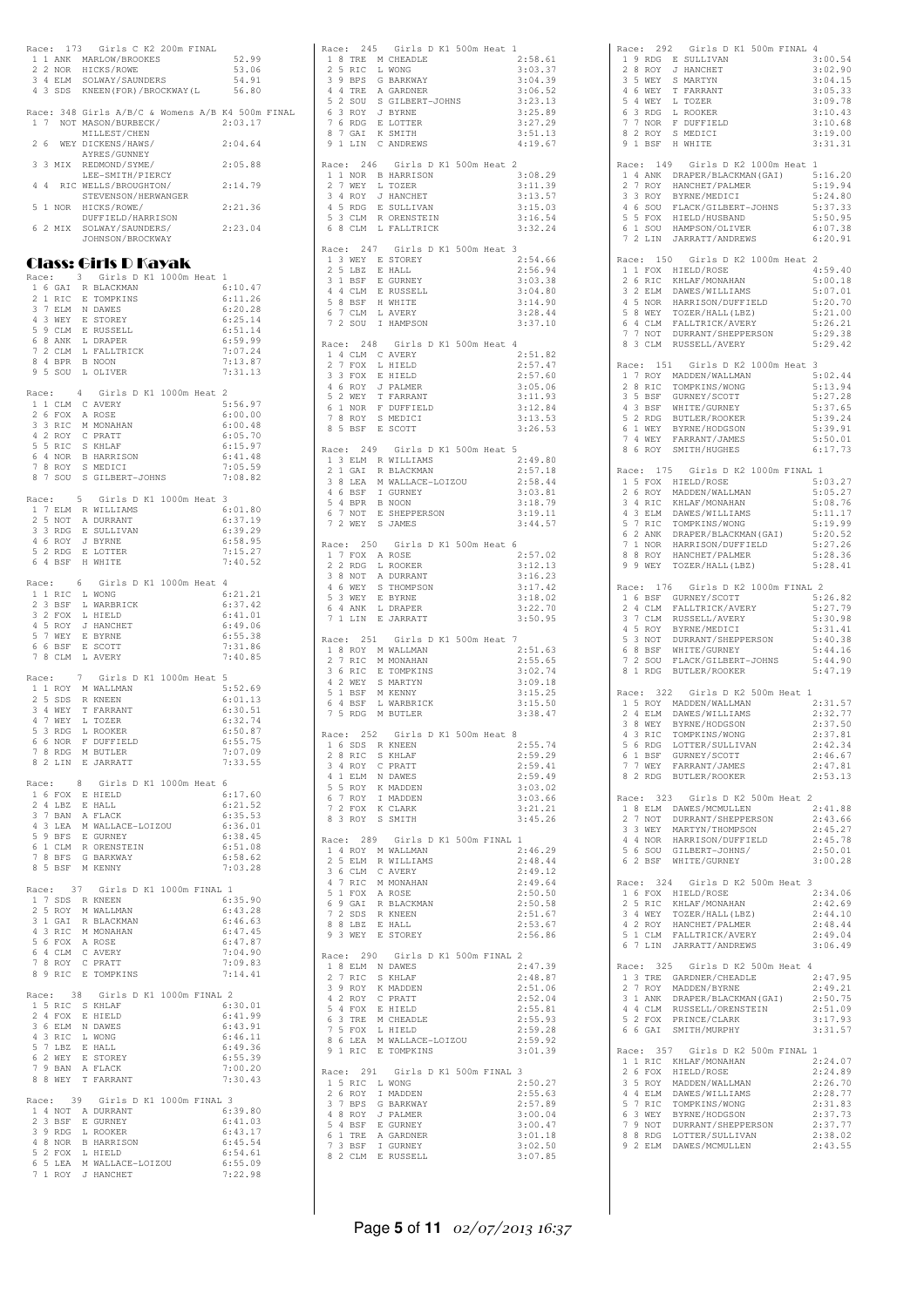```
Race: 173   Girls C K2 200m FINAL
 1 1 ANK  MARLOW/BROOKES              52.99
 2 2 NOR  HICKS/ROWE                  53.06
 3 4 ELM  SOLWAY/SAUNDERS             54.91
 4 3 SDS  KNEEN(FOR)/BROCKWAY(L       56.80

Race: 348 Girls A/B/C & Womens A/B K4 500m FINAL
 1 7  NOT MASON/BURBECK/           2:03.17
          MILLEST/CHEN
 2 6  WEY DICKENS/HAWS/            2:04.64
          AYRES/GUNNEY
 3 3 MIX  REDMOND/SYME/            2:05.88
          LEE-SMITH/PIERCY
 4 4  RIC WELLS/BROUGHTON/         2:14.79
          STEVENSON/HERWANGER
 5 1 NOR  HICKS/ROWE/              2:21.36
          DUFFIELD/HARRISON
 6 2 MIX  SOLWAY/SAUNDERS/         2:23.04
          JOHNSON/BROCKWAY
```

## Class: Girls D Kayak

```
Race:    3   Girls D K1 1000m Heat 1
 1 6 GAI  R BLACKMAN               6:10.47
 2 1 RIC  E TOMPKINS               6:11.26
 3 7 ELM  N DAWES                  6:20.28
 4 3 WEY  E STOREY                 6:25.14
 5 9 CLM  E RUSSELL                6:51.14
 6 8 ANK  L DRAPER                 6:59.99
 7 2 CLM  L FALLTRICK              7:07.24
 8 4 BPR  B NOON                   7:13.87
 9 5 SOU  L OLIVER                 7:31.13

Race:    4   Girls D K1 1000m Heat 2
 1 1 CLM  C AVERY                  5:56.97
 2 6 FOX  A ROSE                   6:00.00
 3 3 RIC  M MONAHAN                6:00.48
 4 2 ROY  C PRATT                  6:05.70
 5 5 RIC  S KHLAF                  6:15.97
 6 4 NOR  B HARRISON               6:41.48
 7 8 ROY  S MEDICI                 7:05.59
 8 7 SOU  S GILBERT-JOHNS          7:08.82

Race:    5   Girls D K1 1000m Heat 3
 1 7 ELM  R WILLIAMS               6:01.80
 2 5 NOT  A DURRANT                6:37.19
 3 3 RDG  E SULLIVAN               6:39.29
 4 6 ROY  J BYRNE                  6:58.95
 5 2 RDG  E LOTTER                 7:15.27
 6 4 BSF  H WHITE                  7:40.52

Race:    6   Girls D K1 1000m Heat 4
 1 1 RIC  L WONG                   6:21.21
 2 3 BSF  L WARBRICK               6:37.42
 3 2 FOX  L HIELD                  6:41.01
 4 5 ROY  J HANCHET                6:49.06
 5 7 WEY  E BYRNE                  6:55.38
 6 6 BSF  E SCOTT                  7:31.86
 7 8 CLM  L AVERY                  7:40.85

Race:    7   Girls D K1 1000m Heat 5
 1 1 ROY  M WALLMAN                5:52.69
 2 5 SDS  R KNEEN                  6:01.13
 3 4 WEY  T FARRANT                6:30.51
 4 7 WEY  L TOZER                  6:32.74
 5 3 RDG  L ROOKER                 6:50.87
 6 6 NOR  F DUFFIELD               6:55.75
 7 8 RDG  M BUTLER                 7:07.09
 8 2 LIN  E JARRATT                7:33.55

Race:    8   Girls D K1 1000m Heat 6
 1 6 FOX  E HIELD                  6:17.60
 2 4 LBZ  E HALL                   6:21.52
 3 7 BAN  A FLACK                  6:35.53
 4 3 LEA  M WALLACE-LOIZOU         6:36.01
 5 9 BFS  E GURNEY                 6:38.45
 6 1 CLM  R ORENSTEIN              6:51.08
 7 8 BFS  G BARKWAY                6:58.62
 8 5 BSF  M KENNY                  7:03.28

Race:   37   Girls D K1 1000m FINAL 1
 1 7 SDS  R KNEEN                  6:35.90
 2 5 ROY  M WALLMAN                6:43.28
 3 1 GAI  R BLACKMAN               6:46.63
 4 3 RIC  M MONAHAN                6:47.45
 5 6 FOX  A ROSE                   6:47.87
 6 4 CLM  C AVERY                  7:04.90
 7 8 ROY  C PRATT                  7:09.83
 8 9 RIC  E TOMPKINS               7:14.41

Race:   38   Girls D K1 1000m FINAL 2
 1 5 RIC  S KHLAF                  6:30.01
 2 4 FOX  E HIELD                  6:41.99
 3 6 ELM  N DAWES                  6:43.91
 4 3 RIC  L WONG                   6:46.11
 5 7 LBZ  E HALL                   6:49.36
 6 2 WEY  E STOREY                 6:55.39
 7 9 BAN  A FLACK                  7:00.20
 8 8 WEY  T FARRANT                7:30.43

Race:   39   Girls D K1 1000m FINAL 3
 1 4 NOT  A DURRANT                6:39.80
 2 3 BSF  E GURNEY                 6:41.03
 3 9 RDG  L ROOKER                 6:43.17
 4 8 NOR  B HARRISON               6:45.54
 5 2 FOX  L HIELD                  6:54.61
 6 5 LEA  M WALLACE-LOIZOU         6:55.09
 7 1 ROY  J HANCHET                7:22.98

Race:  245   Girls D K1 500m Heat 1
 1 8 TRE  M CHEADLE                2:58.61
 2 5 RIC  L WONG                   3:03.37
 3 9 BPS  G BARKWAY                3:04.39
 4 4 TRE  A GARDNER                3:06.52
 5 2 SOU  S GILBERT-JOHNS          3:23.13
 6 3 ROY  J BYRNE                  3:25.89
 7 6 RDG  E LOTTER                 3:27.29
 8 7 GAI  K SMITH                  3:51.13
 9 1 LIN  C ANDREWS                4:19.67

Race:  246   Girls D K1 500m Heat 2
 1 1 NOR  B HARRISON               3:08.29
 2 7 WEY  L TOZER                  3:11.39
 3 4 ROY  J HANCHET                3:13.57
 4 5 RDG  E SULLIVAN               3:15.03
 5 3 CLM  R ORENSTEIN              3:16.54
 6 8 CLM  L FALLTRICK              3:32.24

Race:  247   Girls D K1 500m Heat 3
 1 3 WEY  E STOREY                 2:54.66
 2 5 LBZ  E HALL                   2:56.94
 3 1 BSF  E GURNEY                 3:03.38
 4 4 CLM  E RUSSELL                3:04.80
 5 8 BSF  H WHITE                  3:14.90
 6 7 CLM  L AVERY                  3:28.44
 7 2 SOU  I HAMPSON                3:37.10

Race:  248   Girls D K1 500m Heat 4
 1 4 CLM  C AVERY                  2:51.82
 2 7 FOX  L HIELD                  2:57.47
 3 3 FOX  E HIELD                  2:57.60
 4 6 ROY  J PALMER                 3:05.06
 5 2 WEY  T FARRANT                3:11.93
 6 1 NOR  F DUFFIELD               3:12.84
 7 8 ROY  S MEDICI                 3:13.53
 8 5 BSF  E SCOTT                  3:26.53

Race:  249   Girls D K1 500m Heat 5
 1 3 ELM  R WILLIAMS               2:49.80
 2 1 GAI  R BLACKMAN               2:57.18
 3 8 LEA  M WALLACE-LOIZOU         2:58.44
 4 6 BSF  I GURNEY                 3:03.81
 5 4 BPR  B NOON                   3:18.79
 6 7 NOT  E SHEPPERSON             3:19.11
 7 2 WEY  S JAMES                  3:44.57

Race:  250   Girls D K1 500m Heat 6
 1 7 FOX  A ROSE                   2:57.02
 2 2 RDG  L ROOKER                 3:12.13
 3 8 NOT  A DURRANT                3:16.23
 4 6 WEY  S THOMPSON               3:17.42
 5 3 WEY  E BYRNE                  3:18.02
 6 4 ANK  L DRAPER                 3:22.70
 7 1 LIN  E JARRATT                3:50.95

Race:  251   Girls D K1 500m Heat 7
 1 8 ROY  M WALLMAN                2:51.63
 2 7 RIC  M MONAHAN                2:55.65
 3 6 RIC  E TOMPKINS               3:02.74
 4 2 WEY  S MARTYN                 3:09.18
 5 1 BSF  M KENNY                  3:15.25
 6 4 BSF  L WARBRICK               3:15.50
 7 5 RDG  M BUTLER                 3:38.47

Race:  252   Girls D K1 500m Heat 8
 1 6 SDS  R KNEEN                  2:55.74
 2 8 RIC  S KHLAF                  2:59.29
 3 4 ROY  C PRATT                  2:59.41
 4 1 ELM  N DAWES                  2:59.49
 5 5 ROY  K MADDEN                 3:03.02
 6 7 ROY  I MADDEN                 3:03.66
 7 2 FOX  K CLARK                  3:21.21
 8 3 ROY  S SMITH                  3:45.26

Race:  289   Girls D K1 500m FINAL 1
 1 4 ROY  M WALLMAN                2:46.29
 2 5 ELM  R WILLIAMS               2:48.44
 3 6 CLM  C AVERY                  2:49.12
 4 7 RIC  M MONAHAN                2:49.64
 5 1 FOX  A ROSE                   2:50.50
 6 9 GAI  R BLACKMAN               2:50.58
 7 2 SDS  R KNEEN                  2:51.67
 8 8 LBZ  E HALL                   2:53.67
 9 3 WEY  E STOREY                 2:56.86

Race:  290   Girls D K1 500m FINAL 2
 1 8 ELM  N DAWES                  2:47.39
 2 7 RIC  S KHLAF                  2:48.87
 3 9 ROY  K MADDEN                 2:51.06
 4 2 ROY  C PRATT                  2:52.04
 5 4 FOX  E HIELD                  2:55.81
 6 3 TRE  M CHEADLE                2:55.93
 7 5 FOX  L HIELD                  2:59.28
 8 6 LEA  M WALLACE-LOIZOU         2:59.92
 9 1 RIC  E TOMPKINS               3:01.39

Race:  291   Girls D K1 500m FINAL 3
 1 5 RIC  L WONG                   2:50.27
 2 6 ROY  I MADDEN                 2:55.63
 3 7 BPS  G BARKWAY                2:57.89
 4 8 ROY  J PALMER                 3:00.04
 5 4 BSF  E GURNEY                 3:00.47
 6 1 TRE  A GARDNER                3:01.18
 7 3 BSF  I GURNEY                 3:02.50
 8 2 CLM  E RUSSELL                3:07.85

Race:  292   Girls D K1 500m FINAL 4
 1 9 RDG  E SULLIVAN               3:00.54
 2 8 ROY  J HANCHET                3:02.90
 3 5 WEY  S MARTYN                 3:04.15
 4 6 WEY  T FARRANT                3:05.33
 5 4 WEY  L TOZER                  3:09.78
 6 3 RDG  L ROOKER                 3:10.43
 7 7 NOR  F DUFFIELD               3:10.68
 8 2 ROY  S MEDICI                 3:19.00
 9 1 BSF  H WHITE                  3:31.31

Race:  149   Girls D K2 1000m Heat 1
 1 4 ANK  DRAPER/BLACKMAN(GAI)     5:16.20
 2 7 ROY  HANCHET/PALMER           5:19.94
 3 3 ROY  BYRNE/MEDICI             5:24.80
 4 6 SOU  FLACK/GILBERT-JOHNS      5:37.33
 5 5 FOX  HIELD/HUSBAND            5:50.95
 6 1 SOU  HAMPSON/OLIVER           6:07.38
 7 2 LIN  JARRATT/ANDREWS          6:20.91

Race:  150   Girls D K2 1000m Heat 2
 1 1 FOX  HIELD/ROSE               4:59.40
 2 6 RIC  KHLAF/MONAHAN            5:00.18
 3 2 ELM  DAWES/WILLIAMS           5:07.01
 4 5 NOR  HARRISON/DUFFIELD        5:20.70
 5 8 WEY  TOZER/HALL(LBZ)          5:21.00
 6 4 CLM  FALLTRICK/AVERY          5:26.21
 7 7 NOT  DURRANT/SHEPPERSON       5:29.38
 8 3 CLM  RUSSELL/AVERY            5:29.42

Race:  151   Girls D K2 1000m Heat 3
 1 7 ROY  MADDEN/WALLMAN           5:02.44
 2 8 RIC  TOMPKINS/WONG            5:13.94
 3 5 BSF  GURNEY/SCOTT             5:27.28
 4 3 BSF  WHITE/GURNEY             5:37.65
 5 2 RDG  BUTLER/ROOKER            5:39.24
 6 1 WEY  BYRNE/HODGSON            5:39.91
 7 4 WEY  FARRANT/JAMES            5:50.01
 8 6 ROY  SMITH/HUGHES             6:17.73

Race:  175   Girls D K2 1000m FINAL 1
 1 5 FOX  HIELD/ROSE               5:03.27
 2 6 ROY  MADDEN/WALLMAN           5:05.27
 3 4 RIC  KHLAF/MONAHAN            5:08.76
 4 3 ELM  DAWES/WILLIAMS           5:11.17
 5 7 RIC  TOMPKINS/WONG            5:19.99
 6 2 ANK  DRAPER/BLACKMAN(GAI)     5:20.52
 7 1 NOR  HARRISON/DUFFIELD        5:27.26
 8 8 ROY  HANCHET/PALMER           5:28.36
 9 9 WEY  TOZER/HALL(LBZ)          5:28.41

Race:  176   Girls D K2 1000m FINAL 2
 1 6 BSF  GURNEY/SCOTT             5:26.82
 2 4 CLM  FALLTRICK/AVERY          5:27.79
 3 7 CLM  RUSSELL/AVERY            5:30.98
 4 5 ROY  BYRNE/MEDICI             5:31.41
 5 3 NOT  DURRANT/SHEPPERSON       5:40.38
 6 8 BSF  WHITE/GURNEY             5:44.16
 7 2 SOU  FLACK/GILBERT-JOHNS      5:44.90
 8 1 RDG  BUTLER/ROOKER            5:47.19

Race:  322   Girls D K2 500m Heat 1
 1 5 ROY  MADDEN/WALLMAN           2:31.57
 2 4 ELM  DAWES/WILLIAMS           2:32.77
 3 8 WEY  BYRNE/HODGSON            2:37.50
 4 3 RIC  TOMPKINS/WONG            2:37.81
 5 6 RDG  LOTTER/SULLIVAN          2:42.34
 6 1 BSF  GURNEY/SCOTT             2:46.67
 7 7 WEY  FARRANT/JAMES            2:47.81
 8 2 RDG  BUTLER/ROOKER            2:53.13

Race:  323   Girls D K2 500m Heat 2
 1 8 ELM  DAWES/MCMULLEN           2:41.88
 2 7 NOT  DURRANT/SHEPPERSON       2:43.66
 3 3 WEY  MARTYN/THOMPSON          2:45.27
 4 4 NOR  HARRISON/DUFFIELD        2:45.78
 5 6 SOU  GILBERT-JOHNS/           2:50.01
 6 2 BSF  WHITE/GURNEY             3:00.28

Race:  324   Girls D K2 500m Heat 3
 1 6 FOX  HIELD/ROSE               2:34.06
 2 5 RIC  KHLAF/MONAHAN            2:42.69
 3 4 WEY  TOZER/HALL(LBZ)          2:44.10
 4 2 ROY  HANCHET/PALMER           2:48.44
 5 1 CLM  FALLTRICK/AVERY          2:49.04
 6 7 LIN  JARRATT/ANDREWS          3:06.49

Race:  325   Girls D K2 500m Heat 4
 1 3 TRE  GARDNER/CHEADLE          2:47.95
 2 7 ROY  MADDEN/BYRNE             2:49.21
 3 1 ANK  DRAPER/BLACKMAN(GAI)     2:50.75
 4 4 CLM  RUSSELL/ORENSTEIN        2:51.09
 5 2 FOX  PRINCE/CLARK             3:17.93
 6 6 GAI  SMITH/MURPHY             3:31.57

Race:  357   Girls D K2 500m FINAL 1
 1 1 RIC  KHLAF/MONAHAN            2:24.07
 2 6 FOX  HIELD/ROSE               2:24.89
 3 5 ROY  MADDEN/WALLMAN           2:26.70
 4 4 ELM  DAWES/WILLIAMS           2:28.77
 5 7 RIC  TOMPKINS/WONG            2:31.83
 6 3 WEY  BYRNE/HODGSON            2:37.73
 7 9 NOT  DURRANT/SHEPPERSON       2:37.77
 8 8 RDG  LOTTER/SULLIVAN          2:38.02
 9 2 ELM  DAWES/MCMULLEN           2:43.55
```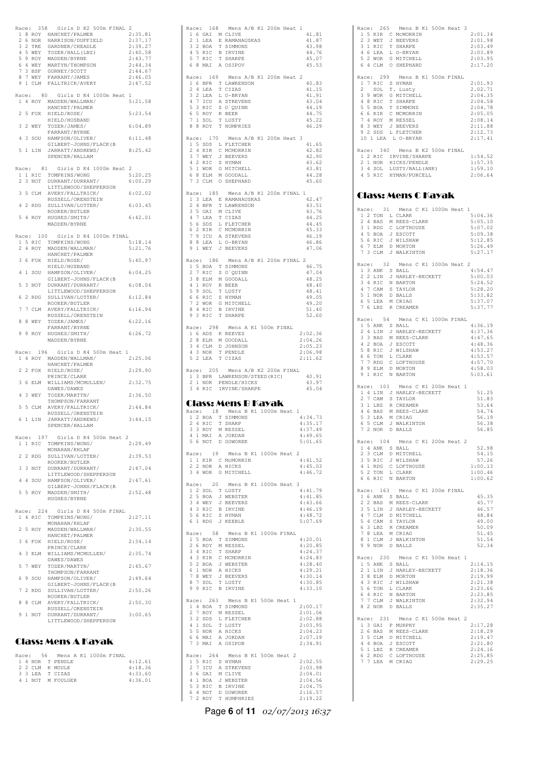Race: 358 Girls D K2 500m FINAL 2

| | | | |
|---|---|---|---|
| 1 8 ROY | HANCHET/PALMER | 2:35.81 |
| 2 6 NOR | HARRISON/DUFFIELD | 2:37.17 |
| 3 2 TRE | GARDNER/CHEADLE | 2:39.27 |
| 4 5 WEY | TOZER/HALL(LBZ) | 2:40.58 |
| 5 9 ROY | MADDEN/BYRNE | 2:43.77 |
| 6 4 WEY | MARTYN/THOMPSON | 2:44.34 |
| 7 3 BSF | GURNEY/SCOTT | 2:44.67 |
| 8 7 WEY | FARRANT/JAMES | 2:46.05 |
| 9 1 CLM | FALLTRICK/AVERY | 2:47.52 |

Race: 80 Girls D K4 1000m Heat 1

| | | |
|---|---|---|
| 1 4 ROY | MADDEN/WALLMAN/ HANCHET/PALMER | 5:21.58 |
| 2 5 FOX | HIELD/ROSE/ HIELD/HUSBAND | 5:23.54 |
| 3 2 WEY | TOZER/JAMES/ FARRANT/BYRNE | 6:04.89 |
| 4 3 SOU | HAMPSON/OLIVER/ GILBERT-JOHNS/FLACK(B | 6:11.48 |
| 5 1 LIN | JARRATT/ANDREWS/ SPENCER/HALLAM | 8:25.42 |

Race: 81 Girls D K4 1000m Heat 2

| | | |
|---|---|---|
| 1 1 RIC | TOMPKINS/WONG | 5:20.25 |
| 2 3 NOT | DURRANT/DURRANT/ LITTLEWOOD/SHEPPERSON | 6:00.29 |
| 3 5 CLM | AVERY/FALLTRICK/ RUSSELL/ORENSTEIN | 6:02.02 |
| 4 2 RDG | SULLIVAN/LOTTER/ ROOKER/BUTLER | 6:03.45 |
| 5 4 ROY | HUGHES/SMITH/ MADDEN/BYRNE | 6:42.01 |

Race: 100 Girls D K4 1000m FINAL

| | | |
|---|---|---|
| 1 5 RIC | TOMPKINS/WONG | 5:18.14 |
| 2 4 ROY | MADDEN/WALLMAN/ HANCHET/PALMER | 5:21.76 |
| 3 6 FOX | HIELD/ROSE/ HIELD/HUSBAND | 5:40.97 |
| 4 1 SOU | HAMPSON/OLIVER/ GILBERT-JOHNS/FLACK(B | 6:04.25 |
| 5 3 NOT | DURRANT/DURRANT/ LITTLEWOOD/SHEPPERSON | 6:08.04 |
| 6 2 RDG | SULLIVAN/LOTTER/ ROOKER/BUTLER | 6:12.84 |
| 7 7 CLM | AVERY/FALLTRICK/ RUSSELL/ORENSTEIN | 6:16.94 |
| 8 8 WEY | TOZER/JAMES/ FARRANT/BYRNE | 6:22.16 |
| 9 9 ROY | HUGHES/SMITH/ MADDEN/BYRNE | 6:26.72 |

Race: 196 Girls D K4 500m Heat 1

| | | |
|---|---|---|
| 1 4 ROY | MADDEN/WALLMAN/ HANCHET/PALMER | 2:25.06 |
| 2 2 FOX | HIELD/ROSE/ PRINCE/CLARK | 2:29.90 |
| 3 6 ELM | WILLIAMS/MCMULLEN/ DAWES/DAWES | 2:32.75 |
| 4 3 WEY | TOZER/MARTYN/ THOMPSON/FARRANT | 2:36.50 |
| 5 5 CLM | AVERY/FALLTRICK/ RUSSELL/ORENSTEIN | 2:44.84 |
| 6 1 LIN | JARRATT/ANDREWS/ SPENCER/HALLAM | 3:44.15 |

Race: 197 Girls D K4 500m Heat 2

| | | |
|---|---|---|
| 1 1 RIC | TOMPKINS/WONG/ MONAHAN/KHLAF | 2:29.49 |
| 2 2 RDG | SULLIVAN/LOTTER/ ROOKER/BUTLER | 2:39.53 |
| 3 3 NOT | DURRANT/DURRANT/ LITTLEWOOD/SHEPPERSON | 2:47.04 |
| 4 4 SOU | HAMPSON/OLIVER/ GILBERT-JOHNS/FLACK(B | 2:47.61 |
| 5 5 ROY | MADDEN/SMITH/ HUGHES/BYRNE | 2:52.48 |

Race: 224 Girls D K4 500m FINAL

| | | |
|---|---|---|
| 1 4 RIC | TOMPKINS/WONG/ MONAHAN/KHLAF | 2:27.11 |
| 2 5 ROY | MADDEN/WALLMAN/ HANCHET/PALMER | 2:30.55 |
| 3 6 FOX | HIELD/ROSE/ PRINCE/CLARK | 2:34.14 |
| 4 3 ELM | WILLIAMS/MCMULLEN/ DAWES/DAWES | 2:35.74 |
| 5 7 WEY | TOZER/MARTYN/ THOMPSON/FARRANT | 2:45.67 |
| 6 9 SOU | HAMPSON/OLIVER/ GILBERT-JOHNS/FLACK(B | 2:49.64 |
| 7 2 RDG | SULLIVAN/LOTTER/ ROOKER/BUTLER | 2:50.26 |
| 8 8 CLM | AVERY/FALLTRICK/ RUSSELL/ORENSTEIN | 2:50.30 |
| 9 1 NOT | DURRANT/DURRANT/ LITTLEWOOD/SHEPPERSON | 3:00.65 |

## Class: Mens A Kayak

Race: 56 Mens A K1 1000m FINAL

| | | |
|---|---|---|
| 1 4 NOR | T PENDLE | 4:12.61 |
| 2 2 CLM | K MOULE | 4:18.36 |
| 3 3 LEA | T CIZAS | 4:33.60 |
| 4 1 NOT | M FOULGER | 4:36.01 |

Race: 168 Mens A/B K1 200m Heat 1

| | | |
|---|---|---|
| 1 6 GAI | M CLIVE | 41.81 |
| 2 1 LEA | E RAMANAUSKAS | 41.87 |
| 3 2 BOA | T SIMMONS | 43.98 |
| 4 5 RIC | B IRVINE | 44.76 |
| 5 7 RIC | T SHARPE | 45.07 |
| 6 8 MAI | A OSIPOV | 45.53 |

Race: 169 Mens A/B K1 200m Heat 2

| | | |
|---|---|---|
| 1 6 BPR | T LAWRENSON | 40.83 |
| 2 4 LEA | T CIZAS | 41.15 |
| 3 2 LEA | L O-BRYAN | 41.91 |
| 4 7 ICU | A STREVENS | 43.04 |
| 5 3 RIC | S O`QUINN | 44.19 |
| 6 5 ROY | R BEER | 44.75 |
| 7 1 SOL | T LUSTY | 45.22 |
| 8 8 ROY | T HUMPRIES | 46.29 |

Race: 170 Mens A/B K1 200m Heat 3

| | | |
|---|---|---|
| 1 5 SDS | L FLETCHER | 41.65 |
| 2 4 KIR | C MCMORRIN | 42.82 |
| 3 7 WEY | J BEEVERS | 42.90 |
| 4 2 RIC | S HYMAN | 43.62 |
| 5 1 WOR | G MITCHELL | 43.81 |
| 6 8 ELM | M GOODALL | 44.28 |
| 7 3 CLM | O SHEPHARD | 45.60 |

Race: 185 Mens A/B K1 200m FINAL 1

| | | |
|---|---|---|
| 1 3 LEA | E RAMANAUSKAS | 42.47 |
| 2 4 BPR | T LAWRENSON | 43.51 |
| 3 5 GAI | M CLIVE | 43.76 |
| 4 7 LEA | T CIZAS | 44.25 |
| 5 6 SDS | L FLETCHER | 44.45 |
| 6 2 KIR | C MCMORRIN | 45.33 |
| 7 9 ICU | A STREVENS | 46.19 |
| 8 8 LEA | L O-BRYAN | 46.86 |
| 9 1 WEY | J BEEVERS | 47.06 |

Race: 186 Mens A/B K1 200m FINAL 2

| | | |
|---|---|---|
| 1 5 BOA | T SIMMONS | 46.75 |
| 2 7 RIC | S O`QUINN | 47.04 |
| 3 8 ELM | M GOODALL | 48.25 |
| 4 1 ROY | R BEER | 48.40 |
| 5 9 SOL | T LUSTY | 48.41 |
| 6 6 RIC | S HYMAN | 49.05 |
| 7 2 WOR | G MITCHELL | 49.20 |
| 8 4 RIC | B IRVINE | 51.40 |
| 9 3 RIC | T SHARPE | 52.60 |

Race: 298 Mens A K1 500m FINAL

| | | |
|---|---|---|
| 1 6 ADS | K REEVES | 2:02.36 |
| 2 8 ELM | M GOODALL | 2:04.26 |
| 3 4 CLM | D JOHNSON | 2:05.23 |
| 4 3 NOR | T PENDLE | 2:06.98 |
| 5 2 LEA | T CIZAS | 2:11.62 |

Race: 205 Mens A/B K2 200m FINAL

| | | |
|---|---|---|
| 1 3 BPR | LAWRENSON/STEED(RIC) | 40.91 |
| 2 1 NOR | PENDLE/HICKS | 43.97 |
| 3 4 RIC | IRVINE/SHARPE | 45.04 |

## Class: Mens B Kayak

Race: 18 Mens B K1 1000m Heat 1

| | | |
|---|---|---|
| 1 2 BOA | T SIMMONS | 4:34.73 |
| 2 4 RIC | T SHARP | 4:35.17 |
| 3 3 ROY | M RESSEL | 4:37.49 |
| 4 1 MAI | A JORDAN | 4:49.65 |
| 5 6 NOT | D GOWOREK | 5:01.65 |

Race: 19 Mens B K1 1000m Heat 2

| | | |
|---|---|---|
| 1 1 KIR | C McMORRIN | 4:41.52 |
| 2 2 NOR | A HICKS | 4:45.03 |
| 3 4 WOR | G MITCHELL | 4:46.72 |

Race: 20 Mens B K1 1000m Heat 3

| | | |
|---|---|---|
| 1 2 SOL | T LUSTY | 4:41.79 |
| 2 5 BOA | J WEBSTER | 4:41.85 |
| 3 4 WEY | J BEEVERS | 4:43.66 |
| 4 3 RIC | B IRVINE | 4:46.19 |
| 5 6 RIC | S HYMAN | 4:48.72 |
| 6 1 RDG | J KEEBLE | 5:07.69 |

Race: 58 Mens B K1 1000m FINAL

| | | |
|---|---|---|
| 1 5 BOA | T SIMMONS | 4:20.01 |
| 2 6 ROY | M RESSEL | 4:20.85 |
| 3 4 RIC | T SHARP | 4:24.37 |
| 4 3 KIR | C MCMORRIN | 4:24.83 |
| 5 2 BOA | J WEBSTER | 4:28.40 |
| 6 1 NOR | A HICKS | 4:29.21 |
| 7 8 WEY | J BEEVERS | 4:30.14 |
| 8 7 SOL | T LUSTY | 4:30.85 |
| 9 9 RIC | B IRVINE | 4:33.10 |

Race: 263 Mens B K1 500m Heat 1

| | | |
|---|---|---|
| 1 4 BOA | T SIMMONS | 2:00.17 |
| 2 7 ROY | M RESSEL | 2:01.06 |
| 3 2 SDS | L FLETCHER | 2:02.88 |
| 4 1 SOL | T LUSTY | 2:03.95 |
| 5 5 NOR | A HICKS | 2:04.23 |
| 6 6 MAI | A JORDAN | 2:07.19 |
| 7 3 MAI | A OSIPOB | 2:34.91 |

Race: 264 Mens B K1 500m Heat 2

| | | |
|---|---|---|
| 1 5 RIC | S HYMAN | 2:02.55 |
| 2 7 ICU | A STREVENS | 2:03.98 |
| 3 6 GAI | M CLIVE | 2:04.01 |
| 4 1 BOA | J WEBSTER | 2:04.56 |
| 5 3 RIC | B IRVINE | 2:04.75 |
| 6 4 NOT | D GOWOREK | 2:16.57 |
| 7 2 ROY | T HUMPHRIES | 2:19.22 |

Race: 265 Mens B K1 500m Heat 3

| | | |
|---|---|---|
| 1 5 KIR | C McMORRIN | 2:01.34 |
| 2 3 WEY | J BEEVERS | 2:01.98 |
| 3 1 RIC | T SHARPE | 2:03.49 |
| 4 6 LEA | L O-BRYAN | 2:03.89 |
| 5 2 WOR | G MITCHELL | 2:03.95 |
| 6 4 CLM | O SHEPHARD | 2:17.20 |

Race: 299 Mens B K1 500m FINAL

| | | |
|---|---|---|
| 1 7 RIC | S HYMAN | 2:01.93 |
| 2 SOL | T. Lusty | 2.02.71 |
| 3 9 WOR | G MITCHELL | 2:04.35 |
| 4 8 RIC | T SHARPE | 2:04.58 |
| 5 5 BOA | T SIMMONS | 2:04.78 |
| 6 6 KIR | C MCMORRIN | 2:05.05 |
| 7 4 ROY | M RESSEL | 2:08.14 |
| 8 3 WEY | J BEEVERS | 2:11.88 |
| 9 2 SDS | L FLETCHER | 2:12.73 |
| 10 1 LEA | L O-BRYAN | 2:17.41 |

Race: 340 Mens B K2 500m FINAL

| | | |
|---|---|---|
| 1 2 RIC | IRVINE/SHARPE | 1:54.52 |
| 2 1 NOR | HICKS/PENDLE | 1:57.35 |
| 3 4 SOL | LUSTY/BALL(ANK) | 1:59.10 |
| 4 5 RIC | HYMAN/PURCELL | 2:06.64 |

## Class: Mens C Kayak

Race: 31 Mens C K1 1000m Heat 1

| | | |
|---|---|---|
| 1 2 TON | L CLARK | 5:04.36 |
| 2 4 BAS | M REES-CLARK | 5:05.10 |
| 3 1 RDG | C LOFTHOUSE | 5:07.02 |
| 4 5 BOA | J ESCOTT | 5:09.38 |
| 5 6 RIC | J WILSHAW | 5:12.85 |
| 6 7 ELM | D MORTON | 5:26.49 |
| 7 3 CLM | J WALKINTON | 5:27.17 |

Race: 32 Mens C K1 1000m Heat 2

| | | |
|---|---|---|
| 1 3 ANK | S BALL | 4:54.47 |
| 2 2 LIN | J HARLEY-BECKETT | 5:00.03 |
| 3 4 RIC | N BARTON | 5:24.52 |
| 4 7 CAM | S TAYLOR | 5:28.20 |
| 5 1 NOR | D BALLS | 5:33.82 |
| 6 5 LEA | M CRIAG | 5:37.07 |
| 7 6 LBZ | R CREAMER | 5:37.77 |

Race: 54 Mens C K1 1000m FINAL

| | | |
|---|---|---|
| 1 5 ANK | S BALL | 4:36.19 |
| 2 4 LIN | J HARLEY-BECKETT | 4:37.36 |
| 3 3 BAS | M REES-CLARK | 4:47.65 |
| 4 2 BOA | J ESCOTT | 4:48.36 |
| 5 8 RIC | J WILSHAW | 4:53.27 |
| 6 6 TON | L CLARK | 4:53.57 |
| 7 7 RDG | C LOFTHOUSE | 4:57.70 |
| 8 9 ELM | D MORTON | 4:58.03 |
| 9 1 RIC | N BARTON | 5:03.61 |

Race: 103 Mens C K1 200m Heat 1

| | | |
|---|---|---|
| 1 4 LIN | J HARLEY-BECKETT | 51.25 |
| 2 7 CAM | S TAYLOR | 51.83 |
| 3 1 LBZ | R CREAMER | 53.64 |
| 4 6 BAS | M REES-CLARK | 54.74 |
| 5 3 LEA | M CRIAG | 56.19 |
| 6 5 CLM | J WALKINTON | 56.38 |
| 7 2 NOR | D BALLS | 56.85 |

Race: 104 Mens C K1 200m Heat 2

| | | |
|---|---|---|
| 1 4 ANK | S BALL | 52.98 |
| 2 3 CLM | D MITCHELL | 54.15 |
| 3 5 RIC | J WILSHAW | 57.26 |
| 4 1 RDG | C LOFTHOUSE | 1:00.13 |
| 5 2 TON | L CLARK | 1:00.46 |
| 6 6 RIC | N BARTON | 1:00.62 |

Race: 163 Mens C K1 200m FINAL

| | | |
|---|---|---|
| 1 6 ANK | S BALL | 45.35 |
| 2 2 BAS | M REES-CLARK | 45.77 |
| 3 5 LIN | J HARLEY-BECKETT | 46.57 |
| 4 7 CLM | D MITCHELL | 48.84 |
| 5 4 CAM | S TAYLOR | 49.00 |
| 6 3 LBZ | R CREAMER | 50.09 |
| 7 8 LEA | M CRIAG | 51.45 |
| 8 1 CLM | J WALKINTON | 51.54 |
| 9 9 NOR | D BALLS | 52.34 |

Race: 230 Mens C K1 500m Heat 1

| | | |
|---|---|---|
| 1 5 ANK | S BALL | 2:14.15 |
| 2 1 LIN | J HARLEY-BECKETT | 2:18.36 |
| 3 8 ELM | D MORTON | 2:19.99 |
| 4 3 RIC | J WILSHAW | 2:21.38 |
| 5 6 TON | L CLARK | 2:23.66 |
| 6 4 RIC | N BARTON | 2:23.85 |
| 7 7 CLM | J WALKINTON | 2:32.94 |
| 8 2 NOR | D BALLS | 2:35.27 |

Race: 231 Mens C K1 500m Heat 2

| | | |
|---|---|---|
| 1 3 GAI | P MURPHY | 2:17.28 |
| 2 6 BAS | M REES-CLARK | 2:18.29 |
| 3 5 CLM | D MITCHELL | 2:19.47 |
| 4 4 BOA | J ESCOTT | 2:21.80 |
| 5 1 LBZ | R CREAMER | 2:24.16 |
| 6 2 RDG | C LOFTHOUSE | 2:25.85 |
| 7 7 LEA | M CRIAG | 2:29.25 |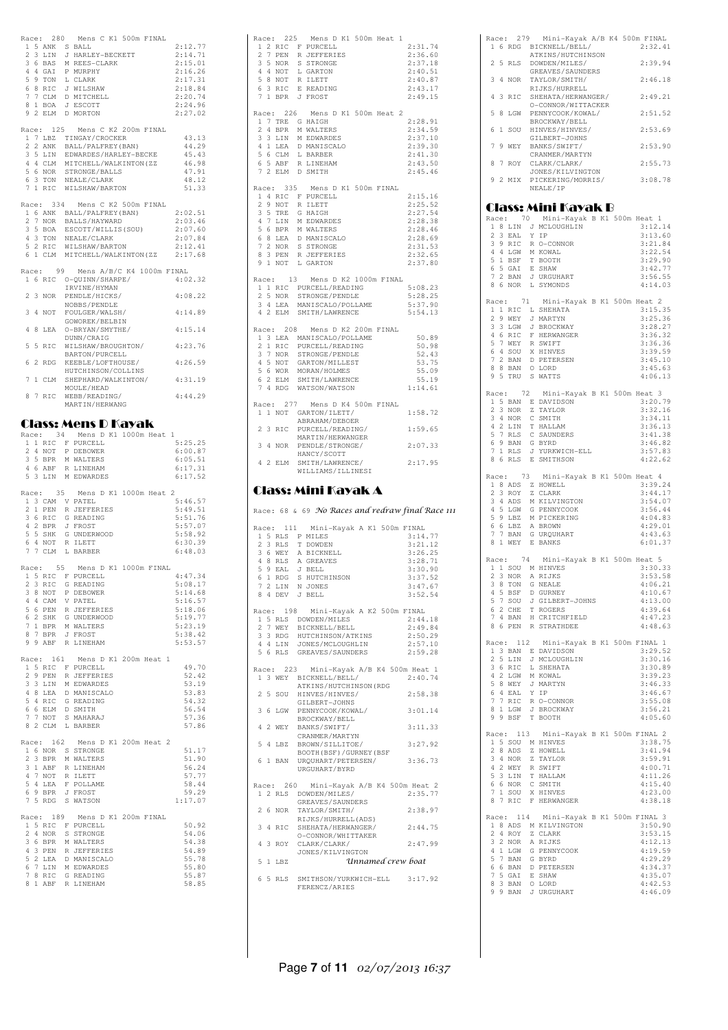```
Race:  280   Mens C K1 500m FINAL
 1 5 ANK  S BALL                       2:12.77
 2 3 LIN  J HARLEY-BECKETT             2:14.71
 3 6 BAS  M REES-CLARK                 2:15.01
 4 4 GAI  P MURPHY                     2:16.26
 5 9 TON  L CLARK                      2:17.31
 6 8 RIC  J WILSHAW                    2:18.84
 7 7 CLM  D MITCHELL                   2:20.74
 8 1 BOA  J ESCOTT                     2:24.96
 9 2 ELM  D MORTON                     2:27.02

Race:  125   Mens C K2 200m FINAL
 1 7 LBZ  TINGAY/CROCKER                 43.13
 2 2 ANK  BALL/PALFREY(BAN)              44.29
 3 5 LIN  EDWARDES/HARLEY-BECKE          45.43
 4 4 CLM  MITCHELL/WALKINTON(ZZ          46.98
 5 6 NOR  STRONGE/BALLS                  47.91
 6 3 TON  NEALE/CLARK                    48.12
 7 1 RIC  WILSHAW/BARTON                 51.33

Race:  334   Mens C K2 500m FINAL
 1 6 ANK  BALL/PALFREY(BAN)            2:02.51
 2 7 NOR  BALLS/HAYWARD                2:03.46
 3 5 BOA  ESCOTT/WILLIS(SOU)           2:07.60
 4 3 TON  NEALE/CLARK                  2:07.84
 5 2 RIC  WILSHAW/BARTON               2:12.41
 6 1 CLM  MITCHELL/WALKINTON(ZZ        2:17.68

Race:   99   Mens A/B/C K4 1000m FINAL
 1 6 RIC  O-QUINN/SHARPE/              4:02.32
          IRVINE/HYMAN
 2 3 NOR  PENDLE/HICKS/                4:08.22
          NOBBS/PENDLE
 3 4 NOT  FOULGER/WALSH/               4:14.89
          GOWOREK/BELBIN
 4 8 LEA  O-BRYAN/SMYTHE/              4:15.14
          DUNN/CRAIG
 5 5 RIC  WILSHAW/BROUGHTON/           4:23.76
          BARTON/PURCELL
 6 2 RDG  KEEBLE/LOFTHOUSE/            4:26.59
          HUTCHINSON/COLLINS
 7 1 CLM  SHEPHARD/WALKINTON/          4:31.19
          MOULE/HEAD
 8 7 RIC  WEBB/READING/                4:44.29
          MARTIN/HERWANG
```

## Class: Mens D Kayak

```
Race:   34   Mens D K1 1000m Heat 1
 1 1 RIC  F PURCELL                    5:25.25
 2 4 NOT  P DEBOWER                    6:00.87
 3 5 BPR  M WALTERS                    6:05.51
 4 6 ABF  R LINEHAM                    6:17.31
 5 3 LIN  M EDWARDES                   6:17.52

Race:   35   Mens D K1 1000m Heat 2
 1 3 CAM  V PATEL                      5:46.57
 2 1 PEN  R JEFFERIES                  5:49.51
 3 6 RIC  G READING                    5:51.76
 4 2 BPR  J FROST                      5:57.07
 5 5 SHK  G UNDERWOOD                  5:58.92
 6 4 NOT  R ILETT                      6:30.39
 7 7 CLM  L BARBER                     6:48.03

Race:   55   Mens D K1 1000m FINAL
 1 5 RIC  F PURCELL                    4:47.34
 2 3 RIC  G READING                    5:08.17
 3 8 NOT  P DEBOWER                    5:14.68
 4 4 CAM  V PATEL                      5:16.57
 5 6 PEN  R JEFFERIES                  5:18.06
 6 2 SHK  G UNDERWOOD                  5:19.77
 7 1 BPR  M WALTERS                    5:23.19
 8 7 BPR  J FROST                      5:38.42
 9 9 ABF  R LINEHAM                    5:53.57

Race:  161   Mens D K1 200m Heat 1
 1 5 RIC  F PURCELL                      49.70
 2 9 PEN  R JEFFERIES                    52.42
 3 3 LIN  M EDWARDES                     53.19
 4 8 LEA  D MANISCALO                    53.83
 5 4 RIC  G READING                      54.32
 6 6 ELM  D SMITH                        56.54
 7 7 NOT  S MAHARAJ                      57.36
 8 2 CLM  L BARBER                       57.86

Race:  162   Mens D K1 200m Heat 2
 1 6 NOR  S STRONGE                      51.17
 2 3 BPR  M WALTERS                      51.90
 3 1 ABF  R LINEHAM                      56.24
 4 7 NOT  R ILETT                        57.77
 5 4 LEA  F POLLAME                      58.44
 6 9 BPR  J FROST                        59.29
 7 5 RDG  S WATSON                     1:17.07

Race:  189   Mens D K1 200m FINAL
 1 5 RIC  F PURCELL                      50.92
 2 4 NOR  S STRONGE                      54.06
 3 6 BPR  M WALTERS                      54.38
 4 3 PEN  R JEFFERIES                    54.89
 5 2 LEA  D MANISCALO                    55.78
 6 7 LIN  M EDWARDES                     55.80
 7 8 RIC  G READING                      55.87
 8 1 ABF  R LINEHAM                      58.85

Race:  225   Mens D K1 500m Heat 1
 1 2 RIC  F PURCELL                    2:31.74
 2 7 PEN  R JEFFERIES                  2:36.60
 3 5 NOR  S STRONGE                    2:37.18
 4 4 NOT  L GARTON                     2:40.51
 5 8 NOT  R ILETT                      2:40.87
 6 3 RIC  E READING                    2:43.17
 7 1 BPR  J FROST                      2:49.15

Race:  226   Mens D K1 500m Heat 2
 1 7 TRE  G HAIGH                      2:28.91
 2 4 BPR  M WALTERS                    2:34.59
 3 3 LIN  M EDWARDES                   2:37.10
 4 1 LEA  D MANISCALO                  2:39.30
 5 6 CLM  L BARBER                     2:41.30
 6 5 ABF  R LINEHAM                    2:43.50
 7 2 ELM  D SMITH                      2:45.46

Race:  335   Mens D K1 500m FINAL
 1 4 RIC  F PURCELL                    2:15.16
 2 9 NOT  R ILETT                      2:25.52
 3 5 TRE  G HAIGH                      2:27.54
 4 7 LIN  M EDWARDES                   2:28.38
 5 6 BPR  M WALTERS                    2:28.46
 6 8 LEA  D MANISCALO                  2:28.69
 7 2 NOR  S STRONGE                    2:31.53
 8 3 PEN  R JEFFERIES                  2:32.65
 9 1 NOT  L GARTON                     2:37.80

Race:   13   Mens D K2 1000m FINAL
 1 1 RIC  PURCELL/READING              5:08.23
 2 5 NOR  STRONGE/PENDLE               5:28.25
 3 4 LEA  MANISCALO/POLLAME            5:37.90
 4 2 ELM  SMITH/LAWRENCE               5:54.13

Race:  208   Mens D K2 200m FINAL
 1 3 LEA  MANISCALO/POLLAME              50.89
 2 1 RIC  PURCELL/READING                50.98
 3 7 NOR  STRONGE/PENDLE                 52.43
 4 5 NOT  GARTON/MILLEST                 53.75
 5 6 WOR  MORAN/HOLMES                   55.09
 6 2 ELM  SMITH/LAWRENCE                 55.19
 7 4 RDG  WATSON/WATSON                1:14.61

Race:  277   Mens D K4 500m FINAL
 1 1 NOT  GARTON/ILETT/                1:58.72
          ABRAHAM/DEBOER
 2 3 RIC  PURCELL/READING/             1:59.65
          MARTIN/HERWANGER
 3 4 NOR  PENDLE/STRONGE/              2:07.33
          HANCY/SCOTT
 4 2 ELM  SMITH/LAWRENCE/              2:17.95
          WILLIAMS/ILLINESI
```

## Class: Mini Kayak A

Race: 68 & 69 *No Races and redraw final Race 111*

```
Race:  111   Mini-Kayak A K1 500m FINAL
 1 5 RLS  P MILES                      3:14.77
 2 3 RLS  T DOWDEN                     3:21.12
 3 6 WEY  A BICKNELL                   3:26.25
 4 8 RLS  A GREAVES                    3:28.71
 5 9 EAL  J BELL                       3:30.90
 6 1 RDG  S HUTCHINSON                 3:37.52
 7 2 LIN  N JONES                      3:47.67
 8 4 DEV  J BELL                       3:52.54

Race:  198   Mini-Kayak A K2 500m FINAL
 1 5 RLS  DOWDEN/MILES                 2:44.18
 2 7 WEY  BICKNELL/BELL                2:49.84
 3 3 RDG  HUTCHINSON/ATKINS            2:50.29
 4 4 LIN  JONES/MCLOUGHLIN             2:57.10
 5 6 RLS  GREAVES/SAUNDERS             2:59.28

Race:  223   Mini-Kayak A/B K4 500m Heat 1
 1 3 WEY  BICKNELL/BELL/               2:40.74
          ATKINS/HUTCHINSON(RDG
 2 5 SOU  HINVES/HINVES/               2:58.38
          GILBERT-JOHNS
 3 6 LGW  PENNYCOOK/KOWAL/             3:01.14
          BROCKWAY/BELL
 4 2 WEY  BANKS/SWIFT/                 3:11.33
          CRANMER/MARTYN
 5 4 LBZ  BROWN/SILLITOE/              3:27.92
          BOOTH(BSF)/GURNEY(BSF
 6 1 BAN  URQUHART/PETERSEN/           3:36.73
          URQUHART/BYRD

Race:  260   Mini-Kayak A/B K4 500m Heat 2
 1 2 RLS  DOWDEN/MILES/                2:35.77
          GREAVES/SAUNDERS
 2 6 NOR  TAYLOR/SMITH/                2:38.97
          RIJKS/HURRELL(ADS)
 3 4 RIC  SHEHATA/HERWANGER/           2:44.75
          O-CONNOR/WHITTAKER
 4 3 ROY  CLARK/CLARK/                 2:47.99
          JONES/KILVINGTON
 5 1 LBZ              Unnamed crew boat
 6 5 RLS  SMITHSON/YURKWICH-ELL        3:17.92
          FERENCZ/ARIES

Race:  279   Mini-Kayak A/B K4 500m FINAL
 1 6 RDG  BICKNELL/BELL/               2:32.41
          ATKINS/HUTCHINSON
 2 5 RLS  DOWDEN/MILES/                2:39.94
          GREAVES/SAUNDERS
 3 4 NOR  TAYLOR/SMITH/                2:46.18
          RIJKS/HURRELL
 4 3 RIC  SHEHATA/HERWANGER/           2:49.21
          O-CONNOR/WITTACKER
 5 8 LGW  PENNYCOOK/KOWAL/             2:51.52
          BROCKWAY/BELL
 6 1 SOU  HINVES/HINVES/               2:53.69
          GILBERT-JOHNS
 7 9 WEY  BANKS/SWIFT/                 2:53.90
          CRANMER/MARTYN
 8 7 ROY  CLARK/CLARK/                 2:55.73
          JONES/KILVINGTON
 9 2 MIX  PICKERING/MORRIS/            3:08.78
          NEALE/IP
```

## Class: Mini Kayak B

```
Race:   70   Mini-Kayak B K1 500m Heat 1
 1 8 LIN  J MCLOUGHLIN                 3:12.14
 2 3 EAL  Y IP                         3:13.60
 3 9 RIC  R O-CONNOR                   3:21.84
 4 4 LGW  M KOWAL                      3:22.54
 5 1 BSF  T BOOTH                      3:29.90
 6 5 GAI  E SHAW                       3:42.77
 7 2 BAN  J URQUHART                   3:56.55
 8 6 NOR  L SYMONDS                    4:14.03

Race:   71   Mini-Kayak B K1 500m Heat 2
 1 1 RIC  L SHEHATA                    3:15.35
 2 9 WEY  J MARTYN                     3:25.36
 3 3 LGW  J BROCKWAY                   3:28.27
 4 6 RIC  F HERWANGER                  3:36.32
 5 7 WEY  R SWIFT                      3:36.36
 6 4 SOU  X HINVES                     3:39.59
 7 2 BAN  D PETERSEN                   3:45.10
 8 8 BAN  O LORD                       3:45.63
 9 5 TRU  S WATTS                      4:06.13

Race:   72   Mini-Kayak B K1 500m Heat 3
 1 5 BAN  E DAVIDSON                   3:20.79
 2 3 NOR  Z TAYLOR                     3:32.16
 3 4 NOR  C SMITH                      3:34.11
 4 2 LIN  T HALLAM                     3:36.13
 5 7 RLS  C SAUNDERS                   3:41.38
 6 9 BAN  G BYRD                       3:46.82
 7 1 RLS  J YURKWICH-ELL               3:57.83
 8 6 RLS  E SMITHSON                   4:22.62

Race:   73   Mini-Kayak B K1 500m Heat 4
 1 8 ADS  Z HOWELL                     3:39.24
 2 3 ROY  Z CLARK                      3:44.17
 3 4 ADS  M KILVINGTON                 3:54.07
 4 5 LGW  G PENNYCOOK                  3:56.44
 5 9 LBZ  M PICKERING                  4:04.83
 6 6 LBZ  A BROWN                      4:29.01
 7 7 BAN  G URQUHART                   4:43.63
 8 1 WEY  E BANKS                      6:01.37

Race:   74   Mini-Kayak B K1 500m Heat 5
 1 1 SOU  M HINVES                     3:30.33
 2 3 NOR  A RIJKS                      3:53.58
 3 8 TON  G NEALE                      4:06.21
 4 5 BSF  D GURNEY                     4:10.67
 5 7 SOU  J GILBERT-JOHNS              4:13.00
 6 2 CHE  T ROGERS                     4:39.64
 7 4 BAN  H CRITCHFIELD                4:47.23
 8 6 PEN  R STRATHDEE                  4:48.63

Race:  112   Mini-Kayak B K1 500m FINAL 1
 1 3 BAN  E DAVIDSON                   3:29.52
 2 5 LIN  J MCLOUGHLIN                 3:30.16
 3 6 RIC  L SHEHATA                    3:30.89
 4 2 LGW  M KOWAL                      3:39.23
 5 8 WEY  J MARTYN                     3:46.33
 6 4 EAL  Y IP                         3:46.67
 7 7 RIC  R O-CONNOR                   3:55.08
 8 1 LGW  J BROCKWAY                   3:56.21
 9 9 BSF  T BOOTH                      4:05.60

Race:  113   Mini-Kayak B K1 500m FINAL 2
 1 5 SOU  M HINVES                     3:38.75
 2 8 ADS  Z HOWELL                     3:41.94
 3 4 NOR  Z TAYLOR                     3:59.91
 4 2 WEY  R SWIFT                      4:00.71
 5 3 LIN  T HALLAM                     4:11.26
 6 6 NOR  C SMITH                      4:15.40
 7 1 SOU  X HINVES                     4:23.00
 8 7 RIC  F HERWANGER                  4:38.18

Race:  114   Mini-Kayak B K1 500m FINAL 3
 1 8 ADS  M KILVINGTON                 3:50.90
 2 4 ROY  Z CLARK                      3:53.15
 3 2 NOR  A RIJKS                      4:12.13
 4 1 LGW  G PENNYCOOK                  4:19.59
 5 7 BAN  G BYRD                       4:29.29
 6 6 BAN  D PETERSEN                   4:34.37
 7 5 GAI  E SHAW                       4:35.07
 8 3 BAN  O LORD                       4:42.53
 9 9 BAN  J URQUHART                   4:46.09
```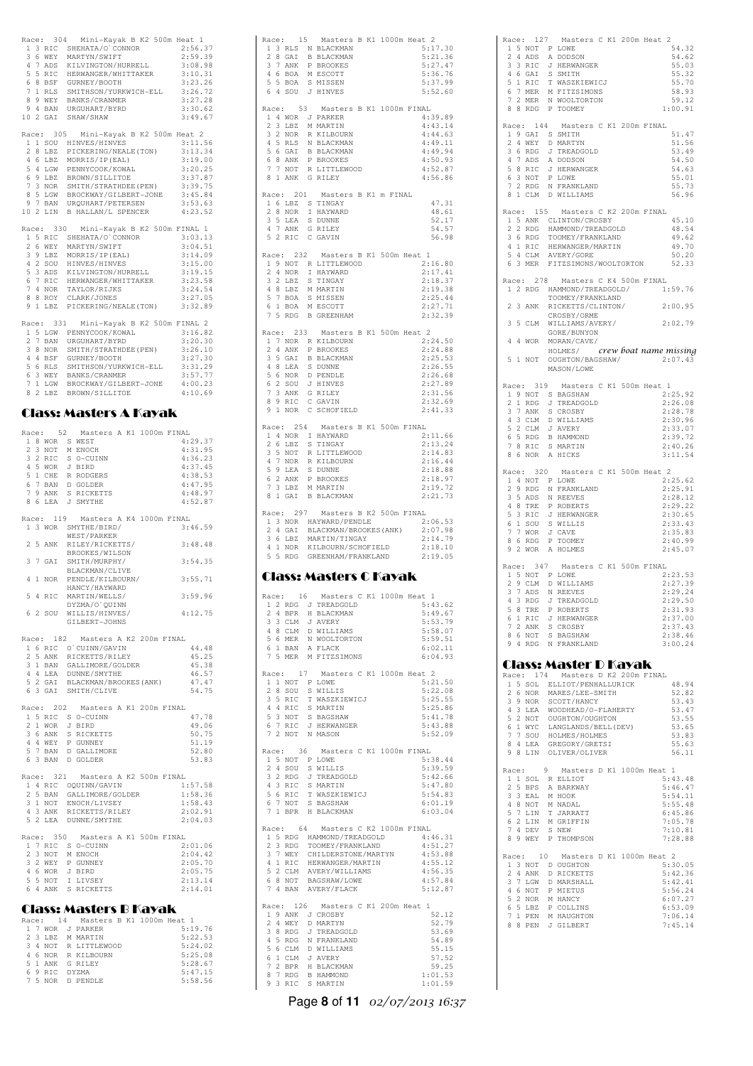Race: 304 Mini-Kayak B K2 500m Heat 1

| | | | | |
|---|---|---|---|---|
| 1 | 3 | RIC | SHEHATA/O`CONNOR | 2:56.37 |
| 3 | 6 | WEY | MARTYN/SWIFT | 2:59.39 |
| 4 | 7 | ADS | KILVINGTON/HURRELL | 3:08.98 |
| 5 | 5 | RIC | HERWANGER/WHITTAKER | 3:10.31 |
| 6 | 8 | BSF | GURNEY/BOOTH | 3:23.26 |
| 7 | 1 | RLS | SMITHSON/YURKWICH-ELL | 3:26.72 |
| 8 | 9 | WEY | BANKS/CRANMER | 3:27.28 |
| 9 | 4 | BAN | URGUHART/BYRD | 3:30.62 |
| 10 | 2 | GAI | SHAW/SHAW | 3:49.67 |

Race: 305 Mini-Kayak B K2 500m Heat 2

| | | | | |
|---|---|---|---|---|
| 1 | 1 | SOU | HINVES/HINVES | 3:11.56 |
| 2 | 8 | LBZ | PICKERING/NEALE(TON) | 3:13.34 |
| 4 | 6 | LBZ | MORRIS/IP(EAL) | 3:19.00 |
| 5 | 4 | LGW | PENNYCOOK/KOWAL | 3:20.25 |
| 6 | 9 | LBZ | BROWN/SILLITOE | 3:37.87 |
| 7 | 3 | NOR | SMITH/STRATHDEE(PEN) | 3:39.75 |
| 8 | 5 | LGW | BROCKWAY/GILBERT-JONE | 3:45.84 |
| 9 | 7 | BAN | URQUHART/PETERSEN | 3:53.63 |
| 10 | 2 | LIN | B HALLAN/L SPENCER | 4:23.52 |

Race: 330 Mini-Kayak B K2 500m FINAL 1

| | | | | |
|---|---|---|---|---|
| 1 | 5 | RIC | SHEHATA/O`CONNOR | 3:03.13 |
| 2 | 6 | WEY | MARTYN/SWIFT | 3:04.51 |
| 3 | 9 | LBZ | MORRIS/IP(EAL) | 3:14.09 |
| 4 | 2 | SOU | HINVES/HINVES | 3:15.00 |
| 5 | 3 | ADS | KILVINGTON/HURRELL | 3:19.15 |
| 6 | 7 | RIC | HERWANGER/WHITTAKER | 3:23.58 |
| 7 | 4 | NOR | TAYLOR/RIJKS | 3:24.54 |
| 8 | 8 | ROY | CLARK/JONES | 3:27.05 |
| 9 | 1 | LBZ | PICKERING/NEALE(TON) | 3:32.89 |

Race: 331 Mini-Kayak B K2 500m FINAL 2

| | | | | |
|---|---|---|---|---|
| 1 | 5 | LGW | PENNYCOOK/KOWAL | 3:16.82 |
| 2 | 7 | BAN | URGUHART/BYRD | 3:20.30 |
| 3 | 8 | NOR | SMITH/STRATHDEE(PEN) | 3:26.10 |
| 4 | 4 | BSF | GURNEY/BOOTH | 3:27.30 |
| 5 | 6 | RLS | SMITHSON/YURKWICH-ELL | 3:31.29 |
| 6 | 3 | WEY | BANKS/CRANMER | 3:57.77 |
| 7 | 1 | LGW | BROCKWAY/GILBERT-JONE | 4:00.23 |
| 8 | 2 | LBZ | BROWN/SILLITOE | 4:10.69 |

## Class: Masters A Kayak

Race: 52 Masters A K1 1000m FINAL

| | | | | |
|---|---|---|---|---|
| 1 | 8 | WOR | S WEST | 4:29.37 |
| 2 | 3 | NOT | M ENOCH | 4:31.95 |
| 3 | 2 | RIC | S O-CUINN | 4:36.23 |
| 4 | 5 | WOR | J BIRD | 4:37.45 |
| 5 | 1 | CHE | R RODGERS | 4:38.53 |
| 6 | 7 | BAN | D GOLDER | 4:47.95 |
| 7 | 9 | ANK | S RICKETTS | 4:48.97 |
| 8 | 6 | LEA | J SMYTHE | 4:52.87 |

Race: 119 Masters A K4 1000m FINAL

| | | | | |
|---|---|---|---|---|
| 1 | 3 | WOR | SMYTHE/BIRD/ WEST/PARKER | 3:46.59 |
| 2 | 5 | ANK | RILEY/RICKETTS/ BROOKES/WILSON | 3:48.48 |
| 3 | 7 | GAI | SMITH/MURPHY/ BLACKMAN/CLIVE | 3:54.35 |
| 4 | 1 | NOR | PENDLE/KILBOURN/ HANCY/HAYWARD | 3:55.71 |
| 5 | 4 | RIC | MARTIN/WELLS/ DYZMA/O`QUINN | 3:59.96 |
| 6 | 2 | SOU | WILLIS/HINVES/ GILBERT-JOHNS | 4:12.75 |

Race: 182 Masters A K2 200m FINAL

| | | | | |
|---|---|---|---|---|
| 1 | 6 | RIC | O`CUINN/GAVIN | 44.48 |
| 2 | 5 | ANK | RICKETTS/RILEY | 45.25 |
| 3 | 1 | BAN | GALLIMORE/GOLDER | 45.38 |
| 4 | 4 | LEA | DUNNE/SMYTHE | 46.57 |
| 5 | 2 | GAI | BLACKMAN/BROOKES(ANK) | 47.47 |
| 6 | 3 | GAI | SMITH/CLIVE | 54.75 |

Race: 202 Masters A K1 200m FINAL

| | | | | |
|---|---|---|---|---|
| 1 | 5 | RIC | S O-CUINN | 47.78 |
| 2 | 1 | WOR | J BIRD | 49.06 |
| 3 | 6 | ANK | S RICKETTS | 50.75 |
| 4 | 4 | WEY | P GUNNEY | 51.19 |
| 5 | 7 | BAN | D GALLIMORE | 52.80 |
| 6 | 3 | BAN | D GOLDER | 53.83 |

Race: 321 Masters A K2 500m FINAL

| | | | | |
|---|---|---|---|---|
| 1 | 4 | RIC | OQUINN/GAVIN | 1:57.58 |
| 2 | 5 | BAN | GALLIMORE/GOLDER | 1:58.36 |
| 3 | 1 | NOT | ENOCH/LIVSEY | 1:58.43 |
| 4 | 3 | ANK | RICKETTS/RILEY | 2:02.91 |
| 5 | 2 | LEA | DUNNE/SMYTHE | 2:04.03 |

Race: 350 Masters A K1 500m FINAL

| | | | | |
|---|---|---|---|---|
| 1 | 7 | RIC | S O-CUINN | 2:01.06 |
| 2 | 3 | NOT | M ENOCH | 2:04.42 |
| 3 | 2 | WEY | P GUNNEY | 2:05.70 |
| 4 | 6 | WOR | J BIRD | 2:05.75 |
| 5 | 5 | NOT | I LIVSEY | 2:13.14 |
| 6 | 4 | ANK | S RICKETTS | 2:14.01 |

## Class: Masters B Kayak

Race: 14 Masters B K1 1000m Heat 1

| | | | | |
|---|---|---|---|---|
| 1 | 7 | WOR | J PARKER | 5:19.76 |
| 2 | 3 | LBZ | M MARTIN | 5:22.53 |
| 3 | 4 | NOT | R LITTLEWOOD | 5:24.02 |
| 4 | 6 | NOR | R KILBOURN | 5:25.08 |
| 5 | 1 | ANK | G RILEY | 5:28.67 |
| 6 | 9 | RIC | DYZMA | 5:47.15 |
| 7 | 5 | NOR | D PENDLE | 5:58.56 |

Race: 15 Masters B K1 1000m Heat 2

| | | | | |
|---|---|---|---|---|
| 1 | 3 | RLS | N BLACKMAN | 5:17.30 |
| 2 | 8 | GAI | B BLACKMAN | 5:21.36 |
| 3 | 7 | ANK | P BROOKES | 5:27.47 |
| 4 | 6 | BOA | M ESCOTT | 5:36.76 |
| 5 | 5 | BOA | S MISSEN | 5:37.99 |
| 6 | 4 | SOU | J HINVES | 5:52.60 |

Race: 53 Masters B K1 1000m FINAL

| | | | | |
|---|---|---|---|---|
| 1 | 4 | WOR | J PARKER | 4:39.89 |
| 2 | 3 | LBZ | M MARTIN | 4:43.14 |
| 3 | 2 | NOR | R KILBOURN | 4:44.63 |
| 4 | 5 | RLS | N BLACKMAN | 4:49.11 |
| 5 | 6 | GAI | B BLACKMAN | 4:49.94 |
| 6 | 8 | ANK | P BROOKES | 4:50.93 |
| 7 | 7 | NOT | R LITTLEWOOD | 4:52.87 |
| 8 | 1 | ANK | G RILEY | 4:56.86 |

Race: 201 Masters B K1 m FINAL

| | | | | |
|---|---|---|---|---|
| 1 | 6 | LBZ | S TINGAY | 47.31 |
| 2 | 8 | NOR | I HAYWARD | 48.61 |
| 3 | 5 | LEA | S DUNNE | 52.17 |
| 4 | 7 | ANK | G RILEY | 54.57 |
| 5 | 2 | RIC | C GAVIN | 56.98 |

Race: 232 Masters B K1 500m Heat 1

| | | | | |
|---|---|---|---|---|
| 1 | 9 | NOT | R LITTLEWOOD | 2:16.80 |
| 2 | 4 | NOR | I HAYWARD | 2:17.41 |
| 3 | 2 | LBZ | S TINGAY | 2:18.37 |
| 4 | 8 | LBZ | M MARTIN | 2:19.38 |
| 5 | 7 | BOA | S MISSEN | 2:25.44 |
| 6 | 1 | BOA | M ESCOTT | 2:27.71 |
| 7 | 5 | RDG | B GREENHAM | 2:32.39 |

Race: 233 Masters B K1 500m Heat 2

| | | | | |
|---|---|---|---|---|
| 1 | 7 | NOR | R KILBOURN | 2:24.50 |
| 2 | 4 | ANK | P BROOKES | 2:24.88 |
| 3 | 5 | GAI | B BLACKMAN | 2:25.53 |
| 4 | 8 | LEA | S DUNNE | 2:26.55 |
| 5 | 6 | NOR | D PENDLE | 2:26.68 |
| 6 | 2 | SOU | J HINVES | 2:27.89 |
| 7 | 3 | ANK | G RILEY | 2:31.56 |
| 8 | 9 | RIC | C GAVIN | 2:32.69 |
| 9 | 1 | NOR | C SCHOFIELD | 2:41.33 |

Race: 254 Masters B K1 500m FINAL

| | | | | |
|---|---|---|---|---|
| 1 | 4 | NOR | I HAYWARD | 2:11.66 |
| 2 | 6 | LBZ | S TINGAY | 2:13.24 |
| 3 | 5 | NOT | R LITTLEWOOD | 2:14.83 |
| 4 | 7 | NOR | R KILBOURN | 2:16.44 |
| 5 | 9 | LEA | S DUNNE | 2:18.88 |
| 6 | 2 | ANK | P BROOKES | 2:18.97 |
| 7 | 3 | LBZ | M MARTIN | 2:19.72 |
| 8 | 1 | GAI | B BLACKMAN | 2:21.73 |

Race: 297 Masters B K2 500m FINAL

| | | | | |
|---|---|---|---|---|
| 1 | 3 | NOR | HAYWARD/PENDLE | 2:06.53 |
| 2 | 4 | GAI | BLACKMAN/BROOKES(ANK) | 2:07.98 |
| 3 | 6 | LBZ | MARTIN/TINGAY | 2:14.79 |
| 4 | 1 | NOR | KILBOURN/SCHOFIELD | 2:18.10 |
| 5 | 5 | RDG | GREENHAM/FRANKLAND | 2:19.05 |

## Class: Masters C Kayak

Race: 16 Masters C K1 1000m Heat 1

| | | | | |
|---|---|---|---|---|
| 1 | 2 | RDG | J TREADGOLD | 5:43.62 |
| 2 | 4 | BPR | H BLACKMAN | 5:49.67 |
| 3 | 3 | CLM | J AVERY | 5:53.79 |
| 4 | 8 | CLM | D WILLIAMS | 5:58.07 |
| 5 | 6 | MER | N WOOLTORTON | 5:59.51 |
| 6 | 1 | BAN | A FLACK | 6:02.11 |
| 7 | 5 | MER | M FITZSIMONS | 6:04.93 |

Race: 17 Masters C K1 1000m Heat 2

| | | | | |
|---|---|---|---|---|
| 1 | 1 | NOT | P LOWE | 5:21.50 |
| 2 | 8 | SOU | S WILLIS | 5:22.08 |
| 3 | 5 | RIC | T WASZKIEWICJ | 5:25.55 |
| 4 | 4 | RIC | S MARTIN | 5:25.86 |
| 5 | 3 | NOT | S BAGSHAW | 5:41.78 |
| 6 | 7 | RIC | J HERWANGER | 5:43.88 |
| 7 | 2 | NOT | N MASON | 5:52.09 |

Race: 36 Masters C K1 1000m FINAL

| | | | | |
|---|---|---|---|---|
| 1 | 5 | NOT | P LOWE | 5:38.44 |
| 2 | 4 | SOU | S WILLIS | 5:39.59 |
| 3 | 2 | RDG | J TREADGOLD | 5:42.66 |
| 4 | 3 | RIC | S MARTIN | 5:47.80 |
| 5 | 6 | RIC | T WASZKIEWICJ | 5:54.83 |
| 6 | 7 | NOT | S BAGSHAW | 6:01.19 |
| 7 | 1 | BPR | H BLACKMAN | 6:03.04 |

Race: 64 Masters C K2 1000m FINAL

| | | | | |
|---|---|---|---|---|
| 1 | 5 | RDG | HAMMOND/TREADGOLD | 4:46.31 |
| 2 | 3 | RDG | TOOMEY/FRANKLAND | 4:51.27 |
| 3 | 7 | WEY | CHILDERSTONE/MARTYN | 4:53.88 |
| 4 | 1 | RIC | HERWANGER/MARTIN | 4:55.12 |
| 5 | 2 | CLM | AVERY/WILLIAMS | 4:56.35 |
| 6 | 8 | NOT | BAGSHAW/LOWE | 4:57.84 |
| 7 | 4 | BAN | AVERY/FLACK | 5:12.87 |

Race: 126 Masters C K1 200m Heat 1

| | | | | |
|---|---|---|---|---|
| 1 | 9 | ANK | J CROSBY | 52.12 |
| 2 | 4 | WEY | D MARTYN | 52.79 |
| 3 | 8 | RDG | J TREADGOLD | 53.69 |
| 4 | 5 | RDG | N FRANKLAND | 54.89 |
| 5 | 6 | CLM | D WILLIAMS | 55.15 |
| 6 | 1 | CLM | J AVERY | 57.52 |
| 7 | 2 | BPR | H BLACKMAN | 59.25 |
| 8 | 7 | RDG | B HAMMOND | 1:01.53 |
| 9 | 3 | RIC | S MARTIN | 1:01.59 |

Race: 127 Masters C K1 200m Heat 2

| | | | | |
|---|---|---|---|---|
| 1 | 5 | NOT | P LOWE | 54.32 |
| 2 | 4 | ADS | A DODSON | 54.62 |
| 3 | 3 | RIC | J HERWANGER | 55.03 |
| 4 | 6 | GAI | S SMITH | 55.32 |
| 5 | 1 | RIC | T WASZKIEWICJ | 55.70 |
| 6 | 7 | MER | M FITZSIMONS | 58.93 |
| 7 | 2 | MER | N WOOLTORTON | 59.12 |
| 8 | 8 | RDG | P TOOMEY | 1:00.91 |

Race: 144 Masters C K1 200m FINAL

| | | | | |
|---|---|---|---|---|
| 1 | 9 | GAI | S SMITH | 51.47 |
| 2 | 4 | WEY | D MARTYN | 51.56 |
| 3 | 6 | RDG | J TREADGOLD | 53.49 |
| 4 | 7 | ADS | A DODSON | 54.50 |
| 5 | 8 | RIC | J HERWANGER | 54.63 |
| 6 | 3 | NOT | P LOWE | 55.01 |
| 7 | 2 | RDG | N FRANKLAND | 55.73 |
| 8 | 1 | CLM | D WILLIAMS | 56.96 |

Race: 155 Masters C K2 200m FINAL

| | | | | |
|---|---|---|---|---|
| 1 | 5 | ANK | CLINTON/CROSBY | 45.10 |
| 2 | 2 | RDG | HAMMOND/TREADGOLD | 48.54 |
| 3 | 6 | RDG | TOOMEY/FRANKLAND | 49.62 |
| 4 | 1 | RIC | HERWANGER/MARTIN | 49.70 |
| 5 | 4 | CLM | AVERY/GORE | 50.20 |
| 6 | 3 | MER | FITZSIMONS/WOOLTORTON | 52.33 |

Race: 278 Masters C K4 500m FINAL

| | | | | |
|---|---|---|---|---|
| 1 | 2 | RDG | HAMMOND/TREADGOLD/ TOOMEY/FRANKLAND | 1:59.76 |
| 2 | 3 | ANK | RICKETTS/CLINTON/ CROSBY/ORME | 2:00.95 |
| 3 | 5 | CLM | WILLIAMS/AVERY/ GORE/BUNYON | 2:02.79 |
| 4 | 4 | WOR | MORAN/CAVE/ HOLMES/ *crew boat name missing* | |
| 5 | 1 | NOT | OUGHTON/BAGSHAW/ MASON/LOWE | 2:07.43 |

Race: 319 Masters C K1 500m Heat 1

| | | | | |
|---|---|---|---|---|
| 1 | 9 | NOT | S BAGSHAW | 2:25.92 |
| 2 | 1 | RDG | J TREADGOLD | 2:26.08 |
| 3 | 7 | ANK | S CROSBY | 2:28.78 |
| 4 | 3 | CLM | D WILLIAMS | 2:30.96 |
| 5 | 2 | CLM | J AVERY | 2:33.07 |
| 6 | 5 | RDG | B HAMMOND | 2:39.72 |
| 7 | 8 | RIC | S MARTIN | 2:40.26 |
| 8 | 6 | NOR | A HICKS | 3:11.54 |

Race: 320 Masters C K1 500m Heat 2

| | | | | |
|---|---|---|---|---|
| 1 | 4 | NOT | P LOWE | 2:25.62 |
| 2 | 9 | RDG | N FRANKLAND | 2:25.91 |
| 3 | 5 | ADS | N REEVES | 2:28.12 |
| 4 | 8 | TRE | P ROBERTS | 2:29.22 |
| 5 | 3 | RIC | J HERWANGER | 2:30.65 |
| 6 | 1 | SOU | S WILLIS | 2:33.43 |
| 7 | 7 | WOR | J CAVE | 2:35.83 |
| 8 | 6 | RDG | P TOOMEY | 2:40.99 |
| 9 | 2 | WOR | A HOLMES | 2:45.07 |

Race: 347 Masters C K1 500m FINAL

| | | | | |
|---|---|---|---|---|
| 1 | 5 | NOT | P LOWE | 2:23.53 |
| 2 | 9 | CLM | D WILLIAMS | 2:27.39 |
| 3 | 7 | ADS | N REEVES | 2:29.24 |
| 4 | 3 | RDG | J TREADGOLD | 2:29.50 |
| 5 | 8 | TRE | P ROBERTS | 2:31.93 |
| 6 | 1 | RIC | J HERWANGER | 2:37.00 |
| 7 | 2 | ANK | S CROSBY | 2:37.43 |
| 8 | 6 | NOT | S BAGSHAW | 2:38.46 |
| 9 | 4 | RDG | N FRANKLAND | 3:00.24 |

## Class: Master D Kayak

Race: 174 Masters D K2 200m FINAL

| | | | | |
|---|---|---|---|---|
| 1 | 5 | SOL | ELLIOT/PENHALLURICK | 48.94 |
| 2 | 6 | NOR | MARES/LEE-SMITH | 52.82 |
| 3 | 9 | NOR | SCOTT/HANCY | 53.43 |
| 4 | 3 | LEA | WOODHEAD/O-FLAHERTY | 53.47 |
| 5 | 2 | NOT | OUGHTON/OUGHTON | 53.55 |
| 6 | 1 | WYC | LANGLANDS/BELL(DEV) | 53.65 |
| 7 | 7 | SOU | HOLMES/HOLMES | 53.83 |
| 8 | 4 | LEA | GREGORY/GRETSI | 55.63 |
| 9 | 8 | LIN | OLIVER/OLIVER | 56.11 |

Race: 9 Masters D K1 1000m Heat 1

| | | | | |
|---|---|---|---|---|
| 1 | 1 | SOL | R ELLIOT | 5:43.48 |
| 2 | 5 | BPS | A BARKWAY | 5:46.47 |
| 3 | 3 | EAL | M HOOK | 5:54.11 |
| 4 | 8 | NOT | M NADAL | 5:55.48 |
| 5 | 7 | LIN | T JARRATT | 6:45.86 |
| 6 | 2 | LIN | M GRIFFIN | 7:05.78 |
| 7 | 4 | DEV | S NEW | 7:10.81 |
| 8 | 9 | WEY | P THOMPSON | 7:28.88 |

Race: 10 Masters D K1 1000m Heat 2

| | | | | |
|---|---|---|---|---|
| 1 | 3 | NOT | D OUGHTON | 5:30.05 |
| 2 | 4 | ANK | D RICKETTS | 5:42.36 |
| 3 | 7 | LGW | D MARSHALL | 5:42.41 |
| 4 | 6 | NOT | P MIETUS | 5:56.24 |
| 5 | 2 | NOR | M HANCY | 6:07.27 |
| 6 | 5 | LBZ | P COLLINS | 6:53.09 |
| 7 | 1 | PEN | M HAUGHTON | 7:06.14 |
| 8 | 8 | PEN | J GILBERT | 7:45.14 |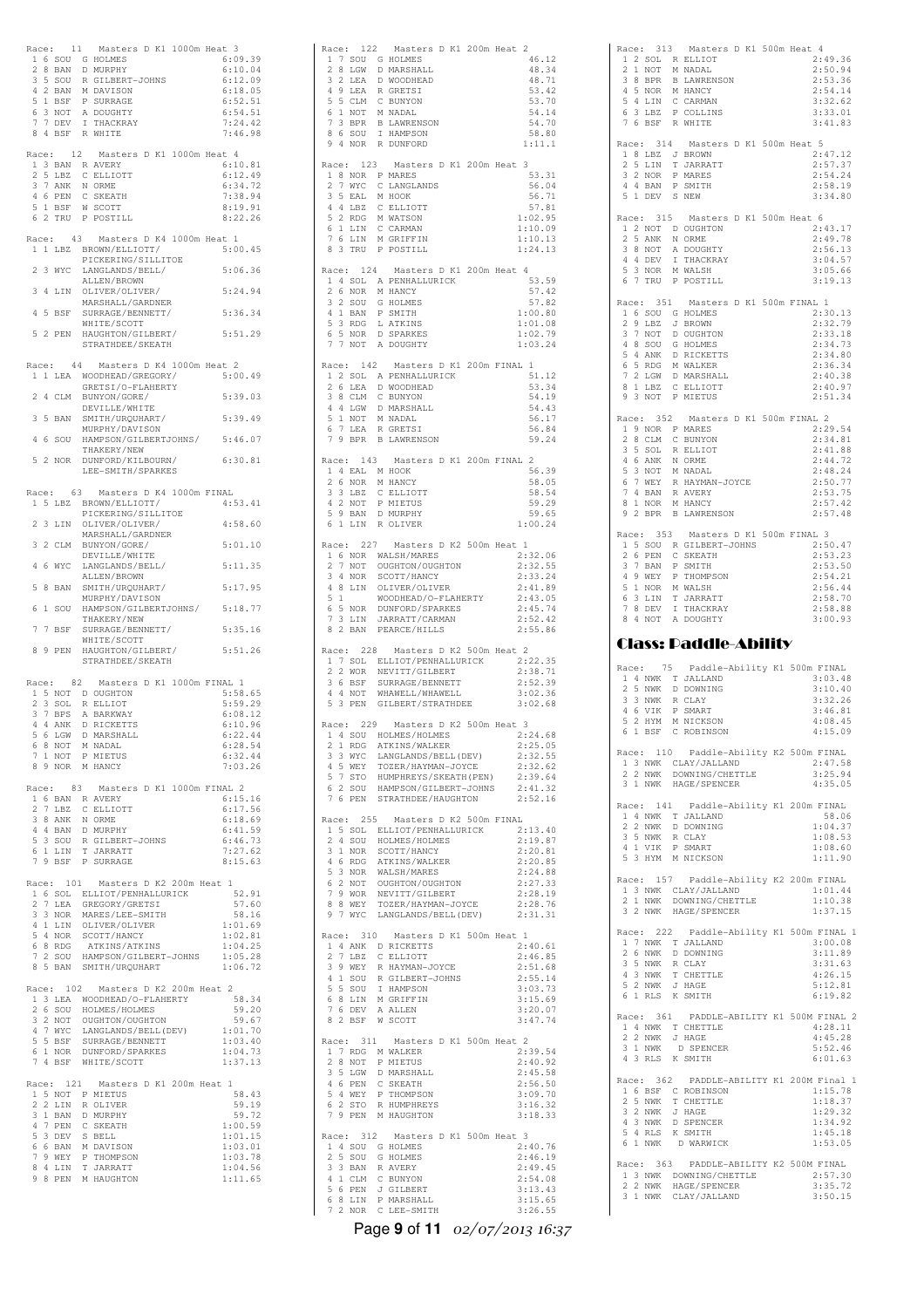Race: 11 Masters D K1 1000m Heat 3

| | | | | |
|---|---|---|---|---|
| 1 | 6 | SOU | G HOLMES | 6:09.39 |
| 2 | 8 | BAN | D MURPHY | 6:10.04 |
| 3 | 5 | SOU | R GILBERT-JOHNS | 6:12.09 |
| 4 | 2 | BAN | M DAVISON | 6:18.05 |
| 5 | 1 | BSF | P SURRAGE | 6:52.51 |
| 6 | 3 | NOT | A DOUGHTY | 6:54.51 |
| 7 | 7 | DEV | I THACKRAY | 7:24.42 |
| 8 | 4 | BSF | R WHITE | 7:46.98 |

Race: 12 Masters D K1 1000m Heat 4

| | | | | |
|---|---|---|---|---|
| 1 | 3 | BAN | R AVERY | 6:10.81 |
| 2 | 5 | LBZ | C ELLIOTT | 6:12.49 |
| 3 | 7 | ANK | N ORME | 6:34.72 |
| 4 | 6 | PEN | C SKEATH | 7:38.94 |
| 5 | 1 | BSF | W SCOTT | 8:19.91 |
| 6 | 2 | TRU | P POSTILL | 8:22.26 |

Race: 43 Masters D K4 1000m Heat 1

| | | | | |
|---|---|---|---|---|
| 1 | 1 | LBZ | BROWN/ELLIOTT/ PICKERING/SILLITOE | 5:00.45 |
| 2 | 3 | WYC | LANGLANDS/BELL/ ALLEN/BROWN | 5:06.36 |
| 3 | 4 | LIN | OLIVER/OLIVER/ MARSHALL/GARDNER | 5:24.94 |
| 4 | 5 | BSF | SURRAGE/BENNETT/ WHITE/SCOTT | 5:36.34 |
| 5 | 2 | PEN | HAUGHTON/GILBERT/ STRATHDEE/SKEATH | 5:51.29 |

Race: 44 Masters D K4 1000m Heat 2

| | | | | |
|---|---|---|---|---|
| 1 | 1 | LEA | WOODHEAD/GREGORY/ GRETSI/O-FLAHERTY | 5:00.49 |
| 2 | 4 | CLM | BUNYON/GORE/ DEVILLE/WHITE | 5:39.03 |
| 3 | 5 | BAN | SMITH/URQUHART/ MURPHY/DAVISON | 5:39.49 |
| 4 | 6 | SOU | HAMPSON/GILBERTJOHNS/ THAKERY/NEW | 5:46.07 |
| 5 | 2 | NOR | DUNFORD/KILBOURN/ LEE-SMITH/SPARKES | 6:30.81 |

Race: 63 Masters D K4 1000m FINAL

| | | | | |
|---|---|---|---|---|
| 1 | 5 | LBZ | BROWN/ELLIOTT/ PICKERING/SILLITOE | 4:53.41 |
| 2 | 3 | LIN | OLIVER/OLIVER/ MARSHALL/GARDNER | 4:58.60 |
| 3 | 2 | CLM | BUNYON/GORE/ DEVILLE/WHITE | 5:01.10 |
| 4 | 6 | WYC | LANGLANDS/BELL/ ALLEN/BROWN | 5:11.35 |
| 5 | 8 | BAN | SMITH/URQUHART/ MURPHY/DAVISON | 5:17.95 |
| 6 | 1 | SOU | HAMPSON/GILBERTJOHNS/ THAKERY/NEW | 5:18.77 |
| 7 | 7 | BSF | SURRAGE/BENNETT/ WHITE/SCOTT | 5:35.16 |
| 8 | 9 | PEN | HAUGHTON/GILBERT/ STRATHDEE/SKEATH | 5:51.26 |

Race: 82 Masters D K1 1000m FINAL 1

| | | | | |
|---|---|---|---|---|
| 1 | 5 | NOT | D OUGHTON | 5:58.65 |
| 2 | 3 | SOL | R ELLIOT | 5:59.29 |
| 3 | 7 | BPS | A BARKWAY | 6:08.12 |
| 4 | 4 | ANK | D RICKETTS | 6:10.96 |
| 5 | 6 | LGW | D MARSHALL | 6:22.44 |
| 6 | 8 | NOT | M NADAL | 6:28.54 |
| 7 | 1 | NOT | P MIETUS | 6:32.44 |
| 8 | 9 | NOR | M HANCY | 7:03.26 |

Race: 83 Masters D K1 1000m FINAL 2

| | | | | |
|---|---|---|---|---|
| 1 | 6 | BAN | R AVERY | 6:15.16 |
| 2 | 7 | LBZ | C ELLIOTT | 6:17.56 |
| 3 | 8 | ANK | N ORME | 6:18.69 |
| 4 | 4 | BAN | D MURPHY | 6:41.59 |
| 5 | 3 | SOU | R GILBERT-JOHNS | 6:46.73 |
| 6 | 1 | LIN | T JARRATT | 7:27.62 |
| 7 | 9 | BSF | P SURRAGE | 8:15.63 |

Race: 101 Masters D K2 200m Heat 1

| | | | | |
|---|---|---|---|---|
| 1 | 6 | SOL | ELLIOT/PENHALLURICK | 52.91 |
| 2 | 7 | LEA | GREGORY/GRETSI | 57.60 |
| 3 | 3 | NOR | MARES/LEE-SMITH | 58.16 |
| 4 | 1 | LIN | OLIVER/OLIVER | 1:01.69 |
| 5 | 4 | NOR | SCOTT/HANCY | 1:02.81 |
| 6 | 8 | RDG | ATKINS/ATKINS | 1:04.25 |
| 7 | 2 | SOU | HAMPSON/GILBERT-JOHNS | 1:05.28 |
| 8 | 5 | BAN | SMITH/URQUHART | 1:06.72 |

Race: 102 Masters D K2 200m Heat 2

| | | | | |
|---|---|---|---|---|
| 1 | 3 | LEA | WOODHEAD/O-FLAHERTY | 58.34 |
| 2 | 6 | SOU | HOLMES/HOLMES | 59.20 |
| 3 | 2 | NOT | OUGHTON/OUGHTON | 59.67 |
| 4 | 7 | WYC | LANGLANDS/BELL(DEV) | 1:01.70 |
| 5 | 5 | BSF | SURRAGE/BENNETT | 1:03.40 |
| 6 | 1 | NOR | DUNFORD/SPARKES | 1:04.73 |
| 7 | 4 | BSF | WHITE/SCOTT | 1:37.13 |

Race: 121 Masters D K1 200m Heat 1

| | | | | |
|---|---|---|---|---|
| 1 | 5 | NOT | P MIETUS | 58.43 |
| 2 | 2 | LIN | R OLIVER | 59.19 |
| 3 | 1 | BAN | D MURPHY | 59.72 |
| 4 | 7 | PEN | C SKEATH | 1:00.59 |
| 5 | 3 | DEV | S BELL | 1:01.15 |
| 6 | 6 | BAN | M DAVISON | 1:03.01 |
| 7 | 9 | WEY | P THOMPSON | 1:03.78 |
| 8 | 4 | LIN | T JARRATT | 1:04.56 |
| 9 | 8 | PEN | M HAUGHTON | 1:11.65 |

Race: 122 Masters D K1 200m Heat 2

| | | | | |
|---|---|---|---|---|
| 1 | 7 | SOU | G HOLMES | 46.12 |
| 2 | 8 | LGW | D MARSHALL | 48.34 |
| 3 | 2 | LEA | D WOODHEAD | 48.71 |
| 4 | 9 | LEA | R GRETSI | 53.42 |
| 5 | 5 | CLM | C BUNYON | 53.70 |
| 6 | 1 | NOT | M NADAL | 54.14 |
| 7 | 3 | BPR | B LAWRENSON | 54.70 |
| 8 | 6 | SOU | I HAMPSON | 58.80 |
| 9 | 4 | NOR | R DUNFORD | 1:11.1 |

Race: 123 Masters D K1 200m Heat 3

| | | | | |
|---|---|---|---|---|
| 1 | 8 | NOR | P MARES | 53.31 |
| 2 | 7 | WYC | C LANGLANDS | 56.04 |
| 3 | 5 | EAL | M HOOK | 56.71 |
| 4 | 4 | LBZ | C ELLIOTT | 57.81 |
| 5 | 2 | RDG | M WATSON | 1:02.95 |
| 6 | 1 | LIN | C CARMAN | 1:10.09 |
| 7 | 6 | LIN | M GRIFFIN | 1:10.13 |
| 8 | 3 | TRU | P POSTILL | 1:24.13 |

Race: 124 Masters D K1 200m Heat 4

| | | | | |
|---|---|---|---|---|
| 1 | 4 | SOL | A PENHALLURICK | 53.59 |
| 2 | 6 | NOR | M HANCY | 57.42 |
| 3 | 2 | SOU | G HOLMES | 57.82 |
| 4 | 1 | BAN | P SMITH | 1:00.80 |
| 5 | 3 | RDG | L ATKINS | 1:01.08 |
| 6 | 5 | NOR | D SPARKES | 1:02.79 |
| 7 | 7 | NOT | A DOUGHTY | 1:03.24 |

Race: 142 Masters D K1 200m FINAL 1

| | | | | |
|---|---|---|---|---|
| 1 | 2 | SOL | A PENHALLURICK | 51.12 |
| 2 | 6 | LEA | D WOODHEAD | 53.34 |
| 3 | 8 | CLM | C BUNYON | 54.19 |
| 4 | 4 | LGW | D MARSHALL | 54.43 |
| 5 | 1 | NOT | M NADAL | 56.17 |
| 6 | 7 | LEA | R GRETSI | 56.84 |
| 7 | 9 | BPR | B LAWRENSON | 59.24 |

Race: 143 Masters D K1 200m FINAL 2

| | | | | |
|---|---|---|---|---|
| 1 | 4 | EAL | M HOOK | 56.39 |
| 2 | 6 | NOR | M HANCY | 58.05 |
| 3 | 3 | LBZ | C ELLIOTT | 58.54 |
| 4 | 2 | NOT | P MIETUS | 59.29 |
| 5 | 9 | BAN | D MURPHY | 59.65 |
| 6 | 1 | LIN | R OLIVER | 1:00.24 |

Race: 227 Masters D K2 500m Heat 1

| | | | | |
|---|---|---|---|---|
| 1 | 6 | NOR | WALSH/MARES | 2:32.06 |
| 2 | 7 | NOT | OUGHTON/OUGHTON | 2:32.55 |
| 3 | 4 | NOR | SCOTT/HANCY | 2:33.24 |
| 4 | 8 | LIN | OLIVER/OLIVER | 2:41.89 |
| 5 | 1 | | WOODHEAD/O-FLAHERTY | 2:43.05 |
| 6 | 5 | NOR | DUNFORD/SPARKES | 2:45.74 |
| 7 | 3 | LIN | JARRATT/CARMAN | 2:52.42 |
| 8 | 2 | BAN | PEARCE/HILLS | 2:55.86 |

Race: 228 Masters D K2 500m Heat 2

| | | | | |
|---|---|---|---|---|
| 1 | 7 | SOL | ELLIOT/PENHALLURICK | 2:22.35 |
| 2 | 2 | WOR | NEVITT/GILBERT | 2:38.71 |
| 3 | 6 | BSF | SURRAGE/BENNETT | 2:52.39 |
| 4 | 4 | NOT | WHAWELL/WHAWELL | 3:02.36 |
| 5 | 3 | PEN | GILBERT/STRATHDEE | 3:02.68 |

Race: 229 Masters D K2 500m Heat 3

| | | | | |
|---|---|---|---|---|
| 1 | 4 | SOU | HOLMES/HOLMES | 2:24.68 |
| 2 | 1 | RDG | ATKINS/WALKER | 2:25.05 |
| 3 | 3 | WYC | LANGLANDS/BELL(DEV) | 2:32.55 |
| 4 | 5 | WEY | TOZER/HAYMAN-JOYCE | 2:32.62 |
| 5 | 7 | STO | HUMPHREYS/SKEATH(PEN) | 2:39.64 |
| 6 | 2 | SOU | HAMPSON/GILBERT-JOHNS | 2:41.32 |
| 7 | 6 | PEN | STRATHDEE/HAUGHTON | 2:52.16 |

Race: 255 Masters D K2 500m FINAL

| | | | | |
|---|---|---|---|---|
| 1 | 5 | SOL | ELLIOT/PENHALLURICK | 2:13.40 |
| 2 | 4 | SOU | HOLMES/HOLMES | 2:19.87 |
| 3 | 1 | NOR | SCOTT/HANCY | 2:20.81 |
| 4 | 6 | RDG | ATKINS/WALKER | 2:20.85 |
| 5 | 3 | NOR | WALSH/MARES | 2:24.88 |
| 6 | 2 | NOT | OUGHTON/OUGHTON | 2:27.33 |
| 7 | 9 | WOR | NEVITT/GILBERT | 2:28.19 |
| 8 | 8 | WEY | TOZER/HAYMAN-JOYCE | 2:28.76 |
| 9 | 7 | WYC | LANGLANDS/BELL(DEV) | 2:31.31 |

Race: 310 Masters D K1 500m Heat 1

| | | | | |
|---|---|---|---|---|
| 1 | 4 | ANK | D RICKETTS | 2:40.61 |
| 2 | 7 | LBZ | C ELLIOTT | 2:46.85 |
| 3 | 9 | WEY | R HAYMAN-JOYCE | 2:51.68 |
| 4 | 1 | SOU | R GILBERT-JOHNS | 2:55.14 |
| 5 | 5 | SOU | I HAMPSON | 3:03.73 |
| 6 | 8 | LIN | M GRIFFIN | 3:15.69 |
| 7 | 6 | DEV | A ALLEN | 3:20.07 |
| 8 | 2 | BSF | W SCOTT | 3:47.74 |

Race: 311 Masters D K1 500m Heat 2

| | | | | |
|---|---|---|---|---|
| 1 | 7 | RDG | M WALKER | 2:39.54 |
| 2 | 8 | NOT | P MIETUS | 2:40.92 |
| 3 | 5 | LGW | D MARSHALL | 2:45.58 |
| 4 | 6 | PEN | C SKEATH | 2:56.50 |
| 5 | 4 | WEY | P THOMPSON | 3:09.70 |
| 6 | 2 | STO | R HUMPHREYS | 3:16.32 |
| 7 | 9 | PEN | M HAUGHTON | 3:18.33 |

Race: 312 Masters D K1 500m Heat 3

| | | | | |
|---|---|---|---|---|
| 1 | 4 | SOU | G HOLMES | 2:40.76 |
| 2 | 5 | SOU | G HOLMES | 2:46.19 |
| 3 | 3 | BAN | R AVERY | 2:49.45 |
| 4 | 1 | CLM | C BUNYON | 2:54.08 |
| 5 | 6 | PEN | J GILBERT | 3:13.43 |
| 6 | 8 | LIN | P MARSHALL | 3:15.65 |
| 7 | 2 | NOR | C LEE-SMITH | 3:26.55 |

Race: 313 Masters D K1 500m Heat 4

| | | | | |
|---|---|---|---|---|
| 1 | 2 | SOL | R ELLIOT | 2:49.36 |
| 2 | 1 | NOT | M NADAL | 2:50.94 |
| 3 | 8 | BPR | B LAWRENSON | 2:53.36 |
| 4 | 5 | NOR | M HANCY | 2:54.14 |
| 5 | 4 | LIN | C CARMAN | 3:32.62 |
| 6 | 3 | LBZ | P COLLINS | 3:33.01 |
| 7 | 6 | BSF | R WHITE | 3:41.83 |

Race: 314 Masters D K1 500m Heat 5

| | | | | |
|---|---|---|---|---|
| 1 | 8 | LBZ | J BROWN | 2:47.12 |
| 2 | 5 | LIN | T JARRATT | 2:57.37 |
| 3 | 2 | NOR | P MARES | 2:54.24 |
| 4 | 4 | BAN | P SMITH | 2:58.19 |
| 5 | 1 | DEV | S NEW | 3:34.80 |

Race: 315 Masters D K1 500m Heat 6

| | | | | |
|---|---|---|---|---|
| 1 | 2 | NOT | D OUGHTON | 2:43.17 |
| 2 | 5 | ANK | N ORME | 2:49.78 |
| 3 | 8 | NOT | A DOUGHTY | 2:56.13 |
| 4 | 4 | DEV | I THACKRAY | 3:04.57 |
| 5 | 3 | NOR | M WALSH | 3:05.66 |
| 6 | 7 | TRU | P POSTILL | 3:19.13 |

Race: 351 Masters D K1 500m FINAL 1

| | | | | |
|---|---|---|---|---|
| 1 | 6 | SOU | G HOLMES | 2:30.13 |
| 2 | 9 | LBZ | J BROWN | 2:32.79 |
| 3 | 7 | NOT | D OUGHTON | 2:33.18 |
| 4 | 8 | SOU | G HOLMES | 2:34.73 |
| 5 | 4 | ANK | D RICKETTS | 2:34.80 |
| 6 | 5 | RDG | M WALKER | 2:36.34 |
| 7 | 2 | LGW | D MARSHALL | 2:40.38 |
| 8 | 1 | LBZ | C ELLIOTT | 2:40.97 |
| 9 | 3 | NOT | P MIETUS | 2:51.34 |

Race: 352 Masters D K1 500m FINAL 2

| | | | | |
|---|---|---|---|---|
| 1 | 9 | NOR | P MARES | 2:29.54 |
| 2 | 8 | CLM | C BUNYON | 2:34.81 |
| 3 | 5 | SOL | R ELLIOT | 2:41.88 |
| 4 | 6 | ANK | N ORME | 2:44.72 |
| 5 | 3 | NOT | M NADAL | 2:48.24 |
| 6 | 7 | WEY | R HAYMAN-JOYCE | 2:50.77 |
| 7 | 4 | BAN | R AVERY | 2:53.75 |
| 8 | 1 | NOR | M HANCY | 2:57.42 |
| 9 | 2 | BPR | B LAWRENSON | 2:57.48 |

Race: 353 Masters D K1 500m FINAL 3

| | | | | |
|---|---|---|---|---|
| 1 | 5 | SOU | R GILBERT-JOHNS | 2:50.47 |
| 2 | 6 | PEN | C SKEATH | 2:53.23 |
| 3 | 7 | BAN | P SMITH | 2:53.50 |
| 4 | 9 | WEY | P THOMPSON | 2:54.21 |
| 5 | 1 | NOR | M WALSH | 2:56.44 |
| 6 | 3 | LIN | T JARRATT | 2:58.70 |
| 7 | 8 | DEV | I THACKRAY | 2:58.88 |
| 8 | 4 | NOT | A DOUGHTY | 3:00.93 |

## Class: Paddle-Ability

Race: 75 Paddle-Ability K1 500m FINAL

| | | | | |
|---|---|---|---|---|
| 1 | 4 | NWK | T JALLAND | 3:03.48 |
| 2 | 5 | NWK | D DOWNING | 3:10.40 |
| 3 | 3 | NWK | R CLAY | 3:32.26 |
| 4 | 6 | VIK | P SMART | 3:46.81 |
| 5 | 2 | HYM | M NICKSON | 4:08.45 |
| 6 | 1 | BSF | C ROBINSON | 4:15.09 |

Race: 110 Paddle-Ability K2 500m FINAL

| | | | | |
|---|---|---|---|---|
| 1 | 3 | NWK | CLAY/JALLAND | 2:47.58 |
| 2 | 2 | NWK | DOWNING/CHETTLE | 3:25.94 |
| 3 | 1 | NWK | HAGE/SPENCER | 4:35.05 |

Race: 141 Paddle-Ability K1 200m FINAL

| | | | | |
|---|---|---|---|---|
| 1 | 4 | NWK | T JALLAND | 58.06 |
| 2 | 2 | NWK | D DOWNING | 1:04.37 |
| 3 | 5 | NWK | R CLAY | 1:08.53 |
| 4 | 1 | VIK | P SMART | 1:08.60 |
| 5 | 3 | HYM | M NICKSON | 1:11.90 |

Race: 157 Paddle-Ability K2 200m FINAL

| | | | | |
|---|---|---|---|---|
| 1 | 3 | NWK | CLAY/JALLAND | 1:01.44 |
| 2 | 1 | NWK | DOWNING/CHETTLE | 1:10.38 |
| 3 | 2 | NWK | HAGE/SPENCER | 1:37.15 |

Race: 222 Paddle-Ability K1 500m FINAL 1

| | | | | |
|---|---|---|---|---|
| 1 | 7 | NWK | T JALLAND | 3:00.08 |
| 2 | 6 | NWK | D DOWNING | 3:11.89 |
| 3 | 5 | NWK | R CLAY | 3:31.63 |
| 4 | 3 | NWK | T CHETTLE | 4:26.15 |
| 5 | 2 | NWK | J HAGE | 5:12.81 |
| 6 | 1 | RLS | K SMITH | 6:19.82 |

Race: 361 PADDLE-ABILITY K1 500M FINAL 2

| | | | | |
|---|---|---|---|---|
| 1 | 4 | NWK | T CHETTLE | 4:28.11 |
| 2 | 2 | NWK | J HAGE | 4:45.28 |
| 3 | 1 | NWK | D SPENCER | 5:52.46 |
| 4 | 3 | RLS | K SMITH | 6:01.63 |

Race: 362 PADDLE-ABILITY K1 200M Final 1

| | | | | |
|---|---|---|---|---|
| 1 | 6 | BSF | C ROBINSON | 1:15.78 |
| 2 | 5 | NWK | T CHETTLE | 1:18.37 |
| 3 | 2 | NWK | J HAGE | 1:29.32 |
| 4 | 3 | NWK | D SPENCER | 1:34.92 |
| 5 | 4 | RLS | K SMITH | 1:45.18 |
| 6 | 1 | NWK | D WARWICK | 1:53.05 |

Race: 363 PADDLE-ABILITY K2 500M FINAL

| | | | | |
|---|---|---|---|---|
| 1 | 3 | NWK | DOWNING/CHETTLE | 2:57.30 |
| 2 | 2 | NWK | HAGE/SPENCER | 3:35.72 |
| 3 | 1 | NWK | CLAY/JALLAND | 3:50.15 |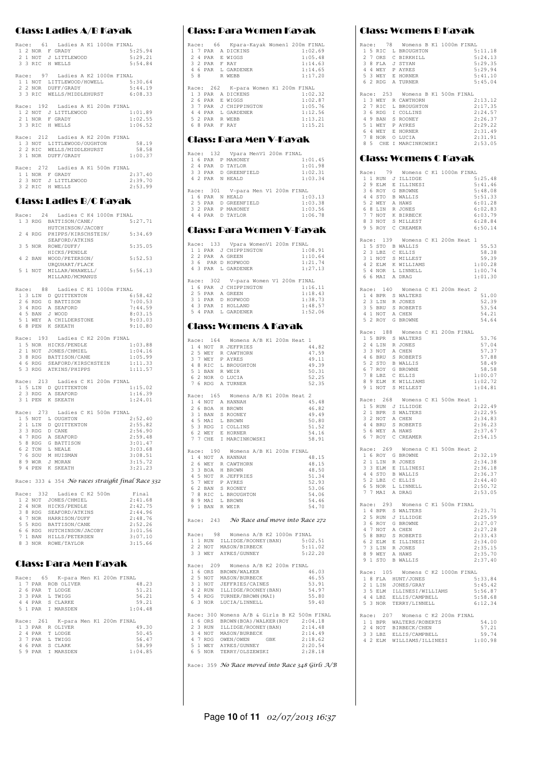## Class: Ladies A/B Kayak

Race: 61 Ladies A K1 1000m FINAL

| | | | | |
|---|---|---|---|---|
| 1 | 2 | NOR | F GRADY | 5:25.94 |
| 2 | 1 | NOT | J LITTLEWOOD | 5:29.21 |
| 3 | 3 | RIC | H WELLS | 5:54.84 |

Race: 97 Ladies A K2 1000m FINAL

| | | | | |
|---|---|---|---|---|
| 1 | 1 | NOT | LITTLEWOOD/HOWELL | 5:30.64 |
| 2 | 2 | NOR | DUFF/GRADY | 5:44.19 |
| 3 | 3 | RIC | WELLS/MIDDLEHURST | 6:08.33 |

Race: 192 Ladies A K1 200m FINAL

| | | | | |
|---|---|---|---|---|
| 1 | 2 | NOT | J LITTLEWOOD | 1:01.89 |
| 2 | 1 | NOR | F GRADY | 1:02.55 |
| 3 | 3 | RIC | H WELLS | 1:06.52 |

Race: 212 Ladies A K2 200m FINAL

| | | | | |
|---|---|---|---|---|
| 1 | 3 | NOT | LITTLEWOOD/OUGHTON | 58.19 |
| 2 | 2 | RIC | WELLS/MIDDLEHURST | 58.58 |
| 3 | 1 | NOR | DUFF/GRADY | 1:00.37 |

Race: 272 Ladies A K1 500m FINAL

| | | | | |
|---|---|---|---|---|
| 1 | 1 | NOR | F GRADY | 2:37.40 |
| 2 | 3 | NOT | J LITTLEWOOD | 2:39.70 |
| 3 | 2 | RIC | H WELLS | 2:53.99 |

## Class: Ladies B/C Kayak

Race: 24 Ladies C K4 1000m FINAL

| | | | | |
|---|---|---|---|---|
| 1 | 3 | RDG | BATTISON/CANE/ HUTCHINSON/JACOBY | 5:27.71 |
| 2 | 4 | RDG | PHIPPS/KIRSCHSTEIN/ SEAFORD/ATKINS | 5:34.69 |
| 3 | 5 | NOR | ROWE/DUFF/ HICKS/PENDLE | 5:35.05 |
| 4 | 2 | BAN | WOOD/PETERSON/ URQUHART/FLACK | 5:52.53 |
| 5 | 1 | NOT | MILLAR/WHAWELL/ MILLARD/MCMANUS | 5:56.13 |

Race: 88 Ladies C K1 1000m FINAL

| | | | | |
|---|---|---|---|---|
| 1 | 3 | LIN | D QUITTENTON | 6:58.42 |
| 2 | 6 | RDG | G BATTISON | 7:00.53 |
| 3 | 4 | RDG | A SEAFORD | 7:44.59 |
| 4 | 5 | BAN | J WOOD | 8:03.15 |
| 5 | 1 | WEY | A CHILDERSTONE | 9:03.03 |
| 6 | 8 | PEN | K SKEATH | 9:10.80 |

Race: 193 Ladies C K2 200m FINAL

| | | | | |
|---|---|---|---|---|
| 1 | 5 | NOR | HICKS/PENDLE | 1:03.88 |
| 2 | 1 | NOT | JONES/CHMIEL | 1:04.16 |
| 3 | 8 | RDG | BATTISON/CANE | 1:05.99 |
| 4 | 6 | RDG | SEAFORD/KIRSCHSTEIN | 1:11.33 |
| 5 | 3 | RDG | ATKINS/PHIPPS | 1:11.57 |

Race: 213 Ladies C K1 200m FINAL

| | | | | |
|---|---|---|---|---|
| 1 | 5 | LIN | D QUITTENTON | 1:15.02 |
| 2 | 3 | RDG | A SEAFORD | 1:16.39 |
| 3 | 1 | PEN | K SKEATH | 1:24.01 |

Race: 273 Ladies C K1 500m FINAL

| | | | | |
|---|---|---|---|---|
| 1 | 5 | NOT | L OUGHTON | 2:52.40 |
| 2 | 1 | LIN | D QUITTENTON | 2:55.82 |
| 3 | 3 | RDG | D CANE | 2:56.90 |
| 4 | 7 | RDG | A SEAFORD | 2:59.48 |
| 5 | 8 | RDG | G BATTISON | 3:01.47 |
| 6 | 2 | TON | L NEALE | 3:03.68 |
| 7 | 6 | SOU | M HUISMAN | 3:08.51 |
| 8 | 9 | WOR | J MORAN | 3:15.72 |
| 9 | 4 | PEN | K SKEATH | 3:21.23 |

Race: 333 & 354 *No races straight final Race 332*

Race: 332 Ladies C K2 500m Final

| | | | | |
|---|---|---|---|---|
| 1 | 2 | NOT | JONES/CHMIEL | 2:41.68 |
| 2 | 4 | NOR | HICKS/PENDLE | 2:42.75 |
| 3 | 8 | RDG | SEAFORD/ATKINS | 2:44.96 |
| 4 | 7 | NOR | HARRISON/DUFF | 2:48.76 |
| 5 | 5 | RDG | BATTISON/CANE | 2:52.26 |
| 6 | 6 | RDG | HUTCHINSON/JACOBY | 3:01.56 |
| 7 | 1 | BAN | HILLS/PETERSEN | 3:07.10 |
| 8 | 3 | NOR | ROWE/TAYLOR | 3:15.66 |

## Class: Para Men Kayak

Race: 65 K-para Men K1 200m FINAL

| | | | | |
|---|---|---|---|---|
| 1 | 7 | PAR | ROB OLIVER | 48.23 |
| 2 | 6 | PAR | T LODGE | 51.21 |
| 3 | 3 | PAR | L TWIGG | 56.21 |
| 4 | 4 | PAR | S CLARKE | 59.21 |
| 5 | 1 | PAR | I MARSDEN | 1:04.48 |

Race: 261 K-para Men K1 200m FINAL

| | | | | |
|---|---|---|---|---|
| 1 | 3 | PAR | R OLIVER | 49.30 |
| 2 | 4 | PAR | T LODGE | 50.45 |
| 3 | 7 | PAR | L TWIGG | 56.47 |
| 4 | 6 | PAR | S CLARK | 58.99 |
| 5 | 9 | PAR | I MARSDEN | 1:04.85 |

## Class: Para Women Kayak

Race: 66 Kpara-Kayak Women1 200m FINAL

| | | | | |
|---|---|---|---|---|
| 1 | 7 | PAR | A DICKINS | 1:02.69 |
| 2 | 4 | PAR | E WIGGS | 1:05.48 |
| 3 | 2 | PAR | F RAY | 1:14.63 |
| 4 | 6 | PAR | L GARDENER | 1:14.65 |
| 5 | 8 | | R WEBB | 1:17.20 |

Race: 262 K-para Women K1 200m FINAL

| | | | | |
|---|---|---|---|---|
| 1 | 3 | PAR | A DICKENS | 1:02.32 |
| 2 | 6 | PAR | E WIGGS | 1:02.87 |
| 3 | 7 | PAR | J CHIPPINGTON | 1:05.76 |
| 4 | 4 | PAR | L GARDENER | 1:12.56 |
| 5 | 2 | PAR | R WEBB | 1:13.21 |
| 6 | 8 | PAR | F RAY | 1:15.21 |

## Class: Para Men V-Kayak

Race: 132 Vpara MenV1 200m FINAL

| | | | | |
|---|---|---|---|---|
| 1 | 6 | PAR | P MAHONEY | 1:01.45 |
| 2 | 4 | PAR | D TAYLOR | 1:01.98 |
| 3 | 3 | PAR | D GREENFIELD | 1:02.31 |
| 4 | 2 | PAR | N HEALD | 1:03.34 |

Race: 301 V-para Men V1 200m FINAL

| | | | | |
|---|---|---|---|---|
| 1 | 6 | PAR | N HEALD | 1:03.13 |
| 2 | 5 | PAR | D GREENFIELD | 1:03.38 |
| 3 | 2 | PAR | P MAHONEY | 1:03.56 |
| 4 | 4 | PAR | D TAYLOR | 1:06.78 |

## Class: Para Women V-Kayak

Race: 133 Vpara WomenV1 200m FINAL

| | | | | |
|---|---|---|---|---|
| 1 | 1 | PAR | J CHIPPINGTON | 1:08.91 |
| 2 | 2 | PAR | A GREEN | 1:10.64 |
| 3 | 6 | PAR | D HOPWOOD | 1:21.74 |
| 4 | 3 | PAR | L GARDENER | 1:27.13 |

Race: 302 V-para Women V1 200m FINAL

| | | | | |
|---|---|---|---|---|
| 1 | 6 | PAR | J CHIPPINGTON | 1:16.11 |
| 2 | 5 | PAR | A GREEN | 1:18.43 |
| 3 | 1 | PAR | D HOPWOOD | 1:38.73 |
| 4 | 3 | PAR | I HOLLAND | 1:48.57 |
| 5 | 4 | PAR | L GARDENER | 1:52.06 |

## Class: Womens A Kayak

Race: 164 Womens A/B K1 200m Heat 1

| | | | | |
|---|---|---|---|---|
| 1 | 4 | NOT | R JEFFRIES | 44.82 |
| 2 | 5 | WEY | R CAWTHORN | 47.59 |
| 3 | 7 | WEY | P AYRES | 49.11 |
| 4 | 8 | RIC | L BROUGHTON | 49.39 |
| 5 | 1 | BAN | R WEIR | 50.31 |
| 6 | 2 | NOR | O LUCIA | 52.25 |
| 7 | 6 | RDG | A TURNER | 52.35 |

Race: 165 Womens A/B K1 200m Heat 2

| | | | | |
|---|---|---|---|---|
| 1 | 4 | NOT | A HANNAH | 45.48 |
| 2 | 6 | BOA | H BROWN | 46.82 |
| 3 | 1 | BAN | S ROONEY | 49.49 |
| 4 | 5 | MAI | L BROWN | 50.80 |
| 5 | 3 | RDG | I COLLINS | 51.52 |
| 6 | 2 | WEY | E HORNER | 54.16 |
| 7 | 7 | CHE | I MARCINKOWSKI | 58.91 |

Race: 190 Womens A/B K1 200m FINAL

| | | | | |
|---|---|---|---|---|
| 1 | 4 | NOT | A HANNAH | 48.15 |
| 2 | 6 | WEY | R CAWTHORN | 48.15 |
| 3 | 3 | BOA | H BROWN | 48.50 |
| 4 | 5 | NOT | R JEFFRIES | 51.34 |
| 5 | 7 | WEY | P AYRES | 52.93 |
| 6 | 2 | BAN | S ROONEY | 53.06 |
| 7 | 8 | RIC | L BROUGHTON | 54.06 |
| 8 | 9 | MAI | L BROWN | 54.46 |
| 9 | 1 | BAN | R WEIR | 54.70 |

Race: 243 *No Race and move into Race 272*

Race: 98 Womens A/B K2 1000m FINAL

| | | | | |
|---|---|---|---|---|
| 1 | 1 | RUN | ILLIDGE/ROONEY(BAN) | 5:02.51 |
| 2 | 2 | NOT | MASON/BIRBECK | 5:11.02 |
| 3 | 3 | WEY | AYRES/GUNNEY | 5:22.20 |

Race: 209 Womens A/B K2 200m FINAL

| | | | | |
|---|---|---|---|---|
| 1 | 6 | ORS | BROWN/WALKER | 46.03 |
| 2 | 5 | NOT | MASON/BURBECK | 46.55 |
| 3 | 1 | NOT | JEFFRIES/CAINES | 53.91 |
| 4 | 2 | RUN | ILLIDGE/ROONEY(BAN) | 54.97 |
| 5 | 4 | RDG | TURNER/BROWN(MAI) | 55.80 |
| 6 | 3 | NOR | LUCIA/LINNELL | 59.40 |

Race: 300 Womens A/B & Girls B K2 500m FINAL

| | | | | |
|---|---|---|---|---|
| 1 | 6 | ORS | BROWN(BOA)/WALKER(ROY | 2:04.18 |
| 2 | 3 | RUN | ILLIDGE/ROONEY(BAN) | 2:14.48 |
| 3 | 4 | NOT | MASON/BURBECK | 2:14.49 |
| 4 | 7 | RDG | OWEN/OWEN GBK | 2:18.62 |
| 5 | 1 | WEY | AYRES/GUNNEY | 2:20.54 |
| 6 | 5 | NOR | TERRY/OLSZEWSKI | 2:28.18 |

Race: 359 *No Race moved into Race 348 Girls A/B*

## Class: Womens B Kayak

Race: 78 Womens B K1 1000m FINAL

| | | | | |
|---|---|---|---|---|
| 1 | 5 | RIC | L BROUGHTON | 5:11.18 |
| 2 | 7 | ORS | C BIRKHILL | 5:24.13 |
| 3 | 8 | FLA | J STYAN | 5:29.35 |
| 4 | 4 | WEY | P AYRES | 5:29.94 |
| 5 | 3 | WEY | E HORNER | 5:41.10 |
| 6 | 2 | RDG | A TURNER | 5:45.04 |

Race: 253 Womens B K1 500m FINAL

| | | | | |
|---|---|---|---|---|
| 1 | 3 | WEY | R CAWTHORN | 2:13.12 |
| 2 | 7 | RIC | L BROUGHTON | 2:17.35 |
| 3 | 6 | RDG | I COLLINS | 2:24.57 |
| 4 | 9 | BAN | S ROONEY | 2:26.37 |
| 5 | 1 | WEY | P AYRES | 2:29.22 |
| 6 | 4 | WEY | E HORNER | 2:31.49 |
| 7 | 8 | NOR | O LUCIA | 2:31.91 |
| 8 | 5 | CHE | I MARCINKOWSKI | 2:53.05 |

## Class: Womens C Kayak

Race: 79 Womens C K1 1000m FINAL

| | | | | |
|---|---|---|---|---|
| 1 | 1 | RUN | J ILLIDGE | 5:25.48 |
| 2 | 9 | ELM | E ILLINESI | 5:41.46 |
| 3 | 6 | ROY | G BROWNE | 5:48.08 |
| 4 | 4 | STO | B WALLIS | 5:51.33 |
| 5 | 2 | WEY | A HAWS | 6:01.28 |
| 6 | 8 | LIN | R JONES | 6:02.83 |
| 7 | 7 | NOT | K BIRBECK | 6:03.79 |
| 8 | 3 | NOT | S MILLEST | 6:28.84 |
| 9 | 5 | ROY | C CREAMER | 6:50.14 |

Race: 139 Womens C K1 200m Heat 1

| | | | | |
|---|---|---|---|---|
| 1 | 5 | STO | B WALLIS | 55.53 |
| 2 | 3 | LBZ | C ELLIS | 58.38 |
| 3 | 1 | NOT | S MILLEST | 59.39 |
| 4 | 2 | ELM | K WILLIAMS | 1:00.28 |
| 5 | 4 | NOR | L LINNELL | 1:00.74 |
| 6 | 6 | MAI | A DRAG | 1:01.30 |

Race: 140 Womens C K1 200m Heat 2

| | | | | |
|---|---|---|---|---|
| 1 | 4 | BPR | S WALTERS | 51.00 |
| 2 | 3 | LIN | R JONES | 52.39 |
| 3 | 5 | BRU | S ROBERTS | 53.54 |
| 4 | 1 | NOT | A CHEN | 54.21 |
| 5 | 2 | ROY | G BROWNE | 54.64 |

Race: 188 Womens C K1 200m FINAL

| | | | | |
|---|---|---|---|---|
| 1 | 5 | BPR | S WALTERS | 53.76 |
| 2 | 4 | LIN | R JONES | 57.04 |
| 3 | 3 | NOT | A CHEN | 57.37 |
| 4 | 6 | BRU | S ROBERTS | 57.88 |
| 5 | 2 | STO | B WALLIS | 58.49 |
| 6 | 7 | ROY | G BROWNE | 58.58 |
| 7 | 8 | LBZ | C ELLIS | 1:00.07 |
| 8 | 9 | ELM | K WILLIAMS | 1:02.72 |
| 9 | 1 | NOT | S MILLEST | 1:04.81 |

Race: 268 Womens C K1 500m Heat 1

| | | | | |
|---|---|---|---|---|
| 1 | 5 | RUN | J ILLIDGE | 2:22.49 |
| 2 | 1 | BPR | S WALTERS | 2:22.95 |
| 3 | 2 | NOT | A CHEN | 2:34.83 |
| 4 | 4 | BRU | S ROBERTS | 2:36.23 |
| 5 | 6 | WEY | A HAWS | 2:37.67 |
| 6 | 7 | ROY | C CREAMER | 2:54.15 |

Race: 269 Womens C K1 500m Heat 2

| | | | | |
|---|---|---|---|---|
| 1 | 6 | ROY | G BROWNE | 2:32.19 |
| 2 | 1 | LIN | R JONES | 2:34.38 |
| 3 | 3 | ELM | E ILLINESI | 2:36.18 |
| 4 | 4 | STO | B WALLIS | 2:36.37 |
| 5 | 2 | LBZ | C ELLIS | 2:44.40 |
| 6 | 5 | NOR | L LINNELL | 2:50.72 |
| 7 | 7 | MAI | A DRAG | 2:53.05 |

Race: 293 Womens C K1 500m FINAL

| | | | | |
|---|---|---|---|---|
| 1 | 4 | BPR | S WALTERS | 2:23.71 |
| 2 | 5 | RUN | J ILLIDGE | 2:25.59 |
| 3 | 6 | ROY | G BROWNE | 2:27.07 |
| 4 | 7 | NOT | A CHEN | 2:27.28 |
| 5 | 8 | BRU | S ROBERTS | 2:33.43 |
| 6 | 2 | ELM | E ILLINESI | 2:34.00 |
| 7 | 3 | LIN | R JONES | 2:35.15 |
| 8 | 9 | WEY | A HAWS | 2:35.70 |
| 9 | 1 | STO | B WALLIS | 2:37.40 |

Race: 105 Womens C K2 1000m FINAL

| | | | | |
|---|---|---|---|---|
| 1 | 8 | FLA | HUNT/JONES | 5:33.84 |
| 2 | 1 | LIN | JONES/GRAY | 5:45.42 |
| 3 | 5 | ELM | ILLINESI/WILLIAMS | 5:56.87 |
| 4 | 4 | LBZ | ELLIS/CAMPBELL | 5:58.68 |
| 5 | 3 | NOR | TERRY/LINNELL | 6:12.34 |

Race: 207 Womens C K2 200m FINAL

| | | | | |
|---|---|---|---|---|
| 1 | 1 | BPR | WALTERS/ROBERTS | 54.10 |
| 2 | 4 | NOT | BIRBECK/CHEN | 57.21 |
| 3 | 3 | LBZ | ELLIS/CAMPBELL | 59.74 |
| 4 | 2 | ELM | WILLIAMS/ILLINESI | 1:00.98 |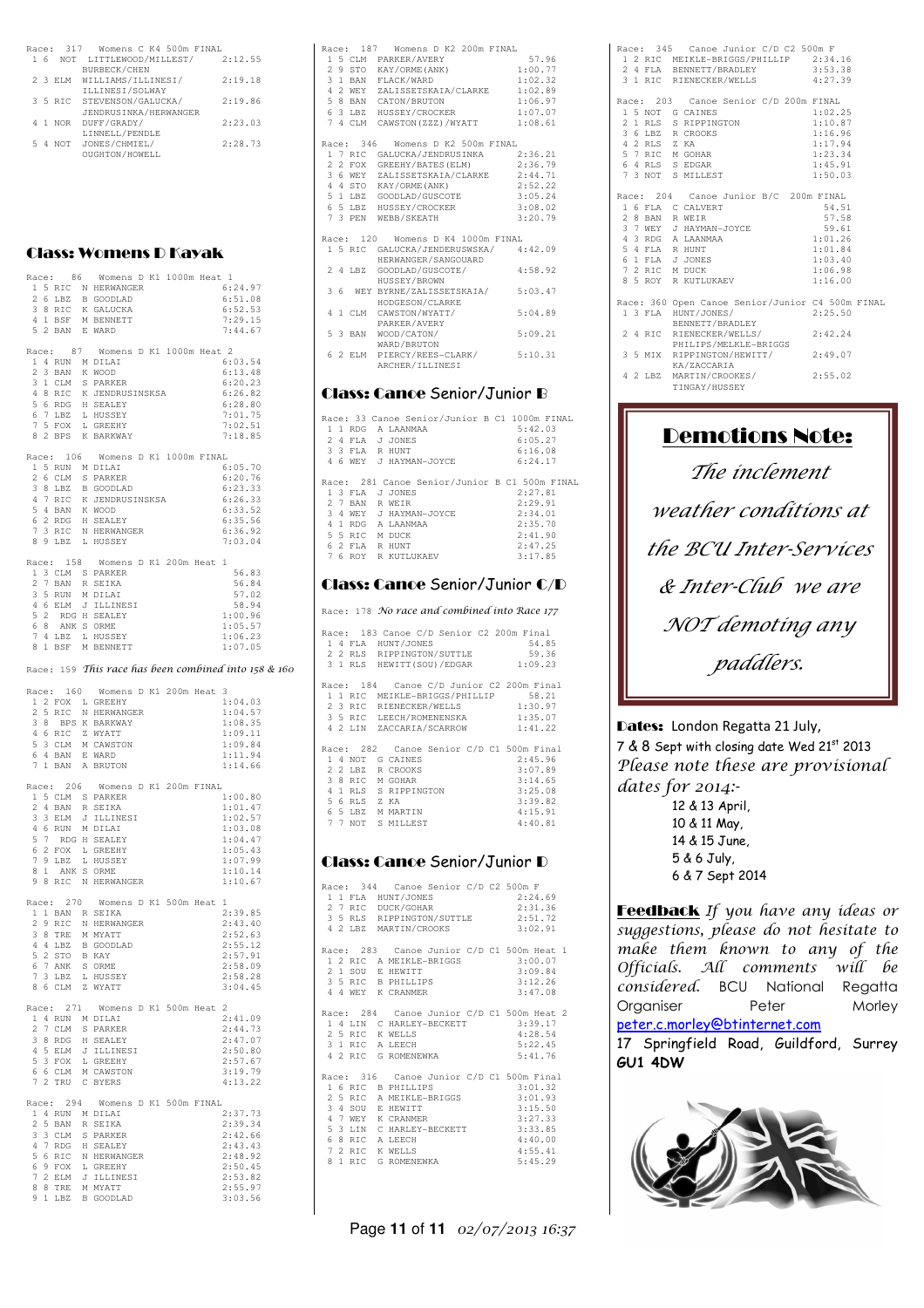Race: 317 Womens C K4 500m FINAL

| | | | | |
|---|---|---|---|---|
| 1 | 6 | NOT | LITTLEWOOD/MILLEST/ BURBECK/CHEN | 2:12.55 |
| 2 | 3 | ELM | WILLIAMS/ILLINESI/ ILLINESI/SOLWAY | 2:19.18 |
| 3 | 5 | RIC | STEVENSON/GALUCKA/ JENDRUSINKA/HERWANGER | 2:19.86 |
| 4 | 1 | NOR | DUFF/GRADY/ LINNELL/PENDLE | 2:23.03 |
| 5 | 4 | NOT | JONES/CHMIEL/ OUGHTON/HOWELL | 2:28.73 |

## Class: Womens D Kayak

Race: 86 Womens D K1 1000m Heat 1

| | | | | |
|---|---|---|---|---|
| 1 | 5 | RIC | N HERWANGER | 6:24.97 |
| 2 | 6 | LBZ | B GOODLAD | 6:51.08 |
| 3 | 8 | RIC | K GALUCKA | 6:52.53 |
| 4 | 1 | BSF | M BENNETT | 7:29.15 |
| 5 | 2 | BAN | E WARD | 7:44.67 |

Race: 87 Womens D K1 1000m Heat 2

| | | | | |
|---|---|---|---|---|
| 1 | 4 | RUN | M DILAI | 6:03.54 |
| 2 | 3 | BAN | K WOOD | 6:13.48 |
| 3 | 1 | CLM | S PARKER | 6:20.23 |
| 4 | 8 | RIC | K JENDRUSINSKSA | 6:26.82 |
| 5 | 6 | RDG | H SEALEY | 6:28.80 |
| 6 | 7 | LBZ | L HUSSEY | 7:01.75 |
| 7 | 5 | FOX | L GREEHY | 7:02.51 |
| 8 | 2 | BPS | K BARKWAY | 7:18.85 |

Race: 106 Womens D K1 1000m FINAL

| | | | | |
|---|---|---|---|---|
| 1 | 5 | RUN | M DILAI | 6:05.70 |
| 2 | 6 | CLM | S PARKER | 6:20.76 |
| 3 | 8 | LBZ | B GOODLAD | 6:23.33 |
| 4 | 7 | RIC | K JENDRUSINSKSA | 6:26.33 |
| 5 | 4 | BAN | K WOOD | 6:33.52 |
| 6 | 2 | RDG | H SEALEY | 6:35.56 |
| 7 | 3 | RIC | N HERWANGER | 6:36.92 |
| 8 | 9 | LBZ | L HUSSEY | 7:03.04 |

Race: 158 Womens D K1 200m Heat 1

| | | | | |
|---|---|---|---|---|
| 1 | 3 | CLM | S PARKER | 56.83 |
| 2 | 7 | BAN | R SEIKA | 56.84 |
| 3 | 5 | RUN | M DILAI | 57.02 |
| 4 | 6 | ELM | J ILLINESI | 58.94 |
| 5 | 2 | RDG | H SEALEY | 1:00.96 |
| 6 | 8 | ANK | S ORME | 1:05.57 |
| 7 | 4 | LBZ | L HUSSEY | 1:06.23 |
| 8 | 1 | BSF | M BENNETT | 1:07.05 |

Race: 159 *This race has been combined into 158 & 160*

Race: 160 Womens D K1 200m Heat 3

| | | | | |
|---|---|---|---|---|
| 1 | 2 | FOX | L GREEHY | 1:04.03 |
| 2 | 5 | RIC | N HERWANGER | 1:04.57 |
| 3 | 8 | BPS | K BARKWAY | 1:08.35 |
| 4 | 6 | RIC | Z WYATT | 1:09.11 |
| 5 | 3 | CLM | M CAWSTON | 1:09.84 |
| 6 | 4 | BAN | E WARD | 1:11.94 |
| 7 | 1 | BAN | A BRUTON | 1:14.66 |

Race: 206 Womens D K1 200m FINAL

| | | | | |
|---|---|---|---|---|
| 1 | 5 | CLM | S PARKER | 1:00.80 |
| 2 | 4 | BAN | R SEIKA | 1:01.47 |
| 3 | 3 | ELM | J ILLINESI | 1:02.57 |
| 4 | 6 | RUN | M DILAI | 1:03.08 |
| 5 | 7 | RDG | H SEALEY | 1:04.47 |
| 6 | 2 | FOX | L GREEHY | 1:05.43 |
| 7 | 9 | LBZ | L HUSSEY | 1:07.99 |
| 8 | 1 | ANK | S ORME | 1:10.14 |
| 9 | 8 | RIC | N HERWANGER | 1:10.67 |

Race: 270 Womens D K1 500m Heat 1

| | | | | |
|---|---|---|---|---|
| 1 | 1 | BAN | R SEIKA | 2:39.85 |
| 2 | 9 | RIC | N HERWANGER | 2:43.40 |
| 3 | 8 | TRE | M MYATT | 2:52.63 |
| 4 | 4 | LBZ | B GOODLAD | 2:55.12 |
| 5 | 2 | STO | B KAY | 2:57.91 |
| 6 | 7 | ANK | S ORME | 2:58.09 |
| 7 | 3 | LBZ | L HUSSEY | 2:58.28 |
| 8 | 6 | CLM | Z WYATT | 3:04.45 |

Race: 271 Womens D K1 500m Heat 2

| | | | | |
|---|---|---|---|---|
| 1 | 4 | RUN | M DILAI | 2:41.09 |
| 2 | 7 | CLM | S PARKER | 2:44.73 |
| 3 | 8 | RDG | H SEALEY | 2:47.07 |
| 4 | 5 | ELM | J ILLINESI | 2:50.80 |
| 5 | 3 | FOX | L GREEHY | 2:57.67 |
| 6 | 6 | CLM | M CAWSTON | 3:19.79 |
| 7 | 2 | TRU | C BYERS | 4:13.22 |

Race: 294 Womens D K1 500m FINAL

| | | | | |
|---|---|---|---|---|
| 1 | 4 | RUN | M DILAI | 2:37.73 |
| 2 | 5 | BAN | R SEIKA | 2:39.34 |
| 3 | 3 | CLM | S PARKER | 2:42.66 |
| 4 | 7 | RDG | H SEALEY | 2:43.43 |
| 5 | 6 | RIC | N HERWANGER | 2:48.92 |
| 6 | 9 | FOX | L GREEHY | 2:50.45 |
| 7 | 2 | ELM | J ILLINESI | 2:53.82 |
| 8 | 8 | TRE | M MYATT | 2:55.97 |
| 9 | 1 | LBZ | B GOODLAD | 3:03.56 |

Race: 187 Womens D K2 200m FINAL

| | | | | |
|---|---|---|---|---|
| 1 | 5 | CLM | PARKER/AVERY | 57.96 |
| 2 | 9 | STO | KAY/ORME(ANK) | 1:00.77 |
| 3 | 1 | BAN | FLACK/WARD | 1:02.32 |
| 4 | 2 | WEY | ZALISSETSKAIA/CLARKE | 1:02.89 |
| 5 | 8 | BAN | CATON/BRUTON | 1:06.97 |
| 6 | 3 | LBZ | HUSSEY/CROCKER | 1:07.07 |
| 7 | 4 | CLM | CAWSTON(ZZZ)/WYATT | 1:08.61 |

Race: 346 Womens D K2 500m FINAL

| | | | | |
|---|---|---|---|---|
| 1 | 7 | RIC | GALUCKA/JENDRUSINKA | 2:36.21 |
| 2 | 2 | FOX | GREEHY/BATES(ELM) | 2:36.79 |
| 3 | 6 | WEY | ZALISSETSKAIA/CLARKE | 2:44.71 |
| 4 | 4 | STO | KAY/ORME(ANK) | 2:52.22 |
| 5 | 1 | LBZ | GOODLAD/GUSCOTE | 3:05.24 |
| 6 | 5 | LBZ | HUSSEY/CROCKER | 3:08.02 |
| 7 | 3 | PEN | WEBB/SKEATH | 3:20.79 |

Race: 120 Womens D K4 1000m FINAL

| | | | | |
|---|---|---|---|---|
| 1 | 5 | RIC | GALUCKA/JENDERUSWSKA/ HERWANGER/SANGOUARD | 4:42.09 |
| 2 | 4 | LBZ | GOODLAD/GUSCOTE/ HUSSEY/BROWN | 4:58.92 |
| 3 | 6 | WEY | BYRNE/ZALISSETSKAIA/ HODGESON/CLARKE | 5:03.47 |
| 4 | 1 | CLM | CAWSTON/WYATT/ PARKER/AVERY | 5:04.89 |
| 5 | 3 | BAN | WOOD/CATON/ WARD/BRUTON | 5:09.21 |
| 6 | 2 | ELM | PIERCY/REES-CLARK/ ARCHER/ILLINESI | 5:10.31 |

## Class: Canoe Senior/Junior B

Race: 33 Canoe Senior/Junior B C1 1000m FINAL

| | | | | |
|---|---|---|---|---|
| 1 | 1 | RDG | A LAANMAA | 5:42.03 |
| 2 | 4 | FLA | J JONES | 6:05.27 |
| 3 | 3 | FLA | R HUNT | 6:16.08 |
| 4 | 6 | WEY | J HAYMAN-JOYCE | 6:24.17 |

Race: 281 Canoe Senior/Junior B C1 500m FINAL

| | | | | |
|---|---|---|---|---|
| 1 | 3 | FLA | J JONES | 2:27.81 |
| 2 | 7 | BAN | R WEIR | 2:29.91 |
| 3 | 4 | WEY | J HAYMAN-JOYCE | 2:34.01 |
| 4 | 1 | RDG | A LAANMAA | 2:35.70 |
| 5 | 5 | RIC | M DUCK | 2:41.90 |
| 6 | 2 | FLA | R HUNT | 2:47.25 |
| 7 | 6 | ROY | R KUTLUKAEV | 3:17.85 |

## Class: Canoe Senior/Junior C/D

Race: 178 *No race and combined into Race 177*

Race: 183 Canoe C/D Senior C2 200m Final

| | | | | |
|---|---|---|---|---|
| 1 | 4 | FLA | HUNT/JONES | 54.85 |
| 2 | 2 | RLS | RIPPINGTON/SUTTLE | 59.36 |
| 3 | 1 | RLS | HEWITT(SOU)/EDGAR | 1:09.23 |

Race: 184 Canoe C/D Junior C2 200m Final

| | | | | |
|---|---|---|---|---|
| 1 | 1 | RIC | MEIKLE-BRIGGS/PHILLIP | 58.21 |
| 2 | 3 | RIC | RIENECKER/WELLS | 1:30.97 |
| 3 | 5 | RIC | LEECH/ROMENENSKA | 1:35.07 |
| 4 | 2 | LIN | ZACCARIA/SCARROW | 1:41.22 |

Race: 282 Canoe Senior C/D C1 500m Final

| | | | | |
|---|---|---|---|---|
| 1 | 4 | NOT | G CAINES | 2:45.96 |
| 2 | 2 | LBZ | R CROOKS | 3:07.89 |
| 3 | 8 | RIC | M GOHAR | 3:14.65 |
| 4 | 1 | RLS | S RIPPINGTON | 3:25.08 |
| 5 | 6 | RLS | Z KA | 3:39.82 |
| 6 | 5 | LBZ | M MARTIN | 4:15.91 |
| 7 | 7 | NOT | S MILLEST | 4:40.81 |

## Class: Canoe Senior/Junior D

Race: 344 Canoe Senior C/D C2 500m F

| | | | | |
|---|---|---|---|---|
| 1 | 1 | FLA | HUNT/JONES | 2:24.69 |
| 2 | 7 | RIC | DUCK/GOHAR | 2:31.36 |
| 3 | 5 | RLS | RIPPINGTON/SUTTLE | 2:51.72 |
| 4 | 2 | LBZ | MARTIN/CROOKS | 3:02.91 |

Race: 283 Canoe Junior C/D C1 500m Heat 1

| | | | | |
|---|---|---|---|---|
| 1 | 2 | RIC | A MEIKLE-BRIGGS | 3:00.07 |
| 2 | 1 | SOU | E HEWITT | 3:09.84 |
| 3 | 5 | RIC | B PHILLIPS | 3:12.26 |
| 4 | 4 | WEY | K CRANMER | 3:47.08 |

Race: 284 Canoe Junior C/D C1 500m Heat 2

| | | | | |
|---|---|---|---|---|
| 1 | 4 | LIN | C HARLEY-BECKETT | 3:39.17 |
| 2 | 5 | RIC | K WELLS | 4:28.54 |
| 3 | 1 | RIC | A LEECH | 5:22.45 |
| 4 | 2 | RIC | G ROMENEWKA | 5:41.76 |

Race: 316 Canoe Junior C/D C1 500m Final

| | | | | |
|---|---|---|---|---|
| 1 | 6 | RIC | B PHILLIPS | 3:01.32 |
| 2 | 5 | RIC | A MEIKLE-BRIGGS | 3:01.93 |
| 3 | 4 | SOU | E HEWITT | 3:15.50 |
| 4 | 7 | WEY | K CRANMER | 3:27.33 |
| 5 | 3 | LIN | C HARLEY-BECKETT | 3:33.85 |
| 6 | 8 | RIC | A LEECH | 4:40.00 |
| 7 | 2 | RIC | K WELLS | 4:55.41 |
| 8 | 1 | RIC | G ROMENEWKA | 5:45.29 |

Race: 345 Canoe Junior C/D C2 500m F

| | | | | |
|---|---|---|---|---|
| 1 | 2 | RIC | MEIKLE-BRIGGS/PHILLIP | 2:34.16 |
| 2 | 4 | FLA | BENNETT/BRADLEY | 3:53.38 |
| 3 | 1 | RIC | RIENECKER/WELLS | 4:27.39 |

Race: 203 Canoe Senior C/D 200m FINAL

| | | | | |
|---|---|---|---|---|
| 1 | 5 | NOT | G CAINES | 1:02.25 |
| 2 | 1 | RLS | S RIPPINGTON | 1:10.87 |
| 3 | 6 | LBZ | R CROOKS | 1:16.96 |
| 4 | 2 | RLS | Z KA | 1:17.94 |
| 5 | 7 | RIC | M GOHAR | 1:23.34 |
| 6 | 4 | RLS | S EDGAR | 1:45.91 |
| 7 | 3 | NOT | S MILLEST | 1:50.03 |

Race: 204 Canoe Junior B/C 200m FINAL

| | | | | |
|---|---|---|---|---|
| 1 | 6 | FLA | C CALVERT | 54.51 |
| 2 | 8 | BAN | R WEIR | 57.58 |
| 3 | 7 | WEY | J HAYMAN-JOYCE | 59.61 |
| 4 | 3 | RDG | A LAANMAA | 1:01.26 |
| 5 | 4 | FLA | R HUNT | 1:01.84 |
| 6 | 1 | FLA | J JONES | 1:03.40 |
| 7 | 2 | RIC | M DUCK | 1:06.98 |
| 8 | 5 | ROY | R KUTLUKAEV | 1:16.00 |

Race: 360 Open Canoe Senior/Junior C4 500m FINAL

| | | | | |
|---|---|---|---|---|
| 1 | 3 | FLA | HUNT/JONES/ BENNETT/BRADLEY | 2:25.50 |
| 2 | 4 | RIC | RIENECKER/WELLS/ PHILIPS/MELKLE-BRIGGS | 2:42.24 |
| 3 | 5 | MIX | RIPPINGTON/HEWITT/ KA/ZACCARIA | 2:49.07 |
| 4 | 2 | LBZ | MARTIN/CROOKES/ TINGAY/HUSSEY | 2:55.02 |

## Demotions Note:

*The inclement weather conditions at the BCU Inter-Services & Inter-Club we are NOT demoting any paddlers.*

**Dates:** London Regatta 21 July, 7 & 8 Sept with closing date Wed 21st 2013
*Please note these are provisional dates for 2014:-*
- 12 & 13 April,
- 10 & 11 May,
- 14 & 15 June,
- 5 & 6 July,
- 6 & 7 Sept 2014

**Feedback** *If you have any ideas or suggestions, please do not hesitate to make them known to any of the Officials. All comments will be considered.* BCU National Regatta Organiser Peter Morley
peter.c.morley@btinternet.com
17 Springfield Road, Guildford, Surrey **GU1 4DW**

*02/07/2013 16:37*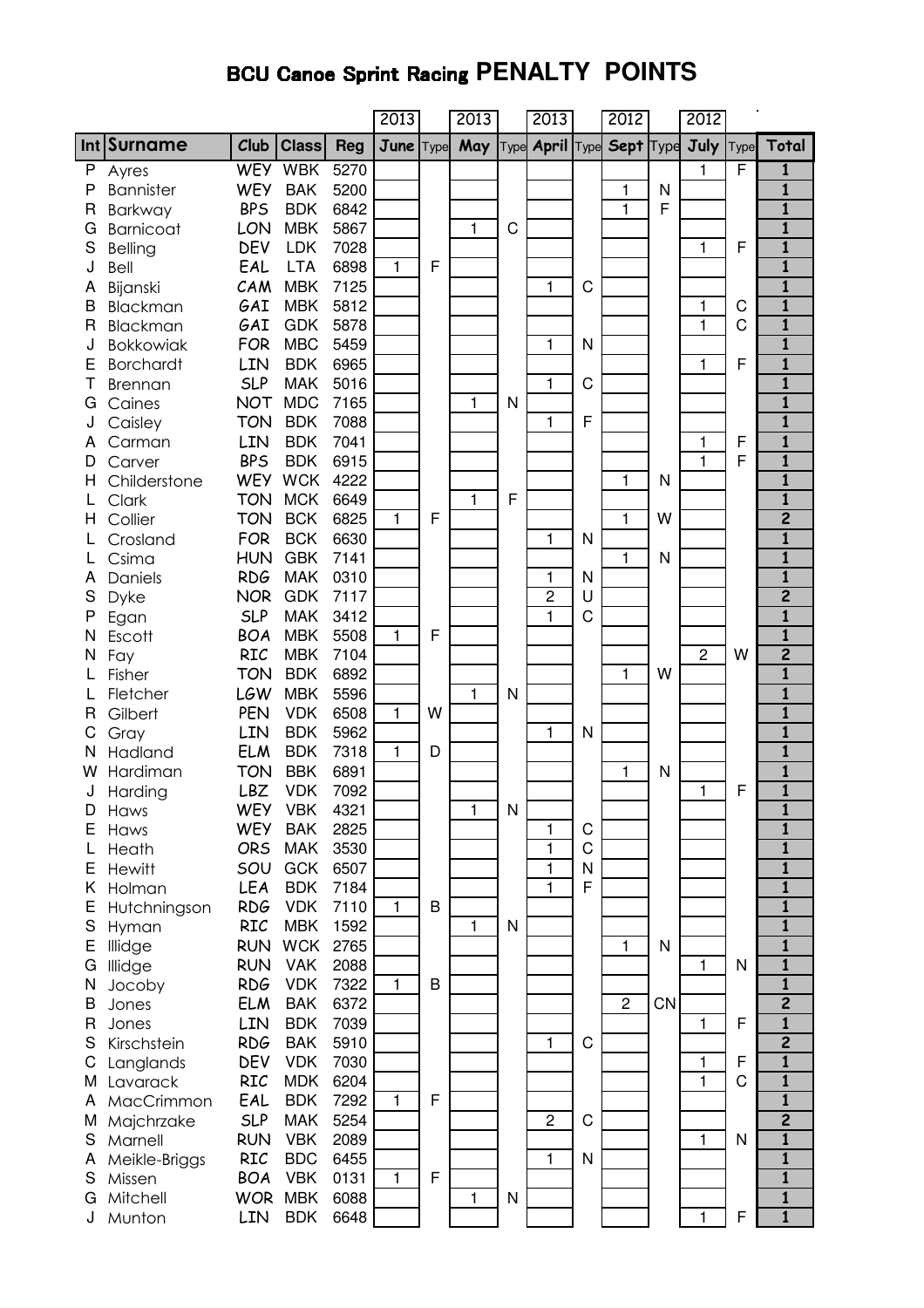# BCU Canoe Sprint Racing PENALTY POINTS

| Int | Surname | Club | Class | Reg | 2013 June | Type | 2013 May | Type | 2013 April | Type | 2012 Sept | Type | 2012 July | Type | Total |
|---|---|---|---|---|---|---|---|---|---|---|---|---|---|---|---|
| P | Ayres | WEY | WBK | 5270 | | | | | | | | | 1 | F | 1 |
| P | Bannister | WEY | BAK | 5200 | | | | | | | 1 | N | | | 1 |
| R | Barkway | BPS | BDK | 6842 | | | | | | | 1 | F | | | 1 |
| G | Barnicoat | LON | MBK | 5867 | | | 1 | C | | | | | | | 1 |
| S | Belling | DEV | LDK | 7028 | | | | | | | | | 1 | F | 1 |
| J | Bell | EAL | LTA | 6898 | 1 | F | | | | | | | | | 1 |
| A | Bijanski | CAM | MBK | 7125 | | | | | 1 | C | | | | | 1 |
| B | Blackman | GAI | MBK | 5812 | | | | | | | | | 1 | C | 1 |
| R | Blackman | GAI | GDK | 5878 | | | | | | | | | 1 | C | 1 |
| J | Bokkowiak | FOR | MBC | 5459 | | | | | 1 | N | | | | | 1 |
| E | Borchardt | LIN | BDK | 6965 | | | | | | | | | 1 | F | 1 |
| T | Brennan | SLP | MAK | 5016 | | | | | 1 | C | | | | | 1 |
| G | Caines | NOT | MDC | 7165 | | | 1 | N | | | | | | | 1 |
| J | Caisley | TON | BDK | 7088 | | | | | 1 | F | | | | | 1 |
| A | Carman | LIN | BDK | 7041 | | | | | | | | | 1 | F | 1 |
| D | Carver | BPS | BDK | 6915 | | | | | | | | | 1 | F | 1 |
| H | Childerstone | WEY | WCK | 4222 | | | | | | | 1 | N | | | 1 |
| L | Clark | TON | MCK | 6649 | | | 1 | F | | | | | | | 1 |
| H | Collier | TON | BCK | 6825 | 1 | F | | | | | 1 | W | | | 2 |
| L | Crosland | FOR | BCK | 6630 | | | | | 1 | N | | | | | 1 |
| L | Csima | HUN | GBK | 7141 | | | | | | | 1 | N | | | 1 |
| A | Daniels | RDG | MAK | 0310 | | | | | 1 | N | | | | | 1 |
| S | Dyke | NOR | GDK | 7117 | | | | | 2 | U | | | | | 2 |
| P | Egan | SLP | MAK | 3412 | | | | | 1 | C | | | | | 1 |
| N | Escott | BOA | MBK | 5508 | 1 | F | | | | | | | | | 1 |
| N | Fay | RIC | MBK | 7104 | | | | | | | | | 2 | W | 2 |
| L | Fisher | TON | BDK | 6892 | | | | | | | 1 | W | | | 1 |
| L | Fletcher | LGW | MBK | 5596 | | | 1 | N | | | | | | | 1 |
| R | Gilbert | PEN | VDK | 6508 | 1 | W | | | | | | | | | 1 |
| C | Gray | LIN | BDK | 5962 | | | | | 1 | N | | | | | 1 |
| N | Hadland | ELM | BDK | 7318 | 1 | D | | | | | | | | | 1 |
| W | Hardiman | TON | BBK | 6891 | | | | | | | 1 | N | | | 1 |
| J | Harding | LBZ | VDK | 7092 | | | | | | | | | 1 | F | 1 |
| D | Haws | WEY | VBK | 4321 | | | 1 | N | | | | | | | 1 |
| E | Haws | WEY | BAK | 2825 | | | | | 1 | C | | | | | 1 |
| L | Heath | ORS | MAK | 3530 | | | | | 1 | C | | | | | 1 |
| E | Hewitt | SOU | GCK | 6507 | | | | | 1 | N | | | | | 1 |
| K | Holman | LEA | BDK | 7184 | | | | | 1 | F | | | | | 1 |
| E | Hutchningson | RDG | VDK | 7110 | 1 | B | | | | | | | | | 1 |
| S | Hyman | RIC | MBK | 1592 | | | 1 | N | | | | | | | 1 |
| E | Illidge | RUN | WCK | 2765 | | | | | | | 1 | N | | | 1 |
| G | Illidge | RUN | VAK | 2088 | | | | | | | | | 1 | N | 1 |
| N | Jocoby | RDG | VDK | 7322 | 1 | B | | | | | | | | | 1 |
| B | Jones | ELM | BAK | 6372 | | | | | | | 2 | CN | | | 2 |
| R | Jones | LIN | BDK | 7039 | | | | | | | | | 1 | F | 1 |
| S | Kirschstein | RDG | BAK | 5910 | | | | | 1 | C | | | | | 2 |
| C | Langlands | DEV | VDK | 7030 | | | | | | | | | 1 | F | 1 |
| M | Lavarack | RIC | MDK | 6204 | | | | | | | | | 1 | C | 1 |
| A | MacCrimmon | EAL | BDK | 7292 | 1 | F | | | | | | | | | 1 |
| M | Majchrzake | SLP | MAK | 5254 | | | | | 2 | C | | | | | 2 |
| S | Marnell | RUN | VBK | 2089 | | | | | | | | | 1 | N | 1 |
| A | Meikle-Briggs | RIC | BDC | 6455 | | | | | 1 | N | | | | | 1 |
| S | Missen | BOA | VBK | 0131 | 1 | F | | | | | | | | | 1 |
| G | Mitchell | WOR | MBK | 6088 | | | 1 | N | | | | | | | 1 |
| J | Munton | LIN | BDK | 6648 | | | | | | | | | 1 | F | 1 |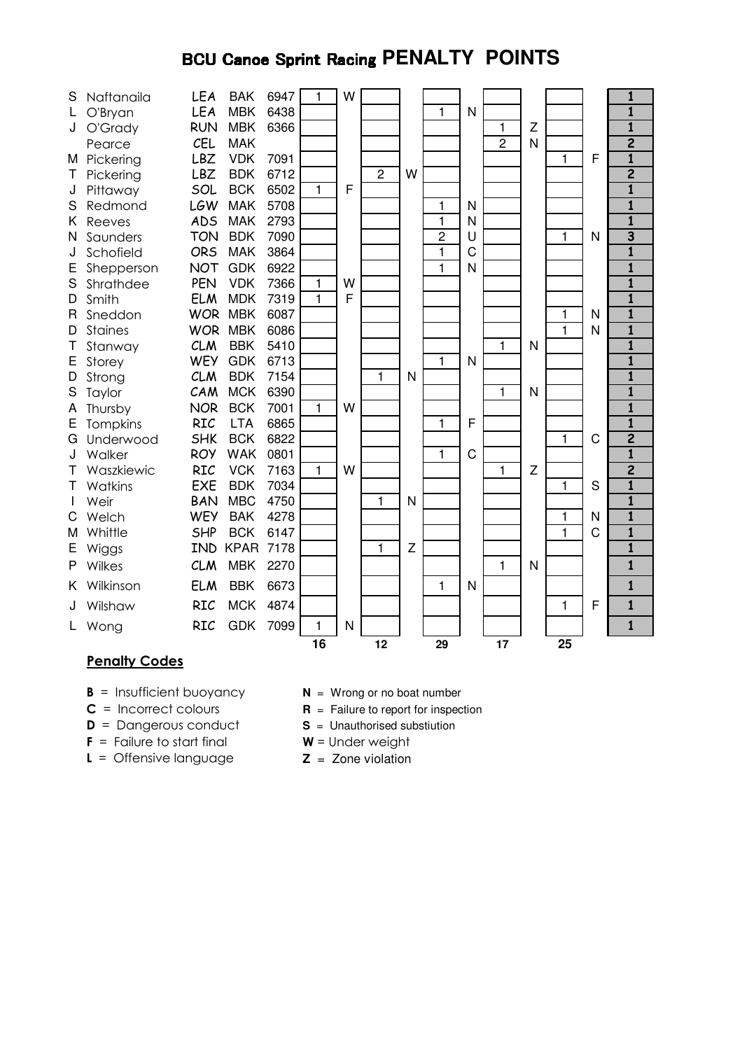# BCU Canoe Sprint Racing PENALTY POINTS

| | | | | | | | | | | | | | | | |
|---|---|---|---|---|---|---|---|---|---|---|---|---|---|---|---|
| S | Naftanaila | LEA | BAK | 6947 | 1 | W | | | | | | | | | 1 |
| L | O'Bryan | LEA | MBK | 6438 | | | | | 1 | N | | | | | 1 |
| J | O'Grady | RUN | MBK | 6366 | | | | | | | 1 | Z | | | 1 |
| | Pearce | CEL | MAK | | | | | | | | 2 | N | | | 2 |
| M | Pickering | LBZ | VDK | 7091 | | | | | | | | | 1 | F | 1 |
| T | Pickering | LBZ | BDK | 6712 | | | 2 | W | | | | | | | 2 |
| J | Pittaway | SOL | BCK | 6502 | 1 | F | | | | | | | | | 1 |
| S | Redmond | LGW | MAK | 5708 | | | | | 1 | N | | | | | 1 |
| K | Reeves | ADS | MAK | 2793 | | | | | 1 | N | | | | | 1 |
| N | Saunders | TON | BDK | 7090 | | | | | 2 | U | | | 1 | N | 3 |
| J | Schofield | ORS | MAK | 3864 | | | | | 1 | C | | | | | 1 |
| E | Shepperson | NOT | GDK | 6922 | | | | | 1 | N | | | | | 1 |
| S | Shrathdee | PEN | VDK | 7366 | 1 | W | | | | | | | | | 1 |
| D | Smith | ELM | MDK | 7319 | 1 | F | | | | | | | | | 1 |
| R | Sneddon | WOR | MBK | 6087 | | | | | | | | | 1 | N | 1 |
| D | Staines | WOR | MBK | 6086 | | | | | | | | | 1 | N | 1 |
| T | Stanway | CLM | BBK | 5410 | | | | | | | 1 | N | | | 1 |
| E | Storey | WEY | GDK | 6713 | | | | | 1 | N | | | | | 1 |
| D | Strong | CLM | BDK | 7154 | | | 1 | N | | | | | | | 1 |
| S | Taylor | CAM | MCK | 6390 | | | | | | | 1 | N | | | 1 |
| A | Thursby | NOR | BCK | 7001 | 1 | W | | | | | | | | | 1 |
| E | Tompkins | RIC | LTA | 6865 | | | | | 1 | F | | | | | 1 |
| G | Underwood | SHK | BCK | 6822 | | | | | | | | | 1 | C | 2 |
| J | Walker | ROY | WAK | 0801 | | | | | 1 | C | | | | | 1 |
| T | Waszkiewic | RIC | VCK | 7163 | 1 | W | | | | | 1 | Z | | | 2 |
| T | Watkins | EXE | BDK | 7034 | | | | | | | | | 1 | S | 1 |
| I | Weir | BAN | MBC | 4750 | | | 1 | N | | | | | | | 1 |
| C | Welch | WEY | BAK | 4278 | | | | | | | | | 1 | N | 1 |
| M | Whittle | SHP | BCK | 6147 | | | | | | | | | 1 | C | 1 |
| E | Wiggs | IND | KPAR | 7178 | | | 1 | Z | | | | | | | 1 |
| P | Wilkes | CLM | MBK | 2270 | | | | | | | 1 | N | | | 1 |
| K | Wilkinson | ELM | BBK | 6673 | | | | | 1 | N | | | | | 1 |
| J | Wilshaw | RIC | MCK | 4874 | | | | | | | | | 1 | F | 1 |
| L | Wong | RIC | GDK | 7099 | 1 | N | | | | | | | | | 1 |
| | | | | | 16 | | 12 | | 29 | | 17 | | 25 | | |

## Penalty Codes

- **B** = Insufficient buoyancy
- **C** = Incorrect colours
- **D** = Dangerous conduct
- **F** = Failure to start final
- **L** = Offensive language
- **N** = Wrong or no boat number
- **R** = Failure to report for inspection
- **S** = Unauthorised substiution
- **W** = Under weight
- **Z** = Zone violation